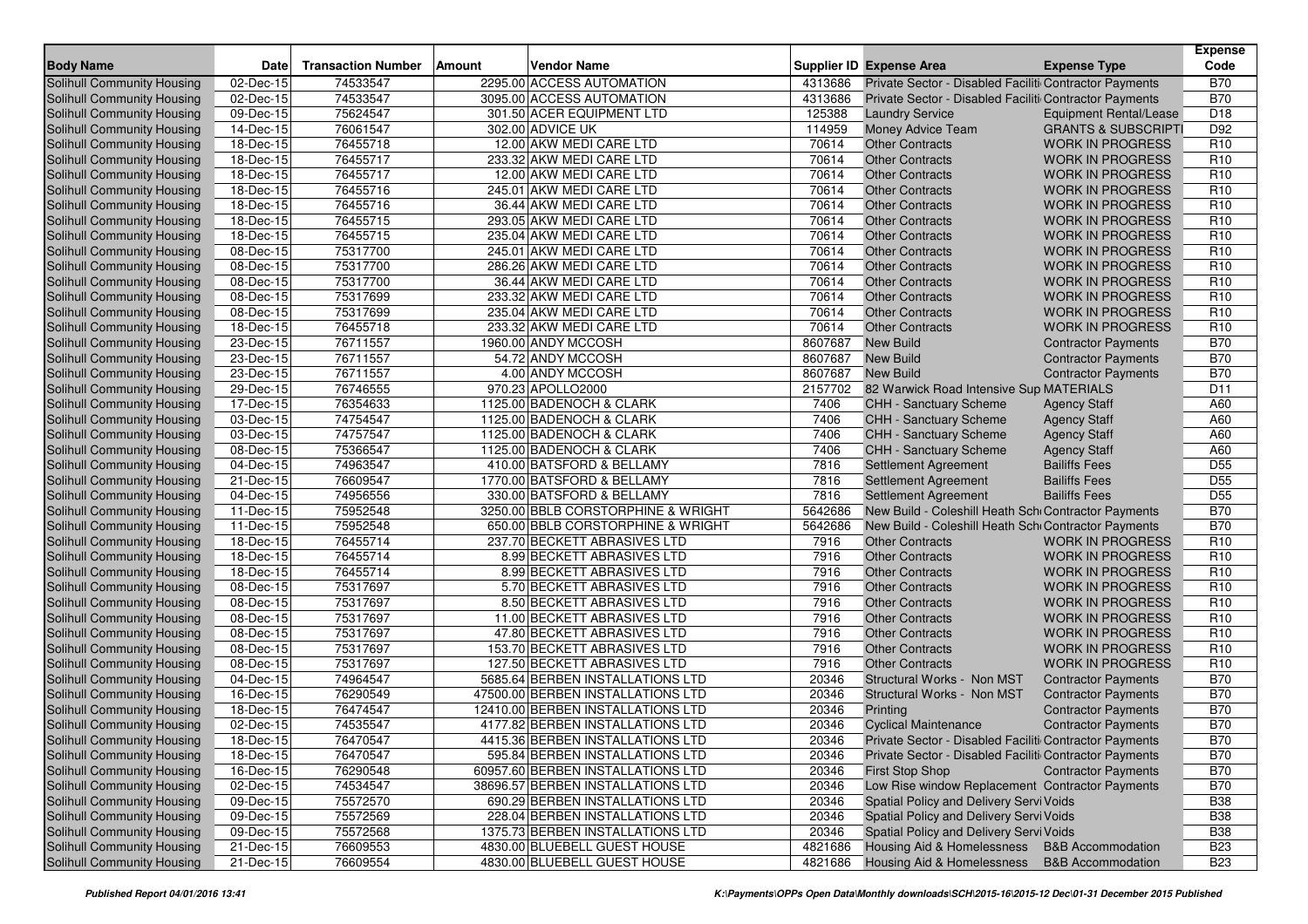| Body Name | Date | Transaction Number | Amount | Vendor Name | Supplier ID | Expense Area | Expense Type | Expense Code |
|---|---|---|---|---|---|---|---|---|
| Solihull Community Housing | 02-Dec-15 | 74533547 | 2295.00 | ACCESS AUTOMATION | 4313686 | Private Sector - Disabled Faciliti | Contractor Payments | B70 |
| Solihull Community Housing | 02-Dec-15 | 74533547 | 3095.00 | ACCESS AUTOMATION | 4313686 | Private Sector - Disabled Faciliti | Contractor Payments | B70 |
| Solihull Community Housing | 09-Dec-15 | 75624547 | 301.50 | ACER EQUIPMENT LTD | 125388 | Laundry Service | Equipment Rental/Lease | D18 |
| Solihull Community Housing | 14-Dec-15 | 76061547 | 302.00 | ADVICE UK | 114959 | Money Advice Team | GRANTS & SUBSCRIPTI | D92 |
| Solihull Community Housing | 18-Dec-15 | 76455718 | 12.00 | AKW MEDI CARE LTD | 70614 | Other Contracts | WORK IN PROGRESS | R10 |
| Solihull Community Housing | 18-Dec-15 | 76455717 | 233.32 | AKW MEDI CARE LTD | 70614 | Other Contracts | WORK IN PROGRESS | R10 |
| Solihull Community Housing | 18-Dec-15 | 76455717 | 12.00 | AKW MEDI CARE LTD | 70614 | Other Contracts | WORK IN PROGRESS | R10 |
| Solihull Community Housing | 18-Dec-15 | 76455716 | 245.01 | AKW MEDI CARE LTD | 70614 | Other Contracts | WORK IN PROGRESS | R10 |
| Solihull Community Housing | 18-Dec-15 | 76455716 | 36.44 | AKW MEDI CARE LTD | 70614 | Other Contracts | WORK IN PROGRESS | R10 |
| Solihull Community Housing | 18-Dec-15 | 76455715 | 293.05 | AKW MEDI CARE LTD | 70614 | Other Contracts | WORK IN PROGRESS | R10 |
| Solihull Community Housing | 18-Dec-15 | 76455715 | 235.04 | AKW MEDI CARE LTD | 70614 | Other Contracts | WORK IN PROGRESS | R10 |
| Solihull Community Housing | 08-Dec-15 | 75317700 | 245.01 | AKW MEDI CARE LTD | 70614 | Other Contracts | WORK IN PROGRESS | R10 |
| Solihull Community Housing | 08-Dec-15 | 75317700 | 286.26 | AKW MEDI CARE LTD | 70614 | Other Contracts | WORK IN PROGRESS | R10 |
| Solihull Community Housing | 08-Dec-15 | 75317700 | 36.44 | AKW MEDI CARE LTD | 70614 | Other Contracts | WORK IN PROGRESS | R10 |
| Solihull Community Housing | 08-Dec-15 | 75317699 | 233.32 | AKW MEDI CARE LTD | 70614 | Other Contracts | WORK IN PROGRESS | R10 |
| Solihull Community Housing | 08-Dec-15 | 75317699 | 235.04 | AKW MEDI CARE LTD | 70614 | Other Contracts | WORK IN PROGRESS | R10 |
| Solihull Community Housing | 18-Dec-15 | 76455718 | 233.32 | AKW MEDI CARE LTD | 70614 | Other Contracts | WORK IN PROGRESS | R10 |
| Solihull Community Housing | 23-Dec-15 | 76711557 | 1960.00 | ANDY MCCOSH | 8607687 | New Build | Contractor Payments | B70 |
| Solihull Community Housing | 23-Dec-15 | 76711557 | 54.72 | ANDY MCCOSH | 8607687 | New Build | Contractor Payments | B70 |
| Solihull Community Housing | 23-Dec-15 | 76711557 | 4.00 | ANDY MCCOSH | 8607687 | New Build | Contractor Payments | B70 |
| Solihull Community Housing | 29-Dec-15 | 76746555 | 970.23 | APOLLO2000 | 2157702 | 82 Warwick Road Intensive Sup | MATERIALS | D11 |
| Solihull Community Housing | 17-Dec-15 | 76354633 | 1125.00 | BADENOCH & CLARK | 7406 | CHH - Sanctuary Scheme | Agency Staff | A60 |
| Solihull Community Housing | 03-Dec-15 | 74754547 | 1125.00 | BADENOCH & CLARK | 7406 | CHH - Sanctuary Scheme | Agency Staff | A60 |
| Solihull Community Housing | 03-Dec-15 | 74757547 | 1125.00 | BADENOCH & CLARK | 7406 | CHH - Sanctuary Scheme | Agency Staff | A60 |
| Solihull Community Housing | 08-Dec-15 | 75366547 | 1125.00 | BADENOCH & CLARK | 7406 | CHH - Sanctuary Scheme | Agency Staff | A60 |
| Solihull Community Housing | 04-Dec-15 | 74963547 | 410.00 | BATSFORD & BELLAMY | 7816 | Settlement Agreement | Bailiffs Fees | D55 |
| Solihull Community Housing | 21-Dec-15 | 76609547 | 1770.00 | BATSFORD & BELLAMY | 7816 | Settlement Agreement | Bailiffs Fees | D55 |
| Solihull Community Housing | 04-Dec-15 | 74956556 | 330.00 | BATSFORD & BELLAMY | 7816 | Settlement Agreement | Bailiffs Fees | D55 |
| Solihull Community Housing | 11-Dec-15 | 75952548 | 3250.00 | BBLB CORSTORPHINE & WRIGHT | 5642686 | New Build - Coleshill Heath Sch | Contractor Payments | B70 |
| Solihull Community Housing | 11-Dec-15 | 75952548 | 650.00 | BBLB CORSTORPHINE & WRIGHT | 5642686 | New Build - Coleshill Heath Sch | Contractor Payments | B70 |
| Solihull Community Housing | 18-Dec-15 | 76455714 | 237.70 | BECKETT ABRASIVES LTD | 7916 | Other Contracts | WORK IN PROGRESS | R10 |
| Solihull Community Housing | 18-Dec-15 | 76455714 | 8.99 | BECKETT ABRASIVES LTD | 7916 | Other Contracts | WORK IN PROGRESS | R10 |
| Solihull Community Housing | 18-Dec-15 | 76455714 | 8.99 | BECKETT ABRASIVES LTD | 7916 | Other Contracts | WORK IN PROGRESS | R10 |
| Solihull Community Housing | 08-Dec-15 | 75317697 | 5.70 | BECKETT ABRASIVES LTD | 7916 | Other Contracts | WORK IN PROGRESS | R10 |
| Solihull Community Housing | 08-Dec-15 | 75317697 | 8.50 | BECKETT ABRASIVES LTD | 7916 | Other Contracts | WORK IN PROGRESS | R10 |
| Solihull Community Housing | 08-Dec-15 | 75317697 | 11.00 | BECKETT ABRASIVES LTD | 7916 | Other Contracts | WORK IN PROGRESS | R10 |
| Solihull Community Housing | 08-Dec-15 | 75317697 | 47.80 | BECKETT ABRASIVES LTD | 7916 | Other Contracts | WORK IN PROGRESS | R10 |
| Solihull Community Housing | 08-Dec-15 | 75317697 | 153.70 | BECKETT ABRASIVES LTD | 7916 | Other Contracts | WORK IN PROGRESS | R10 |
| Solihull Community Housing | 08-Dec-15 | 75317697 | 127.50 | BECKETT ABRASIVES LTD | 7916 | Other Contracts | WORK IN PROGRESS | R10 |
| Solihull Community Housing | 04-Dec-15 | 74964547 | 5685.64 | BERBEN INSTALLATIONS LTD | 20346 | Structural Works - Non MST | Contractor Payments | B70 |
| Solihull Community Housing | 16-Dec-15 | 76290549 | 47500.00 | BERBEN INSTALLATIONS LTD | 20346 | Structural Works - Non MST | Contractor Payments | B70 |
| Solihull Community Housing | 18-Dec-15 | 76474547 | 12410.00 | BERBEN INSTALLATIONS LTD | 20346 | Printing | Contractor Payments | B70 |
| Solihull Community Housing | 02-Dec-15 | 74535547 | 4177.82 | BERBEN INSTALLATIONS LTD | 20346 | Cyclical Maintenance | Contractor Payments | B70 |
| Solihull Community Housing | 18-Dec-15 | 76470547 | 4415.36 | BERBEN INSTALLATIONS LTD | 20346 | Private Sector - Disabled Faciliti | Contractor Payments | B70 |
| Solihull Community Housing | 18-Dec-15 | 76470547 | 595.84 | BERBEN INSTALLATIONS LTD | 20346 | Private Sector - Disabled Faciliti | Contractor Payments | B70 |
| Solihull Community Housing | 16-Dec-15 | 76290548 | 60957.60 | BERBEN INSTALLATIONS LTD | 20346 | First Stop Shop | Contractor Payments | B70 |
| Solihull Community Housing | 02-Dec-15 | 74534547 | 38696.57 | BERBEN INSTALLATIONS LTD | 20346 | Low Rise window Replacement | Contractor Payments | B70 |
| Solihull Community Housing | 09-Dec-15 | 75572570 | 690.29 | BERBEN INSTALLATIONS LTD | 20346 | Spatial Policy and Delivery Servi | Voids | B38 |
| Solihull Community Housing | 09-Dec-15 | 75572569 | 228.04 | BERBEN INSTALLATIONS LTD | 20346 | Spatial Policy and Delivery Servi | Voids | B38 |
| Solihull Community Housing | 09-Dec-15 | 75572568 | 1375.73 | BERBEN INSTALLATIONS LTD | 20346 | Spatial Policy and Delivery Servi | Voids | B38 |
| Solihull Community Housing | 21-Dec-15 | 76609553 | 4830.00 | BLUEBELL GUEST HOUSE | 4821686 | Housing Aid & Homelessness | B&B Accommodation | B23 |
| Solihull Community Housing | 21-Dec-15 | 76609554 | 4830.00 | BLUEBELL GUEST HOUSE | 4821686 | Housing Aid & Homelessness | B&B Accommodation | B23 |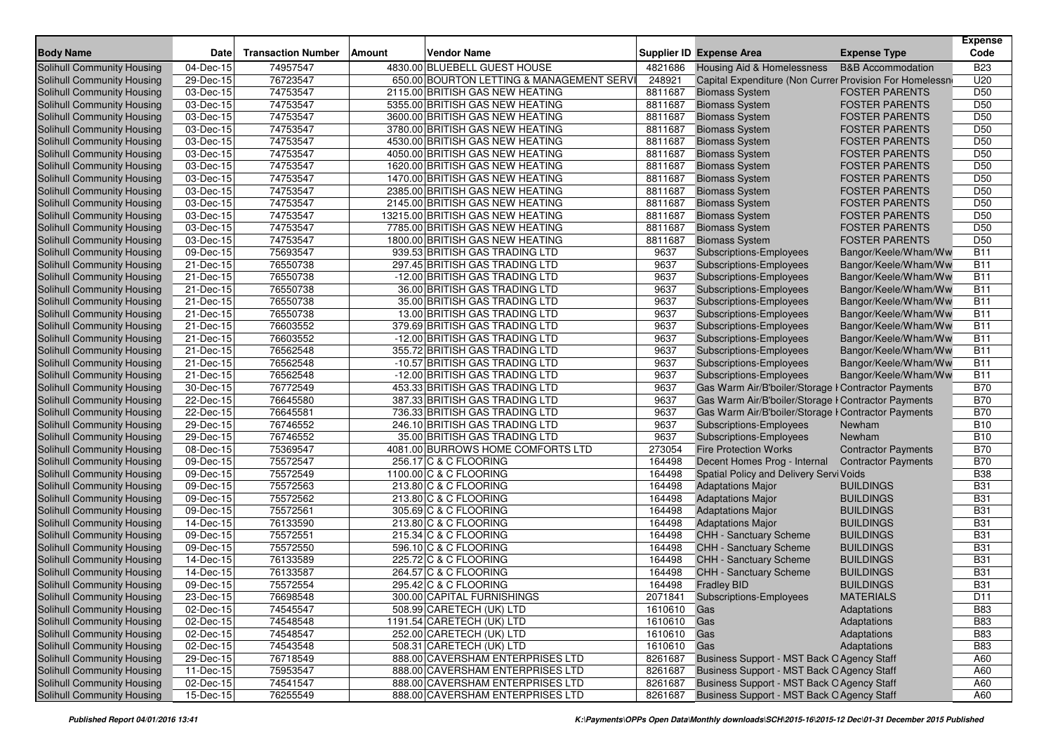| Body Name | Date | Transaction Number | Amount | Vendor Name | Supplier ID | Expense Area | Expense Type | Expense Code |
|---|---|---|---|---|---|---|---|---|
| Solihull Community Housing | 04-Dec-15 | 74957547 | 4830.00 | BLUEBELL GUEST HOUSE | 4821686 | Housing Aid & Homelessness | B&B Accommodation | B23 |
| Solihull Community Housing | 29-Dec-15 | 76723547 | 650.00 | BOURTON LETTING & MANAGEMENT SERVI | 248921 | Capital Expenditure (Non Curren | Provision For Homelessn | U20 |
| Solihull Community Housing | 03-Dec-15 | 74753547 | 2115.00 | BRITISH GAS NEW HEATING | 8811687 | Biomass System | FOSTER PARENTS | D50 |
| Solihull Community Housing | 03-Dec-15 | 74753547 | 5355.00 | BRITISH GAS NEW HEATING | 8811687 | Biomass System | FOSTER PARENTS | D50 |
| Solihull Community Housing | 03-Dec-15 | 74753547 | 3600.00 | BRITISH GAS NEW HEATING | 8811687 | Biomass System | FOSTER PARENTS | D50 |
| Solihull Community Housing | 03-Dec-15 | 74753547 | 3780.00 | BRITISH GAS NEW HEATING | 8811687 | Biomass System | FOSTER PARENTS | D50 |
| Solihull Community Housing | 03-Dec-15 | 74753547 | 4530.00 | BRITISH GAS NEW HEATING | 8811687 | Biomass System | FOSTER PARENTS | D50 |
| Solihull Community Housing | 03-Dec-15 | 74753547 | 4050.00 | BRITISH GAS NEW HEATING | 8811687 | Biomass System | FOSTER PARENTS | D50 |
| Solihull Community Housing | 03-Dec-15 | 74753547 | 1620.00 | BRITISH GAS NEW HEATING | 8811687 | Biomass System | FOSTER PARENTS | D50 |
| Solihull Community Housing | 03-Dec-15 | 74753547 | 1470.00 | BRITISH GAS NEW HEATING | 8811687 | Biomass System | FOSTER PARENTS | D50 |
| Solihull Community Housing | 03-Dec-15 | 74753547 | 2385.00 | BRITISH GAS NEW HEATING | 8811687 | Biomass System | FOSTER PARENTS | D50 |
| Solihull Community Housing | 03-Dec-15 | 74753547 | 2145.00 | BRITISH GAS NEW HEATING | 8811687 | Biomass System | FOSTER PARENTS | D50 |
| Solihull Community Housing | 03-Dec-15 | 74753547 | 13215.00 | BRITISH GAS NEW HEATING | 8811687 | Biomass System | FOSTER PARENTS | D50 |
| Solihull Community Housing | 03-Dec-15 | 74753547 | 7785.00 | BRITISH GAS NEW HEATING | 8811687 | Biomass System | FOSTER PARENTS | D50 |
| Solihull Community Housing | 03-Dec-15 | 74753547 | 1800.00 | BRITISH GAS NEW HEATING | 8811687 | Biomass System | FOSTER PARENTS | D50 |
| Solihull Community Housing | 09-Dec-15 | 75693547 | 939.53 | BRITISH GAS TRADING LTD | 9637 | Subscriptions-Employees | Bangor/Keele/Wham/Ww | B11 |
| Solihull Community Housing | 21-Dec-15 | 76550738 | 297.45 | BRITISH GAS TRADING LTD | 9637 | Subscriptions-Employees | Bangor/Keele/Wham/Ww | B11 |
| Solihull Community Housing | 21-Dec-15 | 76550738 | -12.00 | BRITISH GAS TRADING LTD | 9637 | Subscriptions-Employees | Bangor/Keele/Wham/Ww | B11 |
| Solihull Community Housing | 21-Dec-15 | 76550738 | 36.00 | BRITISH GAS TRADING LTD | 9637 | Subscriptions-Employees | Bangor/Keele/Wham/Ww | B11 |
| Solihull Community Housing | 21-Dec-15 | 76550738 | 35.00 | BRITISH GAS TRADING LTD | 9637 | Subscriptions-Employees | Bangor/Keele/Wham/Ww | B11 |
| Solihull Community Housing | 21-Dec-15 | 76550738 | 13.00 | BRITISH GAS TRADING LTD | 9637 | Subscriptions-Employees | Bangor/Keele/Wham/Ww | B11 |
| Solihull Community Housing | 21-Dec-15 | 76603552 | 379.69 | BRITISH GAS TRADING LTD | 9637 | Subscriptions-Employees | Bangor/Keele/Wham/Ww | B11 |
| Solihull Community Housing | 21-Dec-15 | 76603552 | -12.00 | BRITISH GAS TRADING LTD | 9637 | Subscriptions-Employees | Bangor/Keele/Wham/Ww | B11 |
| Solihull Community Housing | 21-Dec-15 | 76562548 | 355.72 | BRITISH GAS TRADING LTD | 9637 | Subscriptions-Employees | Bangor/Keele/Wham/Ww | B11 |
| Solihull Community Housing | 21-Dec-15 | 76562548 | -10.57 | BRITISH GAS TRADING LTD | 9637 | Subscriptions-Employees | Bangor/Keele/Wham/Ww | B11 |
| Solihull Community Housing | 21-Dec-15 | 76562548 | -12.00 | BRITISH GAS TRADING LTD | 9637 | Subscriptions-Employees | Bangor/Keele/Wham/Ww | B11 |
| Solihull Community Housing | 30-Dec-15 | 76772549 | 453.33 | BRITISH GAS TRADING LTD | 9637 | Gas Warm Air/B'boiler/Storage H | Contractor Payments | B70 |
| Solihull Community Housing | 22-Dec-15 | 76645580 | 387.33 | BRITISH GAS TRADING LTD | 9637 | Gas Warm Air/B'boiler/Storage H | Contractor Payments | B70 |
| Solihull Community Housing | 22-Dec-15 | 76645581 | 736.33 | BRITISH GAS TRADING LTD | 9637 | Gas Warm Air/B'boiler/Storage H | Contractor Payments | B70 |
| Solihull Community Housing | 29-Dec-15 | 76746552 | 246.10 | BRITISH GAS TRADING LTD | 9637 | Subscriptions-Employees | Newham | B10 |
| Solihull Community Housing | 29-Dec-15 | 76746552 | 35.00 | BRITISH GAS TRADING LTD | 9637 | Subscriptions-Employees | Newham | B10 |
| Solihull Community Housing | 08-Dec-15 | 75369547 | 4081.00 | BURROWS HOME COMFORTS LTD | 273054 | Fire Protection Works | Contractor Payments | B70 |
| Solihull Community Housing | 09-Dec-15 | 75572547 | 256.17 | C & C FLOORING | 164498 | Decent Homes Prog - Internal | Contractor Payments | B70 |
| Solihull Community Housing | 09-Dec-15 | 75572549 | 1100.00 | C & C FLOORING | 164498 | Spatial Policy and Delivery Servi | Voids | B38 |
| Solihull Community Housing | 09-Dec-15 | 75572563 | 213.80 | C & C FLOORING | 164498 | Adaptations Major | BUILDINGS | B31 |
| Solihull Community Housing | 09-Dec-15 | 75572562 | 213.80 | C & C FLOORING | 164498 | Adaptations Major | BUILDINGS | B31 |
| Solihull Community Housing | 09-Dec-15 | 75572561 | 305.69 | C & C FLOORING | 164498 | Adaptations Major | BUILDINGS | B31 |
| Solihull Community Housing | 14-Dec-15 | 76133590 | 213.80 | C & C FLOORING | 164498 | Adaptations Major | BUILDINGS | B31 |
| Solihull Community Housing | 09-Dec-15 | 75572551 | 215.34 | C & C FLOORING | 164498 | CHH - Sanctuary Scheme | BUILDINGS | B31 |
| Solihull Community Housing | 09-Dec-15 | 75572550 | 596.10 | C & C FLOORING | 164498 | CHH - Sanctuary Scheme | BUILDINGS | B31 |
| Solihull Community Housing | 14-Dec-15 | 76133589 | 225.72 | C & C FLOORING | 164498 | CHH - Sanctuary Scheme | BUILDINGS | B31 |
| Solihull Community Housing | 14-Dec-15 | 76133587 | 264.57 | C & C FLOORING | 164498 | CHH - Sanctuary Scheme | BUILDINGS | B31 |
| Solihull Community Housing | 09-Dec-15 | 75572554 | 295.42 | C & C FLOORING | 164498 | Fradley BID | BUILDINGS | B31 |
| Solihull Community Housing | 23-Dec-15 | 76698548 | 300.00 | CAPITAL FURNISHINGS | 2071841 | Subscriptions-Employees | MATERIALS | D11 |
| Solihull Community Housing | 02-Dec-15 | 74545547 | 508.99 | CARETECH (UK) LTD | 1610610 | Gas | Adaptations | B83 |
| Solihull Community Housing | 02-Dec-15 | 74548548 | 1191.54 | CARETECH (UK) LTD | 1610610 | Gas | Adaptations | B83 |
| Solihull Community Housing | 02-Dec-15 | 74548547 | 252.00 | CARETECH (UK) LTD | 1610610 | Gas | Adaptations | B83 |
| Solihull Community Housing | 02-Dec-15 | 74543548 | 508.31 | CARETECH (UK) LTD | 1610610 | Gas | Adaptations | B83 |
| Solihull Community Housing | 29-Dec-15 | 76718549 | 888.00 | CAVERSHAM ENTERPRISES LTD | 8261687 | Business Support - MST Back O | Agency Staff | A60 |
| Solihull Community Housing | 11-Dec-15 | 75953547 | 888.00 | CAVERSHAM ENTERPRISES LTD | 8261687 | Business Support - MST Back O | Agency Staff | A60 |
| Solihull Community Housing | 02-Dec-15 | 74541547 | 888.00 | CAVERSHAM ENTERPRISES LTD | 8261687 | Business Support - MST Back O | Agency Staff | A60 |
| Solihull Community Housing | 15-Dec-15 | 76255549 | 888.00 | CAVERSHAM ENTERPRISES LTD | 8261687 | Business Support - MST Back O | Agency Staff | A60 |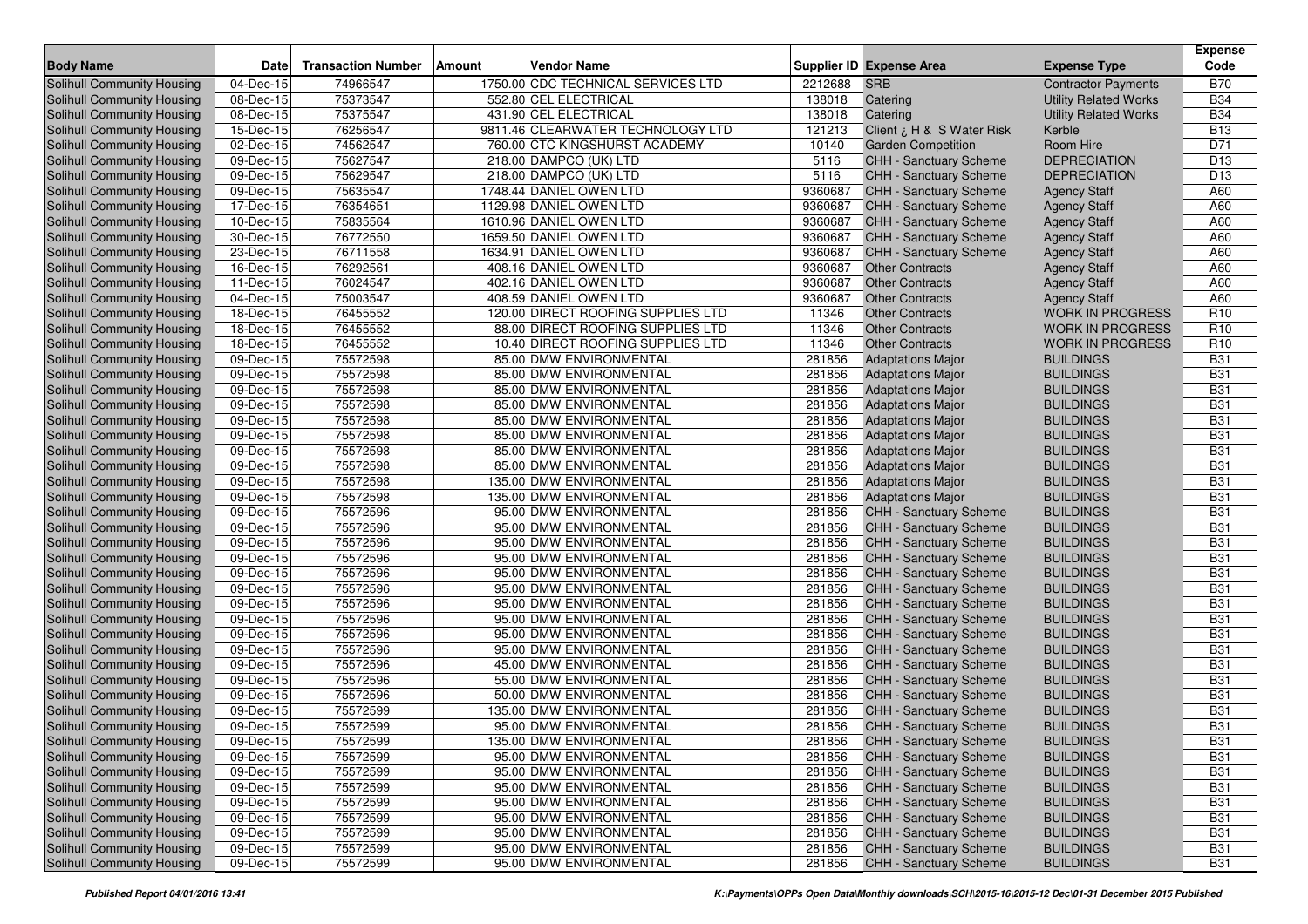| Body Name | Date | Transaction Number | Amount | Vendor Name | Supplier ID | Expense Area | Expense Type | Expense Code |
|---|---|---|---|---|---|---|---|---|
| Solihull Community Housing | 04-Dec-15 | 74966547 | 1750.00 | CDC TECHNICAL SERVICES LTD | 2212688 | SRB | Contractor Payments | B70 |
| Solihull Community Housing | 08-Dec-15 | 75373547 | 552.80 | CEL ELECTRICAL | 138018 | Catering | Utility Related Works | B34 |
| Solihull Community Housing | 08-Dec-15 | 75375547 | 431.90 | CEL ELECTRICAL | 138018 | Catering | Utility Related Works | B34 |
| Solihull Community Housing | 15-Dec-15 | 76256547 | 9811.46 | CLEARWATER TECHNOLOGY LTD | 121213 | Client ¿ H & S Water Risk | Kerble | B13 |
| Solihull Community Housing | 02-Dec-15 | 74562547 | 760.00 | CTC KINGSHURST ACADEMY | 10140 | Garden Competition | Room Hire | D71 |
| Solihull Community Housing | 09-Dec-15 | 75627547 | 218.00 | DAMPCO (UK) LTD | 5116 | CHH - Sanctuary Scheme | DEPRECIATION | D13 |
| Solihull Community Housing | 09-Dec-15 | 75629547 | 218.00 | DAMPCO (UK) LTD | 5116 | CHH - Sanctuary Scheme | DEPRECIATION | D13 |
| Solihull Community Housing | 09-Dec-15 | 75635547 | 1748.44 | DANIEL OWEN LTD | 9360687 | CHH - Sanctuary Scheme | Agency Staff | A60 |
| Solihull Community Housing | 17-Dec-15 | 76354651 | 1129.98 | DANIEL OWEN LTD | 9360687 | CHH - Sanctuary Scheme | Agency Staff | A60 |
| Solihull Community Housing | 10-Dec-15 | 75835564 | 1610.96 | DANIEL OWEN LTD | 9360687 | CHH - Sanctuary Scheme | Agency Staff | A60 |
| Solihull Community Housing | 30-Dec-15 | 76772550 | 1659.50 | DANIEL OWEN LTD | 9360687 | CHH - Sanctuary Scheme | Agency Staff | A60 |
| Solihull Community Housing | 23-Dec-15 | 76711558 | 1634.91 | DANIEL OWEN LTD | 9360687 | CHH - Sanctuary Scheme | Agency Staff | A60 |
| Solihull Community Housing | 16-Dec-15 | 76292561 | 408.16 | DANIEL OWEN LTD | 9360687 | Other Contracts | Agency Staff | A60 |
| Solihull Community Housing | 11-Dec-15 | 76024547 | 402.16 | DANIEL OWEN LTD | 9360687 | Other Contracts | Agency Staff | A60 |
| Solihull Community Housing | 04-Dec-15 | 75003547 | 408.59 | DANIEL OWEN LTD | 9360687 | Other Contracts | Agency Staff | A60 |
| Solihull Community Housing | 18-Dec-15 | 76455552 | 120.00 | DIRECT ROOFING SUPPLIES LTD | 11346 | Other Contracts | WORK IN PROGRESS | R10 |
| Solihull Community Housing | 18-Dec-15 | 76455552 | 88.00 | DIRECT ROOFING SUPPLIES LTD | 11346 | Other Contracts | WORK IN PROGRESS | R10 |
| Solihull Community Housing | 18-Dec-15 | 76455552 | 10.40 | DIRECT ROOFING SUPPLIES LTD | 11346 | Other Contracts | WORK IN PROGRESS | R10 |
| Solihull Community Housing | 09-Dec-15 | 75572598 | 85.00 | DMW ENVIRONMENTAL | 281856 | Adaptations Major | BUILDINGS | B31 |
| Solihull Community Housing | 09-Dec-15 | 75572598 | 85.00 | DMW ENVIRONMENTAL | 281856 | Adaptations Major | BUILDINGS | B31 |
| Solihull Community Housing | 09-Dec-15 | 75572598 | 85.00 | DMW ENVIRONMENTAL | 281856 | Adaptations Major | BUILDINGS | B31 |
| Solihull Community Housing | 09-Dec-15 | 75572598 | 85.00 | DMW ENVIRONMENTAL | 281856 | Adaptations Major | BUILDINGS | B31 |
| Solihull Community Housing | 09-Dec-15 | 75572598 | 85.00 | DMW ENVIRONMENTAL | 281856 | Adaptations Major | BUILDINGS | B31 |
| Solihull Community Housing | 09-Dec-15 | 75572598 | 85.00 | DMW ENVIRONMENTAL | 281856 | Adaptations Major | BUILDINGS | B31 |
| Solihull Community Housing | 09-Dec-15 | 75572598 | 85.00 | DMW ENVIRONMENTAL | 281856 | Adaptations Major | BUILDINGS | B31 |
| Solihull Community Housing | 09-Dec-15 | 75572598 | 85.00 | DMW ENVIRONMENTAL | 281856 | Adaptations Major | BUILDINGS | B31 |
| Solihull Community Housing | 09-Dec-15 | 75572598 | 135.00 | DMW ENVIRONMENTAL | 281856 | Adaptations Major | BUILDINGS | B31 |
| Solihull Community Housing | 09-Dec-15 | 75572598 | 135.00 | DMW ENVIRONMENTAL | 281856 | Adaptations Major | BUILDINGS | B31 |
| Solihull Community Housing | 09-Dec-15 | 75572596 | 95.00 | DMW ENVIRONMENTAL | 281856 | CHH - Sanctuary Scheme | BUILDINGS | B31 |
| Solihull Community Housing | 09-Dec-15 | 75572596 | 95.00 | DMW ENVIRONMENTAL | 281856 | CHH - Sanctuary Scheme | BUILDINGS | B31 |
| Solihull Community Housing | 09-Dec-15 | 75572596 | 95.00 | DMW ENVIRONMENTAL | 281856 | CHH - Sanctuary Scheme | BUILDINGS | B31 |
| Solihull Community Housing | 09-Dec-15 | 75572596 | 95.00 | DMW ENVIRONMENTAL | 281856 | CHH - Sanctuary Scheme | BUILDINGS | B31 |
| Solihull Community Housing | 09-Dec-15 | 75572596 | 95.00 | DMW ENVIRONMENTAL | 281856 | CHH - Sanctuary Scheme | BUILDINGS | B31 |
| Solihull Community Housing | 09-Dec-15 | 75572596 | 95.00 | DMW ENVIRONMENTAL | 281856 | CHH - Sanctuary Scheme | BUILDINGS | B31 |
| Solihull Community Housing | 09-Dec-15 | 75572596 | 95.00 | DMW ENVIRONMENTAL | 281856 | CHH - Sanctuary Scheme | BUILDINGS | B31 |
| Solihull Community Housing | 09-Dec-15 | 75572596 | 95.00 | DMW ENVIRONMENTAL | 281856 | CHH - Sanctuary Scheme | BUILDINGS | B31 |
| Solihull Community Housing | 09-Dec-15 | 75572596 | 95.00 | DMW ENVIRONMENTAL | 281856 | CHH - Sanctuary Scheme | BUILDINGS | B31 |
| Solihull Community Housing | 09-Dec-15 | 75572596 | 95.00 | DMW ENVIRONMENTAL | 281856 | CHH - Sanctuary Scheme | BUILDINGS | B31 |
| Solihull Community Housing | 09-Dec-15 | 75572596 | 45.00 | DMW ENVIRONMENTAL | 281856 | CHH - Sanctuary Scheme | BUILDINGS | B31 |
| Solihull Community Housing | 09-Dec-15 | 75572596 | 55.00 | DMW ENVIRONMENTAL | 281856 | CHH - Sanctuary Scheme | BUILDINGS | B31 |
| Solihull Community Housing | 09-Dec-15 | 75572596 | 50.00 | DMW ENVIRONMENTAL | 281856 | CHH - Sanctuary Scheme | BUILDINGS | B31 |
| Solihull Community Housing | 09-Dec-15 | 75572599 | 135.00 | DMW ENVIRONMENTAL | 281856 | CHH - Sanctuary Scheme | BUILDINGS | B31 |
| Solihull Community Housing | 09-Dec-15 | 75572599 | 95.00 | DMW ENVIRONMENTAL | 281856 | CHH - Sanctuary Scheme | BUILDINGS | B31 |
| Solihull Community Housing | 09-Dec-15 | 75572599 | 135.00 | DMW ENVIRONMENTAL | 281856 | CHH - Sanctuary Scheme | BUILDINGS | B31 |
| Solihull Community Housing | 09-Dec-15 | 75572599 | 95.00 | DMW ENVIRONMENTAL | 281856 | CHH - Sanctuary Scheme | BUILDINGS | B31 |
| Solihull Community Housing | 09-Dec-15 | 75572599 | 95.00 | DMW ENVIRONMENTAL | 281856 | CHH - Sanctuary Scheme | BUILDINGS | B31 |
| Solihull Community Housing | 09-Dec-15 | 75572599 | 95.00 | DMW ENVIRONMENTAL | 281856 | CHH - Sanctuary Scheme | BUILDINGS | B31 |
| Solihull Community Housing | 09-Dec-15 | 75572599 | 95.00 | DMW ENVIRONMENTAL | 281856 | CHH - Sanctuary Scheme | BUILDINGS | B31 |
| Solihull Community Housing | 09-Dec-15 | 75572599 | 95.00 | DMW ENVIRONMENTAL | 281856 | CHH - Sanctuary Scheme | BUILDINGS | B31 |
| Solihull Community Housing | 09-Dec-15 | 75572599 | 95.00 | DMW ENVIRONMENTAL | 281856 | CHH - Sanctuary Scheme | BUILDINGS | B31 |
| Solihull Community Housing | 09-Dec-15 | 75572599 | 95.00 | DMW ENVIRONMENTAL | 281856 | CHH - Sanctuary Scheme | BUILDINGS | B31 |
| Solihull Community Housing | 09-Dec-15 | 75572599 | 95.00 | DMW ENVIRONMENTAL | 281856 | CHH - Sanctuary Scheme | BUILDINGS | B31 |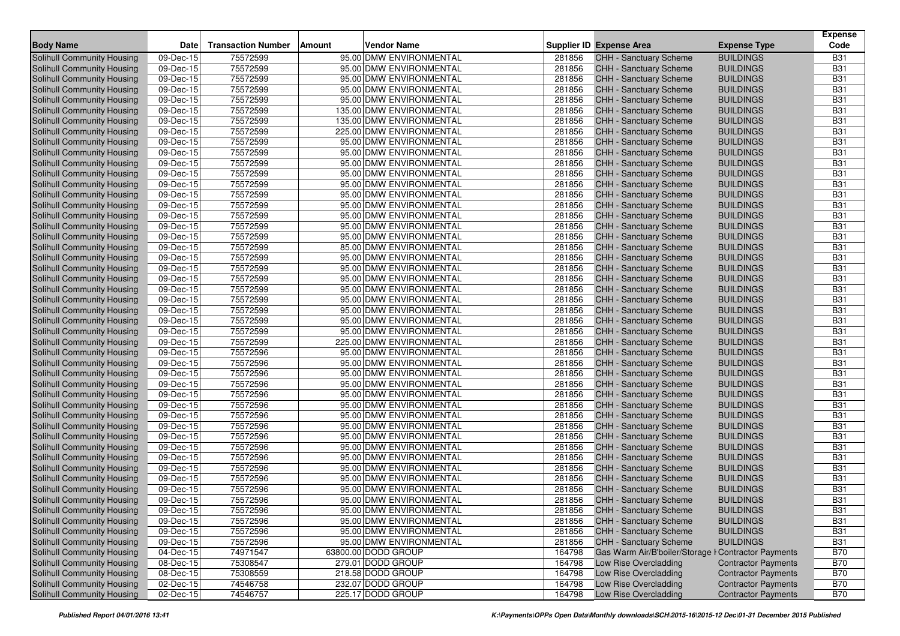| Body Name | Date | Transaction Number | Amount | Vendor Name | Supplier ID | Expense Area | Expense Type | Expense Code |
|---|---|---|---|---|---|---|---|---|
| Solihull Community Housing | 09-Dec-15 | 75572599 | 95.00 | DMW ENVIRONMENTAL | 281856 | CHH - Sanctuary Scheme | BUILDINGS | B31 |
| Solihull Community Housing | 09-Dec-15 | 75572599 | 95.00 | DMW ENVIRONMENTAL | 281856 | CHH - Sanctuary Scheme | BUILDINGS | B31 |
| Solihull Community Housing | 09-Dec-15 | 75572599 | 95.00 | DMW ENVIRONMENTAL | 281856 | CHH - Sanctuary Scheme | BUILDINGS | B31 |
| Solihull Community Housing | 09-Dec-15 | 75572599 | 95.00 | DMW ENVIRONMENTAL | 281856 | CHH - Sanctuary Scheme | BUILDINGS | B31 |
| Solihull Community Housing | 09-Dec-15 | 75572599 | 95.00 | DMW ENVIRONMENTAL | 281856 | CHH - Sanctuary Scheme | BUILDINGS | B31 |
| Solihull Community Housing | 09-Dec-15 | 75572599 | 135.00 | DMW ENVIRONMENTAL | 281856 | CHH - Sanctuary Scheme | BUILDINGS | B31 |
| Solihull Community Housing | 09-Dec-15 | 75572599 | 135.00 | DMW ENVIRONMENTAL | 281856 | CHH - Sanctuary Scheme | BUILDINGS | B31 |
| Solihull Community Housing | 09-Dec-15 | 75572599 | 225.00 | DMW ENVIRONMENTAL | 281856 | CHH - Sanctuary Scheme | BUILDINGS | B31 |
| Solihull Community Housing | 09-Dec-15 | 75572599 | 95.00 | DMW ENVIRONMENTAL | 281856 | CHH - Sanctuary Scheme | BUILDINGS | B31 |
| Solihull Community Housing | 09-Dec-15 | 75572599 | 95.00 | DMW ENVIRONMENTAL | 281856 | CHH - Sanctuary Scheme | BUILDINGS | B31 |
| Solihull Community Housing | 09-Dec-15 | 75572599 | 95.00 | DMW ENVIRONMENTAL | 281856 | CHH - Sanctuary Scheme | BUILDINGS | B31 |
| Solihull Community Housing | 09-Dec-15 | 75572599 | 95.00 | DMW ENVIRONMENTAL | 281856 | CHH - Sanctuary Scheme | BUILDINGS | B31 |
| Solihull Community Housing | 09-Dec-15 | 75572599 | 95.00 | DMW ENVIRONMENTAL | 281856 | CHH - Sanctuary Scheme | BUILDINGS | B31 |
| Solihull Community Housing | 09-Dec-15 | 75572599 | 95.00 | DMW ENVIRONMENTAL | 281856 | CHH - Sanctuary Scheme | BUILDINGS | B31 |
| Solihull Community Housing | 09-Dec-15 | 75572599 | 95.00 | DMW ENVIRONMENTAL | 281856 | CHH - Sanctuary Scheme | BUILDINGS | B31 |
| Solihull Community Housing | 09-Dec-15 | 75572599 | 95.00 | DMW ENVIRONMENTAL | 281856 | CHH - Sanctuary Scheme | BUILDINGS | B31 |
| Solihull Community Housing | 09-Dec-15 | 75572599 | 95.00 | DMW ENVIRONMENTAL | 281856 | CHH - Sanctuary Scheme | BUILDINGS | B31 |
| Solihull Community Housing | 09-Dec-15 | 75572599 | 95.00 | DMW ENVIRONMENTAL | 281856 | CHH - Sanctuary Scheme | BUILDINGS | B31 |
| Solihull Community Housing | 09-Dec-15 | 75572599 | 85.00 | DMW ENVIRONMENTAL | 281856 | CHH - Sanctuary Scheme | BUILDINGS | B31 |
| Solihull Community Housing | 09-Dec-15 | 75572599 | 95.00 | DMW ENVIRONMENTAL | 281856 | CHH - Sanctuary Scheme | BUILDINGS | B31 |
| Solihull Community Housing | 09-Dec-15 | 75572599 | 95.00 | DMW ENVIRONMENTAL | 281856 | CHH - Sanctuary Scheme | BUILDINGS | B31 |
| Solihull Community Housing | 09-Dec-15 | 75572599 | 95.00 | DMW ENVIRONMENTAL | 281856 | CHH - Sanctuary Scheme | BUILDINGS | B31 |
| Solihull Community Housing | 09-Dec-15 | 75572599 | 95.00 | DMW ENVIRONMENTAL | 281856 | CHH - Sanctuary Scheme | BUILDINGS | B31 |
| Solihull Community Housing | 09-Dec-15 | 75572599 | 95.00 | DMW ENVIRONMENTAL | 281856 | CHH - Sanctuary Scheme | BUILDINGS | B31 |
| Solihull Community Housing | 09-Dec-15 | 75572599 | 95.00 | DMW ENVIRONMENTAL | 281856 | CHH - Sanctuary Scheme | BUILDINGS | B31 |
| Solihull Community Housing | 09-Dec-15 | 75572599 | 95.00 | DMW ENVIRONMENTAL | 281856 | CHH - Sanctuary Scheme | BUILDINGS | B31 |
| Solihull Community Housing | 09-Dec-15 | 75572599 | 95.00 | DMW ENVIRONMENTAL | 281856 | CHH - Sanctuary Scheme | BUILDINGS | B31 |
| Solihull Community Housing | 09-Dec-15 | 75572599 | 225.00 | DMW ENVIRONMENTAL | 281856 | CHH - Sanctuary Scheme | BUILDINGS | B31 |
| Solihull Community Housing | 09-Dec-15 | 75572596 | 95.00 | DMW ENVIRONMENTAL | 281856 | CHH - Sanctuary Scheme | BUILDINGS | B31 |
| Solihull Community Housing | 09-Dec-15 | 75572596 | 95.00 | DMW ENVIRONMENTAL | 281856 | CHH - Sanctuary Scheme | BUILDINGS | B31 |
| Solihull Community Housing | 09-Dec-15 | 75572596 | 95.00 | DMW ENVIRONMENTAL | 281856 | CHH - Sanctuary Scheme | BUILDINGS | B31 |
| Solihull Community Housing | 09-Dec-15 | 75572596 | 95.00 | DMW ENVIRONMENTAL | 281856 | CHH - Sanctuary Scheme | BUILDINGS | B31 |
| Solihull Community Housing | 09-Dec-15 | 75572596 | 95.00 | DMW ENVIRONMENTAL | 281856 | CHH - Sanctuary Scheme | BUILDINGS | B31 |
| Solihull Community Housing | 09-Dec-15 | 75572596 | 95.00 | DMW ENVIRONMENTAL | 281856 | CHH - Sanctuary Scheme | BUILDINGS | B31 |
| Solihull Community Housing | 09-Dec-15 | 75572596 | 95.00 | DMW ENVIRONMENTAL | 281856 | CHH - Sanctuary Scheme | BUILDINGS | B31 |
| Solihull Community Housing | 09-Dec-15 | 75572596 | 95.00 | DMW ENVIRONMENTAL | 281856 | CHH - Sanctuary Scheme | BUILDINGS | B31 |
| Solihull Community Housing | 09-Dec-15 | 75572596 | 95.00 | DMW ENVIRONMENTAL | 281856 | CHH - Sanctuary Scheme | BUILDINGS | B31 |
| Solihull Community Housing | 09-Dec-15 | 75572596 | 95.00 | DMW ENVIRONMENTAL | 281856 | CHH - Sanctuary Scheme | BUILDINGS | B31 |
| Solihull Community Housing | 09-Dec-15 | 75572596 | 95.00 | DMW ENVIRONMENTAL | 281856 | CHH - Sanctuary Scheme | BUILDINGS | B31 |
| Solihull Community Housing | 09-Dec-15 | 75572596 | 95.00 | DMW ENVIRONMENTAL | 281856 | CHH - Sanctuary Scheme | BUILDINGS | B31 |
| Solihull Community Housing | 09-Dec-15 | 75572596 | 95.00 | DMW ENVIRONMENTAL | 281856 | CHH - Sanctuary Scheme | BUILDINGS | B31 |
| Solihull Community Housing | 09-Dec-15 | 75572596 | 95.00 | DMW ENVIRONMENTAL | 281856 | CHH - Sanctuary Scheme | BUILDINGS | B31 |
| Solihull Community Housing | 09-Dec-15 | 75572596 | 95.00 | DMW ENVIRONMENTAL | 281856 | CHH - Sanctuary Scheme | BUILDINGS | B31 |
| Solihull Community Housing | 09-Dec-15 | 75572596 | 95.00 | DMW ENVIRONMENTAL | 281856 | CHH - Sanctuary Scheme | BUILDINGS | B31 |
| Solihull Community Housing | 09-Dec-15 | 75572596 | 95.00 | DMW ENVIRONMENTAL | 281856 | CHH - Sanctuary Scheme | BUILDINGS | B31 |
| Solihull Community Housing | 09-Dec-15 | 75572596 | 95.00 | DMW ENVIRONMENTAL | 281856 | CHH - Sanctuary Scheme | BUILDINGS | B31 |
| Solihull Community Housing | 09-Dec-15 | 75572596 | 95.00 | DMW ENVIRONMENTAL | 281856 | CHH - Sanctuary Scheme | BUILDINGS | B31 |
| Solihull Community Housing | 04-Dec-15 | 74971547 | 63800.00 | DODD GROUP | 164798 | Gas Warm Air/B'boiler/Storage H | Contractor Payments | B70 |
| Solihull Community Housing | 08-Dec-15 | 75308547 | 279.01 | DODD GROUP | 164798 | Low Rise Overcladding | Contractor Payments | B70 |
| Solihull Community Housing | 08-Dec-15 | 75308559 | 218.58 | DODD GROUP | 164798 | Low Rise Overcladding | Contractor Payments | B70 |
| Solihull Community Housing | 02-Dec-15 | 74546758 | 232.07 | DODD GROUP | 164798 | Low Rise Overcladding | Contractor Payments | B70 |
| Solihull Community Housing | 02-Dec-15 | 74546757 | 225.17 | DODD GROUP | 164798 | Low Rise Overcladding | Contractor Payments | B70 |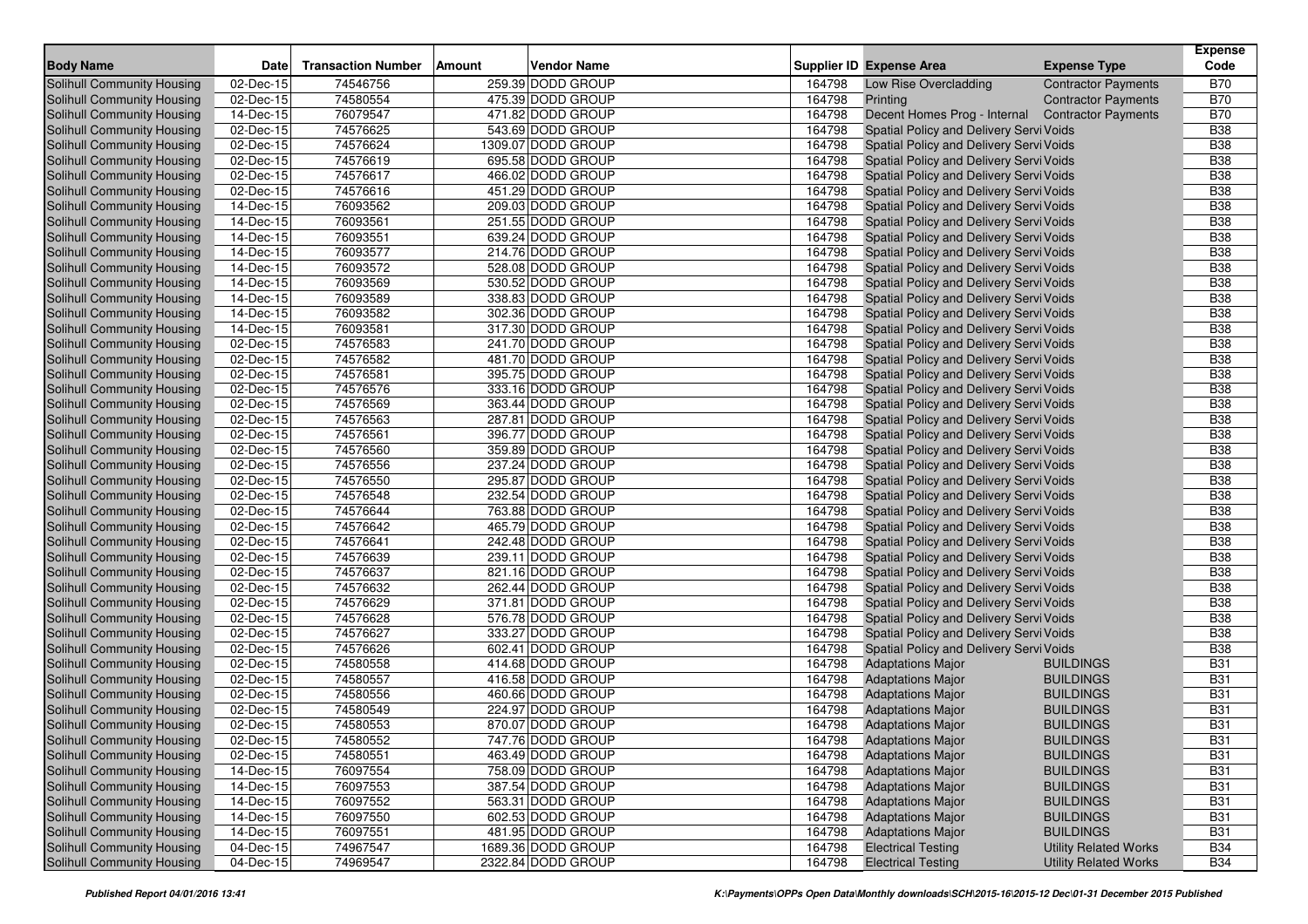| Body Name | Date | Transaction Number | Amount | Vendor Name | Supplier ID | Expense Area | Expense Type | Expense Code |
|---|---|---|---|---|---|---|---|---|
| Solihull Community Housing | 02-Dec-15 | 74546756 | 259.39 | DODD GROUP | 164798 | Low Rise Overcladding | Contractor Payments | B70 |
| Solihull Community Housing | 02-Dec-15 | 74580554 | 475.39 | DODD GROUP | 164798 | Printing | Contractor Payments | B70 |
| Solihull Community Housing | 14-Dec-15 | 76079547 | 471.82 | DODD GROUP | 164798 | Decent Homes Prog - Internal | Contractor Payments | B70 |
| Solihull Community Housing | 02-Dec-15 | 74576625 | 543.69 | DODD GROUP | 164798 | Spatial Policy and Delivery Servi | Voids | B38 |
| Solihull Community Housing | 02-Dec-15 | 74576624 | 1309.07 | DODD GROUP | 164798 | Spatial Policy and Delivery Servi | Voids | B38 |
| Solihull Community Housing | 02-Dec-15 | 74576619 | 695.58 | DODD GROUP | 164798 | Spatial Policy and Delivery Servi | Voids | B38 |
| Solihull Community Housing | 02-Dec-15 | 74576617 | 466.02 | DODD GROUP | 164798 | Spatial Policy and Delivery Servi | Voids | B38 |
| Solihull Community Housing | 02-Dec-15 | 74576616 | 451.29 | DODD GROUP | 164798 | Spatial Policy and Delivery Servi | Voids | B38 |
| Solihull Community Housing | 14-Dec-15 | 76093562 | 209.03 | DODD GROUP | 164798 | Spatial Policy and Delivery Servi | Voids | B38 |
| Solihull Community Housing | 14-Dec-15 | 76093561 | 251.55 | DODD GROUP | 164798 | Spatial Policy and Delivery Servi | Voids | B38 |
| Solihull Community Housing | 14-Dec-15 | 76093551 | 639.24 | DODD GROUP | 164798 | Spatial Policy and Delivery Servi | Voids | B38 |
| Solihull Community Housing | 14-Dec-15 | 76093577 | 214.76 | DODD GROUP | 164798 | Spatial Policy and Delivery Servi | Voids | B38 |
| Solihull Community Housing | 14-Dec-15 | 76093572 | 528.08 | DODD GROUP | 164798 | Spatial Policy and Delivery Servi | Voids | B38 |
| Solihull Community Housing | 14-Dec-15 | 76093569 | 530.52 | DODD GROUP | 164798 | Spatial Policy and Delivery Servi | Voids | B38 |
| Solihull Community Housing | 14-Dec-15 | 76093589 | 338.83 | DODD GROUP | 164798 | Spatial Policy and Delivery Servi | Voids | B38 |
| Solihull Community Housing | 14-Dec-15 | 76093582 | 302.36 | DODD GROUP | 164798 | Spatial Policy and Delivery Servi | Voids | B38 |
| Solihull Community Housing | 14-Dec-15 | 76093581 | 317.30 | DODD GROUP | 164798 | Spatial Policy and Delivery Servi | Voids | B38 |
| Solihull Community Housing | 02-Dec-15 | 74576583 | 241.70 | DODD GROUP | 164798 | Spatial Policy and Delivery Servi | Voids | B38 |
| Solihull Community Housing | 02-Dec-15 | 74576582 | 481.70 | DODD GROUP | 164798 | Spatial Policy and Delivery Servi | Voids | B38 |
| Solihull Community Housing | 02-Dec-15 | 74576581 | 395.75 | DODD GROUP | 164798 | Spatial Policy and Delivery Servi | Voids | B38 |
| Solihull Community Housing | 02-Dec-15 | 74576576 | 333.16 | DODD GROUP | 164798 | Spatial Policy and Delivery Servi | Voids | B38 |
| Solihull Community Housing | 02-Dec-15 | 74576569 | 363.44 | DODD GROUP | 164798 | Spatial Policy and Delivery Servi | Voids | B38 |
| Solihull Community Housing | 02-Dec-15 | 74576563 | 287.81 | DODD GROUP | 164798 | Spatial Policy and Delivery Servi | Voids | B38 |
| Solihull Community Housing | 02-Dec-15 | 74576561 | 396.77 | DODD GROUP | 164798 | Spatial Policy and Delivery Servi | Voids | B38 |
| Solihull Community Housing | 02-Dec-15 | 74576560 | 359.89 | DODD GROUP | 164798 | Spatial Policy and Delivery Servi | Voids | B38 |
| Solihull Community Housing | 02-Dec-15 | 74576556 | 237.24 | DODD GROUP | 164798 | Spatial Policy and Delivery Servi | Voids | B38 |
| Solihull Community Housing | 02-Dec-15 | 74576550 | 295.87 | DODD GROUP | 164798 | Spatial Policy and Delivery Servi | Voids | B38 |
| Solihull Community Housing | 02-Dec-15 | 74576548 | 232.54 | DODD GROUP | 164798 | Spatial Policy and Delivery Servi | Voids | B38 |
| Solihull Community Housing | 02-Dec-15 | 74576644 | 763.88 | DODD GROUP | 164798 | Spatial Policy and Delivery Servi | Voids | B38 |
| Solihull Community Housing | 02-Dec-15 | 74576642 | 465.79 | DODD GROUP | 164798 | Spatial Policy and Delivery Servi | Voids | B38 |
| Solihull Community Housing | 02-Dec-15 | 74576641 | 242.48 | DODD GROUP | 164798 | Spatial Policy and Delivery Servi | Voids | B38 |
| Solihull Community Housing | 02-Dec-15 | 74576639 | 239.11 | DODD GROUP | 164798 | Spatial Policy and Delivery Servi | Voids | B38 |
| Solihull Community Housing | 02-Dec-15 | 74576637 | 821.16 | DODD GROUP | 164798 | Spatial Policy and Delivery Servi | Voids | B38 |
| Solihull Community Housing | 02-Dec-15 | 74576632 | 262.44 | DODD GROUP | 164798 | Spatial Policy and Delivery Servi | Voids | B38 |
| Solihull Community Housing | 02-Dec-15 | 74576629 | 371.81 | DODD GROUP | 164798 | Spatial Policy and Delivery Servi | Voids | B38 |
| Solihull Community Housing | 02-Dec-15 | 74576628 | 576.78 | DODD GROUP | 164798 | Spatial Policy and Delivery Servi | Voids | B38 |
| Solihull Community Housing | 02-Dec-15 | 74576627 | 333.27 | DODD GROUP | 164798 | Spatial Policy and Delivery Servi | Voids | B38 |
| Solihull Community Housing | 02-Dec-15 | 74576626 | 602.41 | DODD GROUP | 164798 | Spatial Policy and Delivery Servi | Voids | B38 |
| Solihull Community Housing | 02-Dec-15 | 74580558 | 414.68 | DODD GROUP | 164798 | Adaptations Major | BUILDINGS | B31 |
| Solihull Community Housing | 02-Dec-15 | 74580557 | 416.58 | DODD GROUP | 164798 | Adaptations Major | BUILDINGS | B31 |
| Solihull Community Housing | 02-Dec-15 | 74580556 | 460.66 | DODD GROUP | 164798 | Adaptations Major | BUILDINGS | B31 |
| Solihull Community Housing | 02-Dec-15 | 74580549 | 224.97 | DODD GROUP | 164798 | Adaptations Major | BUILDINGS | B31 |
| Solihull Community Housing | 02-Dec-15 | 74580553 | 870.07 | DODD GROUP | 164798 | Adaptations Major | BUILDINGS | B31 |
| Solihull Community Housing | 02-Dec-15 | 74580552 | 747.76 | DODD GROUP | 164798 | Adaptations Major | BUILDINGS | B31 |
| Solihull Community Housing | 02-Dec-15 | 74580551 | 463.49 | DODD GROUP | 164798 | Adaptations Major | BUILDINGS | B31 |
| Solihull Community Housing | 14-Dec-15 | 76097554 | 758.09 | DODD GROUP | 164798 | Adaptations Major | BUILDINGS | B31 |
| Solihull Community Housing | 14-Dec-15 | 76097553 | 387.54 | DODD GROUP | 164798 | Adaptations Major | BUILDINGS | B31 |
| Solihull Community Housing | 14-Dec-15 | 76097552 | 563.31 | DODD GROUP | 164798 | Adaptations Major | BUILDINGS | B31 |
| Solihull Community Housing | 14-Dec-15 | 76097550 | 602.53 | DODD GROUP | 164798 | Adaptations Major | BUILDINGS | B31 |
| Solihull Community Housing | 14-Dec-15 | 76097551 | 481.95 | DODD GROUP | 164798 | Adaptations Major | BUILDINGS | B31 |
| Solihull Community Housing | 04-Dec-15 | 74967547 | 1689.36 | DODD GROUP | 164798 | Electrical Testing | Utility Related Works | B34 |
| Solihull Community Housing | 04-Dec-15 | 74969547 | 2322.84 | DODD GROUP | 164798 | Electrical Testing | Utility Related Works | B34 |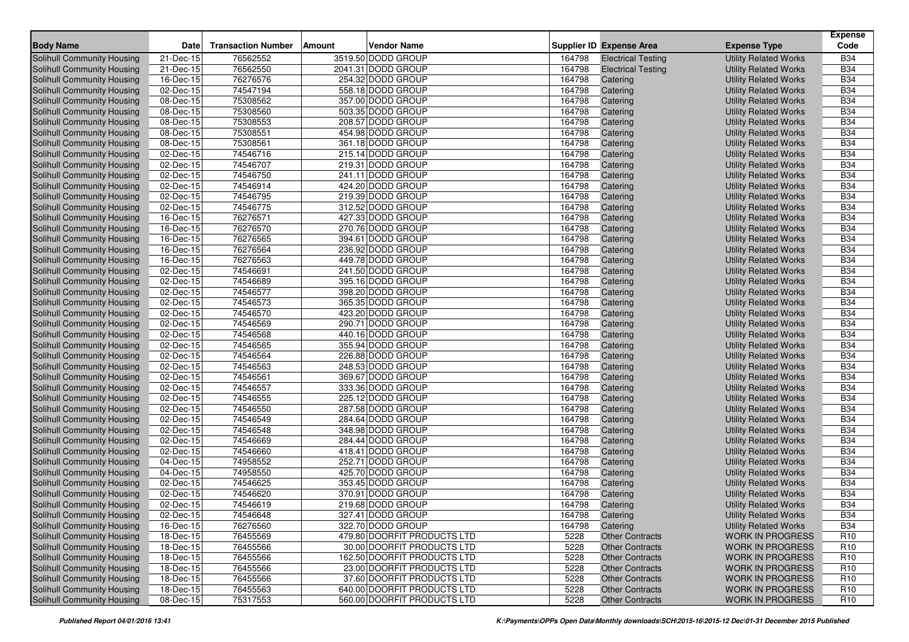| Body Name | Date | Transaction Number | Amount | Vendor Name | Supplier ID | Expense Area | Expense Type | Expense Code |
|---|---|---|---|---|---|---|---|---|
| Solihull Community Housing | 21-Dec-15 | 76562552 | 3519.50 | DODD GROUP | 164798 | Electrical Testing | Utility Related Works | B34 |
| Solihull Community Housing | 21-Dec-15 | 76562550 | 2041.31 | DODD GROUP | 164798 | Electrical Testing | Utility Related Works | B34 |
| Solihull Community Housing | 16-Dec-15 | 76276576 | 254.32 | DODD GROUP | 164798 | Catering | Utility Related Works | B34 |
| Solihull Community Housing | 02-Dec-15 | 74547194 | 558.18 | DODD GROUP | 164798 | Catering | Utility Related Works | B34 |
| Solihull Community Housing | 08-Dec-15 | 75308562 | 357.00 | DODD GROUP | 164798 | Catering | Utility Related Works | B34 |
| Solihull Community Housing | 08-Dec-15 | 75308560 | 503.35 | DODD GROUP | 164798 | Catering | Utility Related Works | B34 |
| Solihull Community Housing | 08-Dec-15 | 75308553 | 208.57 | DODD GROUP | 164798 | Catering | Utility Related Works | B34 |
| Solihull Community Housing | 08-Dec-15 | 75308551 | 454.98 | DODD GROUP | 164798 | Catering | Utility Related Works | B34 |
| Solihull Community Housing | 08-Dec-15 | 75308561 | 361.18 | DODD GROUP | 164798 | Catering | Utility Related Works | B34 |
| Solihull Community Housing | 02-Dec-15 | 74546716 | 215.14 | DODD GROUP | 164798 | Catering | Utility Related Works | B34 |
| Solihull Community Housing | 02-Dec-15 | 74546707 | 219.31 | DODD GROUP | 164798 | Catering | Utility Related Works | B34 |
| Solihull Community Housing | 02-Dec-15 | 74546750 | 241.11 | DODD GROUP | 164798 | Catering | Utility Related Works | B34 |
| Solihull Community Housing | 02-Dec-15 | 74546914 | 424.20 | DODD GROUP | 164798 | Catering | Utility Related Works | B34 |
| Solihull Community Housing | 02-Dec-15 | 74546795 | 219.39 | DODD GROUP | 164798 | Catering | Utility Related Works | B34 |
| Solihull Community Housing | 02-Dec-15 | 74546775 | 312.52 | DODD GROUP | 164798 | Catering | Utility Related Works | B34 |
| Solihull Community Housing | 16-Dec-15 | 76276571 | 427.33 | DODD GROUP | 164798 | Catering | Utility Related Works | B34 |
| Solihull Community Housing | 16-Dec-15 | 76276570 | 270.76 | DODD GROUP | 164798 | Catering | Utility Related Works | B34 |
| Solihull Community Housing | 16-Dec-15 | 76276565 | 394.61 | DODD GROUP | 164798 | Catering | Utility Related Works | B34 |
| Solihull Community Housing | 16-Dec-15 | 76276564 | 236.92 | DODD GROUP | 164798 | Catering | Utility Related Works | B34 |
| Solihull Community Housing | 16-Dec-15 | 76276563 | 449.78 | DODD GROUP | 164798 | Catering | Utility Related Works | B34 |
| Solihull Community Housing | 02-Dec-15 | 74546691 | 241.50 | DODD GROUP | 164798 | Catering | Utility Related Works | B34 |
| Solihull Community Housing | 02-Dec-15 | 74546689 | 395.16 | DODD GROUP | 164798 | Catering | Utility Related Works | B34 |
| Solihull Community Housing | 02-Dec-15 | 74546577 | 398.20 | DODD GROUP | 164798 | Catering | Utility Related Works | B34 |
| Solihull Community Housing | 02-Dec-15 | 74546573 | 365.35 | DODD GROUP | 164798 | Catering | Utility Related Works | B34 |
| Solihull Community Housing | 02-Dec-15 | 74546570 | 423.20 | DODD GROUP | 164798 | Catering | Utility Related Works | B34 |
| Solihull Community Housing | 02-Dec-15 | 74546569 | 290.71 | DODD GROUP | 164798 | Catering | Utility Related Works | B34 |
| Solihull Community Housing | 02-Dec-15 | 74546568 | 440.16 | DODD GROUP | 164798 | Catering | Utility Related Works | B34 |
| Solihull Community Housing | 02-Dec-15 | 74546565 | 355.94 | DODD GROUP | 164798 | Catering | Utility Related Works | B34 |
| Solihull Community Housing | 02-Dec-15 | 74546564 | 226.88 | DODD GROUP | 164798 | Catering | Utility Related Works | B34 |
| Solihull Community Housing | 02-Dec-15 | 74546563 | 248.53 | DODD GROUP | 164798 | Catering | Utility Related Works | B34 |
| Solihull Community Housing | 02-Dec-15 | 74546561 | 369.67 | DODD GROUP | 164798 | Catering | Utility Related Works | B34 |
| Solihull Community Housing | 02-Dec-15 | 74546557 | 333.36 | DODD GROUP | 164798 | Catering | Utility Related Works | B34 |
| Solihull Community Housing | 02-Dec-15 | 74546555 | 225.12 | DODD GROUP | 164798 | Catering | Utility Related Works | B34 |
| Solihull Community Housing | 02-Dec-15 | 74546550 | 287.58 | DODD GROUP | 164798 | Catering | Utility Related Works | B34 |
| Solihull Community Housing | 02-Dec-15 | 74546549 | 284.64 | DODD GROUP | 164798 | Catering | Utility Related Works | B34 |
| Solihull Community Housing | 02-Dec-15 | 74546548 | 348.98 | DODD GROUP | 164798 | Catering | Utility Related Works | B34 |
| Solihull Community Housing | 02-Dec-15 | 74546669 | 284.44 | DODD GROUP | 164798 | Catering | Utility Related Works | B34 |
| Solihull Community Housing | 02-Dec-15 | 74546660 | 418.41 | DODD GROUP | 164798 | Catering | Utility Related Works | B34 |
| Solihull Community Housing | 04-Dec-15 | 74958552 | 252.71 | DODD GROUP | 164798 | Catering | Utility Related Works | B34 |
| Solihull Community Housing | 04-Dec-15 | 74958550 | 425.70 | DODD GROUP | 164798 | Catering | Utility Related Works | B34 |
| Solihull Community Housing | 02-Dec-15 | 74546625 | 353.45 | DODD GROUP | 164798 | Catering | Utility Related Works | B34 |
| Solihull Community Housing | 02-Dec-15 | 74546620 | 370.91 | DODD GROUP | 164798 | Catering | Utility Related Works | B34 |
| Solihull Community Housing | 02-Dec-15 | 74546619 | 219.68 | DODD GROUP | 164798 | Catering | Utility Related Works | B34 |
| Solihull Community Housing | 02-Dec-15 | 74546648 | 327.41 | DODD GROUP | 164798 | Catering | Utility Related Works | B34 |
| Solihull Community Housing | 16-Dec-15 | 76276560 | 322.70 | DODD GROUP | 164798 | Catering | Utility Related Works | B34 |
| Solihull Community Housing | 18-Dec-15 | 76455569 | 479.80 | DOORFIT PRODUCTS LTD | 5228 | Other Contracts | WORK IN PROGRESS | R10 |
| Solihull Community Housing | 18-Dec-15 | 76455566 | 30.00 | DOORFIT PRODUCTS LTD | 5228 | Other Contracts | WORK IN PROGRESS | R10 |
| Solihull Community Housing | 18-Dec-15 | 76455566 | 162.50 | DOORFIT PRODUCTS LTD | 5228 | Other Contracts | WORK IN PROGRESS | R10 |
| Solihull Community Housing | 18-Dec-15 | 76455566 | 23.00 | DOORFIT PRODUCTS LTD | 5228 | Other Contracts | WORK IN PROGRESS | R10 |
| Solihull Community Housing | 18-Dec-15 | 76455566 | 37.60 | DOORFIT PRODUCTS LTD | 5228 | Other Contracts | WORK IN PROGRESS | R10 |
| Solihull Community Housing | 18-Dec-15 | 76455563 | 640.00 | DOORFIT PRODUCTS LTD | 5228 | Other Contracts | WORK IN PROGRESS | R10 |
| Solihull Community Housing | 08-Dec-15 | 75317553 | 560.00 | DOORFIT PRODUCTS LTD | 5228 | Other Contracts | WORK IN PROGRESS | R10 |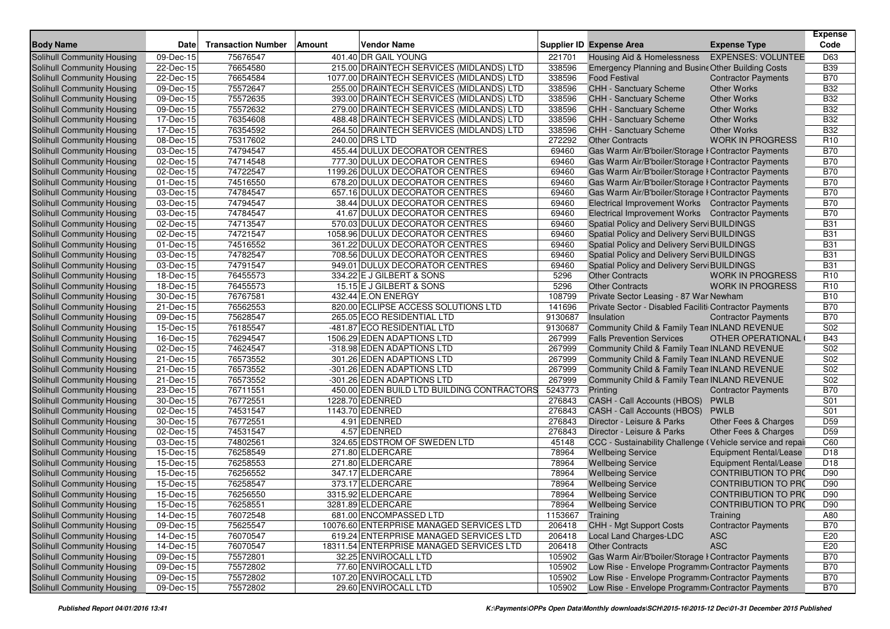| Body Name | Date | Transaction Number | Amount | Vendor Name | Supplier ID | Expense Area | Expense Type | Expense Code |
|---|---|---|---|---|---|---|---|---|
| Solihull Community Housing | 09-Dec-15 | 75676547 | 401.40 | DR GAIL YOUNG | 221701 | Housing Aid & Homelessness | EXPENSES: VOLUNTEE | D63 |
| Solihull Community Housing | 22-Dec-15 | 76654580 | 215.00 | DRAINTECH SERVICES (MIDLANDS) LTD | 338596 | Emergency Planning and Busin | Other Building Costs | B39 |
| Solihull Community Housing | 22-Dec-15 | 76654584 | 1077.00 | DRAINTECH SERVICES (MIDLANDS) LTD | 338596 | Food Festival | Contractor Payments | B70 |
| Solihull Community Housing | 09-Dec-15 | 75572647 | 255.00 | DRAINTECH SERVICES (MIDLANDS) LTD | 338596 | CHH - Sanctuary Scheme | Other Works | B32 |
| Solihull Community Housing | 09-Dec-15 | 75572635 | 393.00 | DRAINTECH SERVICES (MIDLANDS) LTD | 338596 | CHH - Sanctuary Scheme | Other Works | B32 |
| Solihull Community Housing | 09-Dec-15 | 75572632 | 279.00 | DRAINTECH SERVICES (MIDLANDS) LTD | 338596 | CHH - Sanctuary Scheme | Other Works | B32 |
| Solihull Community Housing | 17-Dec-15 | 76354608 | 488.48 | DRAINTECH SERVICES (MIDLANDS) LTD | 338596 | CHH - Sanctuary Scheme | Other Works | B32 |
| Solihull Community Housing | 17-Dec-15 | 76354592 | 264.50 | DRAINTECH SERVICES (MIDLANDS) LTD | 338596 | CHH - Sanctuary Scheme | Other Works | B32 |
| Solihull Community Housing | 08-Dec-15 | 75317602 | 240.00 | DRS LTD | 272292 | Other Contracts | WORK IN PROGRESS | R10 |
| Solihull Community Housing | 03-Dec-15 | 74794547 | 455.44 | DULUX DECORATOR CENTRES | 69460 | Gas Warm Air/B'boiler/Storage I | Contractor Payments | B70 |
| Solihull Community Housing | 02-Dec-15 | 74714548 | 777.30 | DULUX DECORATOR CENTRES | 69460 | Gas Warm Air/B'boiler/Storage I | Contractor Payments | B70 |
| Solihull Community Housing | 02-Dec-15 | 74722547 | 1199.26 | DULUX DECORATOR CENTRES | 69460 | Gas Warm Air/B'boiler/Storage I | Contractor Payments | B70 |
| Solihull Community Housing | 01-Dec-15 | 74516550 | 678.20 | DULUX DECORATOR CENTRES | 69460 | Gas Warm Air/B'boiler/Storage I | Contractor Payments | B70 |
| Solihull Community Housing | 03-Dec-15 | 74784547 | 657.16 | DULUX DECORATOR CENTRES | 69460 | Gas Warm Air/B'boiler/Storage I | Contractor Payments | B70 |
| Solihull Community Housing | 03-Dec-15 | 74794547 | 38.44 | DULUX DECORATOR CENTRES | 69460 | Electrical Improvement Works | Contractor Payments | B70 |
| Solihull Community Housing | 03-Dec-15 | 74784547 | 41.67 | DULUX DECORATOR CENTRES | 69460 | Electrical Improvement Works | Contractor Payments | B70 |
| Solihull Community Housing | 02-Dec-15 | 74713547 | 570.03 | DULUX DECORATOR CENTRES | 69460 | Spatial Policy and Delivery Servi | BUILDINGS | B31 |
| Solihull Community Housing | 02-Dec-15 | 74721547 | 1058.96 | DULUX DECORATOR CENTRES | 69460 | Spatial Policy and Delivery Servi | BUILDINGS | B31 |
| Solihull Community Housing | 01-Dec-15 | 74516552 | 361.22 | DULUX DECORATOR CENTRES | 69460 | Spatial Policy and Delivery Servi | BUILDINGS | B31 |
| Solihull Community Housing | 03-Dec-15 | 74782547 | 708.56 | DULUX DECORATOR CENTRES | 69460 | Spatial Policy and Delivery Servi | BUILDINGS | B31 |
| Solihull Community Housing | 03-Dec-15 | 74791547 | 949.01 | DULUX DECORATOR CENTRES | 69460 | Spatial Policy and Delivery Servi | BUILDINGS | B31 |
| Solihull Community Housing | 18-Dec-15 | 76455573 | 334.22 | E J GILBERT & SONS | 5296 | Other Contracts | WORK IN PROGRESS | R10 |
| Solihull Community Housing | 18-Dec-15 | 76455573 | 15.15 | E J GILBERT & SONS | 5296 | Other Contracts | WORK IN PROGRESS | R10 |
| Solihull Community Housing | 30-Dec-15 | 76767581 | 432.44 | E.ON ENERGY | 108799 | Private Sector Leasing - 87 War | Newham | B10 |
| Solihull Community Housing | 21-Dec-15 | 76562553 | 820.00 | ECLIPSE ACCESS SOLUTIONS LTD | 141696 | Private Sector - Disabled Faciliti | Contractor Payments | B70 |
| Solihull Community Housing | 09-Dec-15 | 75628547 | 265.05 | ECO RESIDENTIAL LTD | 9130687 | Insulation | Contractor Payments | B70 |
| Solihull Community Housing | 15-Dec-15 | 76185547 | -481.87 | ECO RESIDENTIAL LTD | 9130687 | Community Child & Family Tean | INLAND REVENUE | S02 |
| Solihull Community Housing | 16-Dec-15 | 76294547 | 1506.29 | EDEN ADAPTIONS LTD | 267999 | Falls Prevention Services | OTHER OPERATIONAL | B43 |
| Solihull Community Housing | 02-Dec-15 | 74624547 | -318.98 | EDEN ADAPTIONS LTD | 267999 | Community Child & Family Tean | INLAND REVENUE | S02 |
| Solihull Community Housing | 21-Dec-15 | 76573552 | 301.26 | EDEN ADAPTIONS LTD | 267999 | Community Child & Family Tean | INLAND REVENUE | S02 |
| Solihull Community Housing | 21-Dec-15 | 76573552 | -301.26 | EDEN ADAPTIONS LTD | 267999 | Community Child & Family Tean | INLAND REVENUE | S02 |
| Solihull Community Housing | 21-Dec-15 | 76573552 | -301.26 | EDEN ADAPTIONS LTD | 267999 | Community Child & Family Tean | INLAND REVENUE | S02 |
| Solihull Community Housing | 23-Dec-15 | 76711551 | 450.00 | EDEN BUILD LTD BUILDING CONTRACTORS | 5243773 | Printing | Contractor Payments | B70 |
| Solihull Community Housing | 30-Dec-15 | 76772551 | 1228.70 | EDENRED | 276843 | CASH - Call Accounts (HBOS) | PWLB | S01 |
| Solihull Community Housing | 02-Dec-15 | 74531547 | 1143.70 | EDENRED | 276843 | CASH - Call Accounts (HBOS) | PWLB | S01 |
| Solihull Community Housing | 30-Dec-15 | 76772551 | 4.91 | EDENRED | 276843 | Director - Leisure & Parks | Other Fees & Charges | D59 |
| Solihull Community Housing | 02-Dec-15 | 74531547 | 4.57 | EDENRED | 276843 | Director - Leisure & Parks | Other Fees & Charges | D59 |
| Solihull Community Housing | 03-Dec-15 | 74802561 | 324.65 | EDSTROM OF SWEDEN LTD | 45148 | CCC - Sustainability Challenge ( | Vehicle service and repai | C60 |
| Solihull Community Housing | 15-Dec-15 | 76258549 | 271.80 | ELDERCARE | 78964 | Wellbeing Service | Equipment Rental/Lease | D18 |
| Solihull Community Housing | 15-Dec-15 | 76258553 | 271.80 | ELDERCARE | 78964 | Wellbeing Service | Equipment Rental/Lease | D18 |
| Solihull Community Housing | 15-Dec-15 | 76256552 | 347.17 | ELDERCARE | 78964 | Wellbeing Service | CONTRIBUTION TO PRC | D90 |
| Solihull Community Housing | 15-Dec-15 | 76258547 | 373.17 | ELDERCARE | 78964 | Wellbeing Service | CONTRIBUTION TO PRC | D90 |
| Solihull Community Housing | 15-Dec-15 | 76256550 | 3315.92 | ELDERCARE | 78964 | Wellbeing Service | CONTRIBUTION TO PRC | D90 |
| Solihull Community Housing | 15-Dec-15 | 76258551 | 3281.89 | ELDERCARE | 78964 | Wellbeing Service | CONTRIBUTION TO PRC | D90 |
| Solihull Community Housing | 14-Dec-15 | 76072548 | 681.00 | ENCOMPASSED LTD | 1153667 | Training | Training | A80 |
| Solihull Community Housing | 09-Dec-15 | 75625547 | 10076.60 | ENTERPRISE MANAGED SERVICES LTD | 206418 | CHH - Mgt Support Costs | Contractor Payments | B70 |
| Solihull Community Housing | 14-Dec-15 | 76070547 | 619.24 | ENTERPRISE MANAGED SERVICES LTD | 206418 | Local Land Charges-LDC | ASC | E20 |
| Solihull Community Housing | 14-Dec-15 | 76070547 | 18311.54 | ENTERPRISE MANAGED SERVICES LTD | 206418 | Other Contracts | ASC | E20 |
| Solihull Community Housing | 09-Dec-15 | 75572801 | 32.25 | ENVIROCALL LTD | 105902 | Gas Warm Air/B'boiler/Storage I | Contractor Payments | B70 |
| Solihull Community Housing | 09-Dec-15 | 75572802 | 77.60 | ENVIROCALL LTD | 105902 | Low Rise - Envelope Programm | Contractor Payments | B70 |
| Solihull Community Housing | 09-Dec-15 | 75572802 | 107.20 | ENVIROCALL LTD | 105902 | Low Rise - Envelope Programm | Contractor Payments | B70 |
| Solihull Community Housing | 09-Dec-15 | 75572802 | 29.60 | ENVIROCALL LTD | 105902 | Low Rise - Envelope Programm | Contractor Payments | B70 |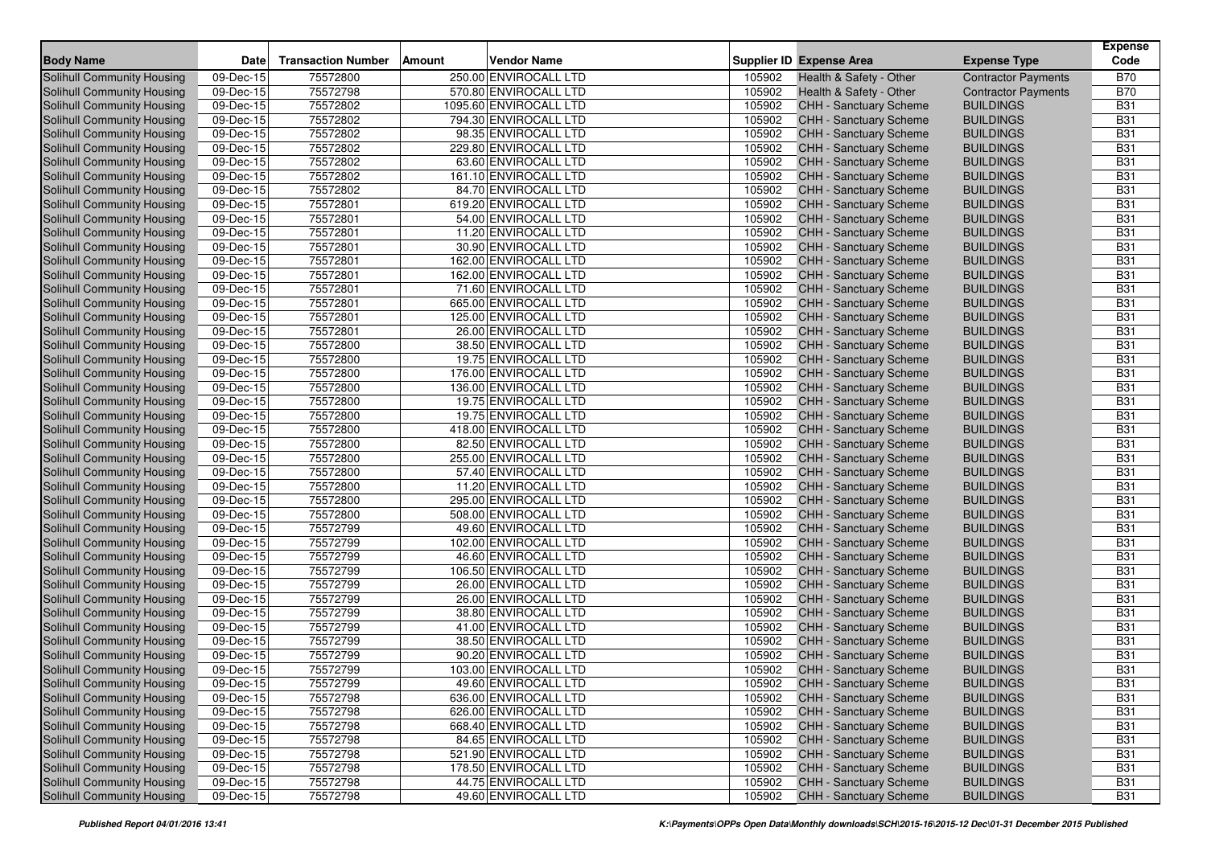| Body Name | Date | Transaction Number | Amount | Vendor Name | Supplier ID | Expense Area | Expense Type | Expense Code |
|---|---|---|---|---|---|---|---|---|
| Solihull Community Housing | 09-Dec-15 | 75572800 | 250.00 | ENVIROCALL LTD | 105902 | Health & Safety - Other | Contractor Payments | B70 |
| Solihull Community Housing | 09-Dec-15 | 75572798 | 570.80 | ENVIROCALL LTD | 105902 | Health & Safety - Other | Contractor Payments | B70 |
| Solihull Community Housing | 09-Dec-15 | 75572802 | 1095.60 | ENVIROCALL LTD | 105902 | CHH - Sanctuary Scheme | BUILDINGS | B31 |
| Solihull Community Housing | 09-Dec-15 | 75572802 | 794.30 | ENVIROCALL LTD | 105902 | CHH - Sanctuary Scheme | BUILDINGS | B31 |
| Solihull Community Housing | 09-Dec-15 | 75572802 | 98.35 | ENVIROCALL LTD | 105902 | CHH - Sanctuary Scheme | BUILDINGS | B31 |
| Solihull Community Housing | 09-Dec-15 | 75572802 | 229.80 | ENVIROCALL LTD | 105902 | CHH - Sanctuary Scheme | BUILDINGS | B31 |
| Solihull Community Housing | 09-Dec-15 | 75572802 | 63.60 | ENVIROCALL LTD | 105902 | CHH - Sanctuary Scheme | BUILDINGS | B31 |
| Solihull Community Housing | 09-Dec-15 | 75572802 | 161.10 | ENVIROCALL LTD | 105902 | CHH - Sanctuary Scheme | BUILDINGS | B31 |
| Solihull Community Housing | 09-Dec-15 | 75572802 | 84.70 | ENVIROCALL LTD | 105902 | CHH - Sanctuary Scheme | BUILDINGS | B31 |
| Solihull Community Housing | 09-Dec-15 | 75572801 | 619.20 | ENVIROCALL LTD | 105902 | CHH - Sanctuary Scheme | BUILDINGS | B31 |
| Solihull Community Housing | 09-Dec-15 | 75572801 | 54.00 | ENVIROCALL LTD | 105902 | CHH - Sanctuary Scheme | BUILDINGS | B31 |
| Solihull Community Housing | 09-Dec-15 | 75572801 | 11.20 | ENVIROCALL LTD | 105902 | CHH - Sanctuary Scheme | BUILDINGS | B31 |
| Solihull Community Housing | 09-Dec-15 | 75572801 | 30.90 | ENVIROCALL LTD | 105902 | CHH - Sanctuary Scheme | BUILDINGS | B31 |
| Solihull Community Housing | 09-Dec-15 | 75572801 | 162.00 | ENVIROCALL LTD | 105902 | CHH - Sanctuary Scheme | BUILDINGS | B31 |
| Solihull Community Housing | 09-Dec-15 | 75572801 | 162.00 | ENVIROCALL LTD | 105902 | CHH - Sanctuary Scheme | BUILDINGS | B31 |
| Solihull Community Housing | 09-Dec-15 | 75572801 | 71.60 | ENVIROCALL LTD | 105902 | CHH - Sanctuary Scheme | BUILDINGS | B31 |
| Solihull Community Housing | 09-Dec-15 | 75572801 | 665.00 | ENVIROCALL LTD | 105902 | CHH - Sanctuary Scheme | BUILDINGS | B31 |
| Solihull Community Housing | 09-Dec-15 | 75572801 | 125.00 | ENVIROCALL LTD | 105902 | CHH - Sanctuary Scheme | BUILDINGS | B31 |
| Solihull Community Housing | 09-Dec-15 | 75572801 | 26.00 | ENVIROCALL LTD | 105902 | CHH - Sanctuary Scheme | BUILDINGS | B31 |
| Solihull Community Housing | 09-Dec-15 | 75572800 | 38.50 | ENVIROCALL LTD | 105902 | CHH - Sanctuary Scheme | BUILDINGS | B31 |
| Solihull Community Housing | 09-Dec-15 | 75572800 | 19.75 | ENVIROCALL LTD | 105902 | CHH - Sanctuary Scheme | BUILDINGS | B31 |
| Solihull Community Housing | 09-Dec-15 | 75572800 | 176.00 | ENVIROCALL LTD | 105902 | CHH - Sanctuary Scheme | BUILDINGS | B31 |
| Solihull Community Housing | 09-Dec-15 | 75572800 | 136.00 | ENVIROCALL LTD | 105902 | CHH - Sanctuary Scheme | BUILDINGS | B31 |
| Solihull Community Housing | 09-Dec-15 | 75572800 | 19.75 | ENVIROCALL LTD | 105902 | CHH - Sanctuary Scheme | BUILDINGS | B31 |
| Solihull Community Housing | 09-Dec-15 | 75572800 | 19.75 | ENVIROCALL LTD | 105902 | CHH - Sanctuary Scheme | BUILDINGS | B31 |
| Solihull Community Housing | 09-Dec-15 | 75572800 | 418.00 | ENVIROCALL LTD | 105902 | CHH - Sanctuary Scheme | BUILDINGS | B31 |
| Solihull Community Housing | 09-Dec-15 | 75572800 | 82.50 | ENVIROCALL LTD | 105902 | CHH - Sanctuary Scheme | BUILDINGS | B31 |
| Solihull Community Housing | 09-Dec-15 | 75572800 | 255.00 | ENVIROCALL LTD | 105902 | CHH - Sanctuary Scheme | BUILDINGS | B31 |
| Solihull Community Housing | 09-Dec-15 | 75572800 | 57.40 | ENVIROCALL LTD | 105902 | CHH - Sanctuary Scheme | BUILDINGS | B31 |
| Solihull Community Housing | 09-Dec-15 | 75572800 | 11.20 | ENVIROCALL LTD | 105902 | CHH - Sanctuary Scheme | BUILDINGS | B31 |
| Solihull Community Housing | 09-Dec-15 | 75572800 | 295.00 | ENVIROCALL LTD | 105902 | CHH - Sanctuary Scheme | BUILDINGS | B31 |
| Solihull Community Housing | 09-Dec-15 | 75572800 | 508.00 | ENVIROCALL LTD | 105902 | CHH - Sanctuary Scheme | BUILDINGS | B31 |
| Solihull Community Housing | 09-Dec-15 | 75572799 | 49.60 | ENVIROCALL LTD | 105902 | CHH - Sanctuary Scheme | BUILDINGS | B31 |
| Solihull Community Housing | 09-Dec-15 | 75572799 | 102.00 | ENVIROCALL LTD | 105902 | CHH - Sanctuary Scheme | BUILDINGS | B31 |
| Solihull Community Housing | 09-Dec-15 | 75572799 | 46.60 | ENVIROCALL LTD | 105902 | CHH - Sanctuary Scheme | BUILDINGS | B31 |
| Solihull Community Housing | 09-Dec-15 | 75572799 | 106.50 | ENVIROCALL LTD | 105902 | CHH - Sanctuary Scheme | BUILDINGS | B31 |
| Solihull Community Housing | 09-Dec-15 | 75572799 | 26.00 | ENVIROCALL LTD | 105902 | CHH - Sanctuary Scheme | BUILDINGS | B31 |
| Solihull Community Housing | 09-Dec-15 | 75572799 | 26.00 | ENVIROCALL LTD | 105902 | CHH - Sanctuary Scheme | BUILDINGS | B31 |
| Solihull Community Housing | 09-Dec-15 | 75572799 | 38.80 | ENVIROCALL LTD | 105902 | CHH - Sanctuary Scheme | BUILDINGS | B31 |
| Solihull Community Housing | 09-Dec-15 | 75572799 | 41.00 | ENVIROCALL LTD | 105902 | CHH - Sanctuary Scheme | BUILDINGS | B31 |
| Solihull Community Housing | 09-Dec-15 | 75572799 | 38.50 | ENVIROCALL LTD | 105902 | CHH - Sanctuary Scheme | BUILDINGS | B31 |
| Solihull Community Housing | 09-Dec-15 | 75572799 | 90.20 | ENVIROCALL LTD | 105902 | CHH - Sanctuary Scheme | BUILDINGS | B31 |
| Solihull Community Housing | 09-Dec-15 | 75572799 | 103.00 | ENVIROCALL LTD | 105902 | CHH - Sanctuary Scheme | BUILDINGS | B31 |
| Solihull Community Housing | 09-Dec-15 | 75572799 | 49.60 | ENVIROCALL LTD | 105902 | CHH - Sanctuary Scheme | BUILDINGS | B31 |
| Solihull Community Housing | 09-Dec-15 | 75572798 | 636.00 | ENVIROCALL LTD | 105902 | CHH - Sanctuary Scheme | BUILDINGS | B31 |
| Solihull Community Housing | 09-Dec-15 | 75572798 | 626.00 | ENVIROCALL LTD | 105902 | CHH - Sanctuary Scheme | BUILDINGS | B31 |
| Solihull Community Housing | 09-Dec-15 | 75572798 | 668.40 | ENVIROCALL LTD | 105902 | CHH - Sanctuary Scheme | BUILDINGS | B31 |
| Solihull Community Housing | 09-Dec-15 | 75572798 | 84.65 | ENVIROCALL LTD | 105902 | CHH - Sanctuary Scheme | BUILDINGS | B31 |
| Solihull Community Housing | 09-Dec-15 | 75572798 | 521.90 | ENVIROCALL LTD | 105902 | CHH - Sanctuary Scheme | BUILDINGS | B31 |
| Solihull Community Housing | 09-Dec-15 | 75572798 | 178.50 | ENVIROCALL LTD | 105902 | CHH - Sanctuary Scheme | BUILDINGS | B31 |
| Solihull Community Housing | 09-Dec-15 | 75572798 | 44.75 | ENVIROCALL LTD | 105902 | CHH - Sanctuary Scheme | BUILDINGS | B31 |
| Solihull Community Housing | 09-Dec-15 | 75572798 | 49.60 | ENVIROCALL LTD | 105902 | CHH - Sanctuary Scheme | BUILDINGS | B31 |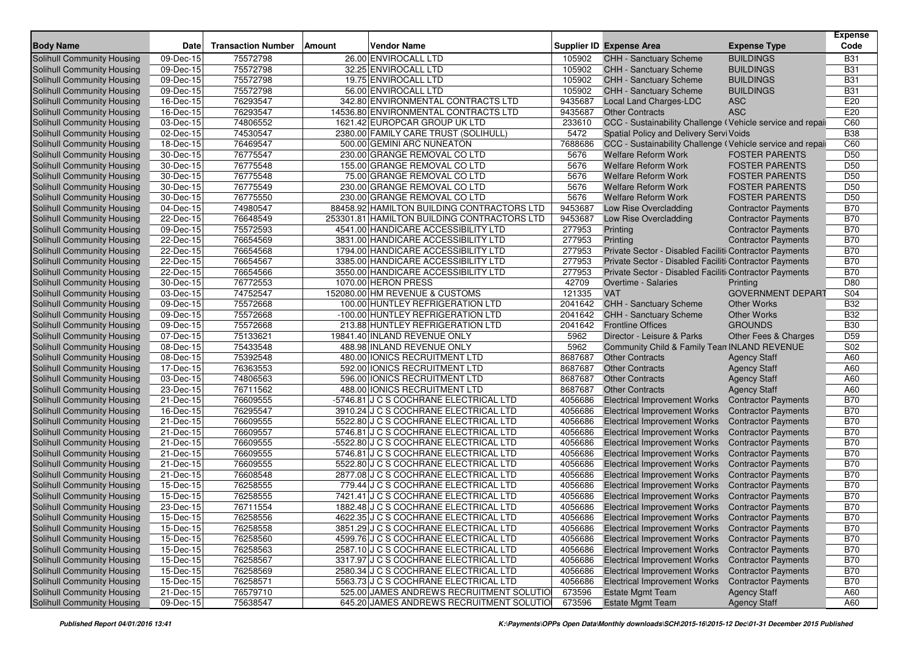| Body Name | Date | Transaction Number | Amount | Vendor Name | Supplier ID | Expense Area | Expense Type | Expense Code |
|---|---|---|---|---|---|---|---|---|
| Solihull Community Housing | 09-Dec-15 | 75572798 | 26.00 | ENVIROCALL LTD | 105902 | CHH - Sanctuary Scheme | BUILDINGS | B31 |
| Solihull Community Housing | 09-Dec-15 | 75572798 | 32.25 | ENVIROCALL LTD | 105902 | CHH - Sanctuary Scheme | BUILDINGS | B31 |
| Solihull Community Housing | 09-Dec-15 | 75572798 | 19.75 | ENVIROCALL LTD | 105902 | CHH - Sanctuary Scheme | BUILDINGS | B31 |
| Solihull Community Housing | 09-Dec-15 | 75572798 | 56.00 | ENVIROCALL LTD | 105902 | CHH - Sanctuary Scheme | BUILDINGS | B31 |
| Solihull Community Housing | 16-Dec-15 | 76293547 | 342.80 | ENVIRONMENTAL CONTRACTS LTD | 9435687 | Local Land Charges-LDC | ASC | E20 |
| Solihull Community Housing | 16-Dec-15 | 76293547 | 14536.80 | ENVIRONMENTAL CONTRACTS LTD | 9435687 | Other Contracts | ASC | E20 |
| Solihull Community Housing | 03-Dec-15 | 74806552 | 1621.42 | EUROPCAR GROUP UK LTD | 233610 | CCC - Sustainability Challenge ( | Vehicle service and repai | C60 |
| Solihull Community Housing | 02-Dec-15 | 74530547 | 2380.00 | FAMILY CARE TRUST (SOLIHULL) | 5472 | Spatial Policy and Delivery Servi | Voids | B38 |
| Solihull Community Housing | 18-Dec-15 | 76469547 | 500.00 | GEMINI ARC NUNEATON | 7688686 | CCC - Sustainability Challenge ( | Vehicle service and repai | C60 |
| Solihull Community Housing | 30-Dec-15 | 76775547 | 230.00 | GRANGE REMOVAL CO LTD | 5676 | Welfare Reform Work | FOSTER PARENTS | D50 |
| Solihull Community Housing | 30-Dec-15 | 76775548 | 155.00 | GRANGE REMOVAL CO LTD | 5676 | Welfare Reform Work | FOSTER PARENTS | D50 |
| Solihull Community Housing | 30-Dec-15 | 76775548 | 75.00 | GRANGE REMOVAL CO LTD | 5676 | Welfare Reform Work | FOSTER PARENTS | D50 |
| Solihull Community Housing | 30-Dec-15 | 76775549 | 230.00 | GRANGE REMOVAL CO LTD | 5676 | Welfare Reform Work | FOSTER PARENTS | D50 |
| Solihull Community Housing | 30-Dec-15 | 76775550 | 230.00 | GRANGE REMOVAL CO LTD | 5676 | Welfare Reform Work | FOSTER PARENTS | D50 |
| Solihull Community Housing | 04-Dec-15 | 74980547 | 88458.92 | HAMILTON BUILDING CONTRACTORS LTD | 9453687 | Low Rise Overcladding | Contractor Payments | B70 |
| Solihull Community Housing | 22-Dec-15 | 76648549 | 253301.81 | HAMILTON BUILDING CONTRACTORS LTD | 9453687 | Low Rise Overcladding | Contractor Payments | B70 |
| Solihull Community Housing | 09-Dec-15 | 75572593 | 4541.00 | HANDICARE ACCESSIBILITY LTD | 277953 | Printing | Contractor Payments | B70 |
| Solihull Community Housing | 22-Dec-15 | 76654569 | 3831.00 | HANDICARE ACCESSIBILITY LTD | 277953 | Printing | Contractor Payments | B70 |
| Solihull Community Housing | 22-Dec-15 | 76654568 | 1794.00 | HANDICARE ACCESSIBILITY LTD | 277953 | Private Sector - Disabled Faciliti | Contractor Payments | B70 |
| Solihull Community Housing | 22-Dec-15 | 76654567 | 3385.00 | HANDICARE ACCESSIBILITY LTD | 277953 | Private Sector - Disabled Faciliti | Contractor Payments | B70 |
| Solihull Community Housing | 22-Dec-15 | 76654566 | 3550.00 | HANDICARE ACCESSIBILITY LTD | 277953 | Private Sector - Disabled Faciliti | Contractor Payments | B70 |
| Solihull Community Housing | 30-Dec-15 | 76772553 | 1070.00 | HERON PRESS | 42709 | Overtime - Salaries | Printing | D80 |
| Solihull Community Housing | 03-Dec-15 | 74752547 | 152080.00 | HM REVENUE & CUSTOMS | 121335 | VAT | GOVERNMENT DEPART | S04 |
| Solihull Community Housing | 09-Dec-15 | 75572668 | 100.00 | HUNTLEY REFRIGERATION LTD | 2041642 | CHH - Sanctuary Scheme | Other Works | B32 |
| Solihull Community Housing | 09-Dec-15 | 75572668 | -100.00 | HUNTLEY REFRIGERATION LTD | 2041642 | CHH - Sanctuary Scheme | Other Works | B32 |
| Solihull Community Housing | 09-Dec-15 | 75572668 | 213.88 | HUNTLEY REFRIGERATION LTD | 2041642 | Frontline Offices | GROUNDS | B30 |
| Solihull Community Housing | 07-Dec-15 | 75133621 | 19841.40 | INLAND REVENUE ONLY | 5962 | Director - Leisure & Parks | Other Fees & Charges | D59 |
| Solihull Community Housing | 08-Dec-15 | 75433548 | 488.98 | INLAND REVENUE ONLY | 5962 | Community Child & Family Tean | INLAND REVENUE | S02 |
| Solihull Community Housing | 08-Dec-15 | 75392548 | 480.00 | IONICS RECRUITMENT LTD | 8687687 | Other Contracts | Agency Staff | A60 |
| Solihull Community Housing | 17-Dec-15 | 76363553 | 592.00 | IONICS RECRUITMENT LTD | 8687687 | Other Contracts | Agency Staff | A60 |
| Solihull Community Housing | 03-Dec-15 | 74806563 | 596.00 | IONICS RECRUITMENT LTD | 8687687 | Other Contracts | Agency Staff | A60 |
| Solihull Community Housing | 23-Dec-15 | 76711562 | 488.00 | IONICS RECRUITMENT LTD | 8687687 | Other Contracts | Agency Staff | A60 |
| Solihull Community Housing | 21-Dec-15 | 76609555 | -5746.81 | J C S COCHRANE ELECTRICAL LTD | 4056686 | Electrical Improvement Works | Contractor Payments | B70 |
| Solihull Community Housing | 16-Dec-15 | 76295547 | 3910.24 | J C S COCHRANE ELECTRICAL LTD | 4056686 | Electrical Improvement Works | Contractor Payments | B70 |
| Solihull Community Housing | 21-Dec-15 | 76609555 | 5522.80 | J C S COCHRANE ELECTRICAL LTD | 4056686 | Electrical Improvement Works | Contractor Payments | B70 |
| Solihull Community Housing | 21-Dec-15 | 76609557 | 5746.81 | J C S COCHRANE ELECTRICAL LTD | 4056686 | Electrical Improvement Works | Contractor Payments | B70 |
| Solihull Community Housing | 21-Dec-15 | 76609555 | -5522.80 | J C S COCHRANE ELECTRICAL LTD | 4056686 | Electrical Improvement Works | Contractor Payments | B70 |
| Solihull Community Housing | 21-Dec-15 | 76609555 | 5746.81 | J C S COCHRANE ELECTRICAL LTD | 4056686 | Electrical Improvement Works | Contractor Payments | B70 |
| Solihull Community Housing | 21-Dec-15 | 76609555 | 5522.80 | J C S COCHRANE ELECTRICAL LTD | 4056686 | Electrical Improvement Works | Contractor Payments | B70 |
| Solihull Community Housing | 21-Dec-15 | 76608548 | 2877.08 | J C S COCHRANE ELECTRICAL LTD | 4056686 | Electrical Improvement Works | Contractor Payments | B70 |
| Solihull Community Housing | 15-Dec-15 | 76258555 | 779.44 | J C S COCHRANE ELECTRICAL LTD | 4056686 | Electrical Improvement Works | Contractor Payments | B70 |
| Solihull Community Housing | 15-Dec-15 | 76258555 | 7421.41 | J C S COCHRANE ELECTRICAL LTD | 4056686 | Electrical Improvement Works | Contractor Payments | B70 |
| Solihull Community Housing | 23-Dec-15 | 76711554 | 1882.48 | J C S COCHRANE ELECTRICAL LTD | 4056686 | Electrical Improvement Works | Contractor Payments | B70 |
| Solihull Community Housing | 15-Dec-15 | 76258556 | 4622.35 | J C S COCHRANE ELECTRICAL LTD | 4056686 | Electrical Improvement Works | Contractor Payments | B70 |
| Solihull Community Housing | 15-Dec-15 | 76258558 | 3851.29 | J C S COCHRANE ELECTRICAL LTD | 4056686 | Electrical Improvement Works | Contractor Payments | B70 |
| Solihull Community Housing | 15-Dec-15 | 76258560 | 4599.76 | J C S COCHRANE ELECTRICAL LTD | 4056686 | Electrical Improvement Works | Contractor Payments | B70 |
| Solihull Community Housing | 15-Dec-15 | 76258563 | 2587.10 | J C S COCHRANE ELECTRICAL LTD | 4056686 | Electrical Improvement Works | Contractor Payments | B70 |
| Solihull Community Housing | 15-Dec-15 | 76258567 | 3317.97 | J C S COCHRANE ELECTRICAL LTD | 4056686 | Electrical Improvement Works | Contractor Payments | B70 |
| Solihull Community Housing | 15-Dec-15 | 76258569 | 2580.34 | J C S COCHRANE ELECTRICAL LTD | 4056686 | Electrical Improvement Works | Contractor Payments | B70 |
| Solihull Community Housing | 15-Dec-15 | 76258571 | 5563.73 | J C S COCHRANE ELECTRICAL LTD | 4056686 | Electrical Improvement Works | Contractor Payments | B70 |
| Solihull Community Housing | 21-Dec-15 | 76579710 | 525.00 | JAMES ANDREWS RECRUITMENT SOLUTIO | 673596 | Estate Mgmt Team | Agency Staff | A60 |
| Solihull Community Housing | 09-Dec-15 | 75638547 | 645.20 | JAMES ANDREWS RECRUITMENT SOLUTIO | 673596 | Estate Mgmt Team | Agency Staff | A60 |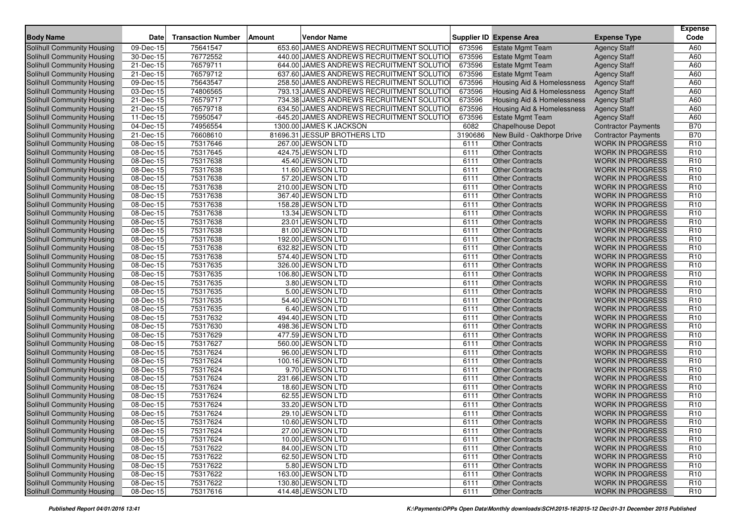| Body Name | Date | Transaction Number | Amount | Vendor Name | Supplier ID | Expense Area | Expense Type | Expense Code |
|---|---|---|---|---|---|---|---|---|
| Solihull Community Housing | 09-Dec-15 | 75641547 | 653.60 | JAMES ANDREWS RECRUITMENT SOLUTIO | 673596 | Estate Mgmt Team | Agency Staff | A60 |
| Solihull Community Housing | 30-Dec-15 | 76772552 | 440.00 | JAMES ANDREWS RECRUITMENT SOLUTIO | 673596 | Estate Mgmt Team | Agency Staff | A60 |
| Solihull Community Housing | 21-Dec-15 | 76579711 | 644.00 | JAMES ANDREWS RECRUITMENT SOLUTIO | 673596 | Estate Mgmt Team | Agency Staff | A60 |
| Solihull Community Housing | 21-Dec-15 | 76579712 | 637.60 | JAMES ANDREWS RECRUITMENT SOLUTIO | 673596 | Estate Mgmt Team | Agency Staff | A60 |
| Solihull Community Housing | 09-Dec-15 | 75643547 | 258.50 | JAMES ANDREWS RECRUITMENT SOLUTIO | 673596 | Housing Aid & Homelessness | Agency Staff | A60 |
| Solihull Community Housing | 03-Dec-15 | 74806565 | 793.13 | JAMES ANDREWS RECRUITMENT SOLUTIO | 673596 | Housing Aid & Homelessness | Agency Staff | A60 |
| Solihull Community Housing | 21-Dec-15 | 76579717 | 734.38 | JAMES ANDREWS RECRUITMENT SOLUTIO | 673596 | Housing Aid & Homelessness | Agency Staff | A60 |
| Solihull Community Housing | 21-Dec-15 | 76579718 | 634.50 | JAMES ANDREWS RECRUITMENT SOLUTIO | 673596 | Housing Aid & Homelessness | Agency Staff | A60 |
| Solihull Community Housing | 11-Dec-15 | 75950547 | -645.20 | JAMES ANDREWS RECRUITMENT SOLUTIO | 673596 | Estate Mgmt Team | Agency Staff | A60 |
| Solihull Community Housing | 04-Dec-15 | 74956554 | 1300.00 | JAMES K JACKSON | 6082 | Chapelhouse Depot | Contractor Payments | B70 |
| Solihull Community Housing | 21-Dec-15 | 76608610 | 81696.31 | JESSUP BROTHERS LTD | 3190686 | New Build - Oakthorpe Drive | Contractor Payments | B70 |
| Solihull Community Housing | 08-Dec-15 | 75317646 | 267.00 | JEWSON LTD | 6111 | Other Contracts | WORK IN PROGRESS | R10 |
| Solihull Community Housing | 08-Dec-15 | 75317645 | 424.75 | JEWSON LTD | 6111 | Other Contracts | WORK IN PROGRESS | R10 |
| Solihull Community Housing | 08-Dec-15 | 75317638 | 45.40 | JEWSON LTD | 6111 | Other Contracts | WORK IN PROGRESS | R10 |
| Solihull Community Housing | 08-Dec-15 | 75317638 | 11.60 | JEWSON LTD | 6111 | Other Contracts | WORK IN PROGRESS | R10 |
| Solihull Community Housing | 08-Dec-15 | 75317638 | 57.20 | JEWSON LTD | 6111 | Other Contracts | WORK IN PROGRESS | R10 |
| Solihull Community Housing | 08-Dec-15 | 75317638 | 210.00 | JEWSON LTD | 6111 | Other Contracts | WORK IN PROGRESS | R10 |
| Solihull Community Housing | 08-Dec-15 | 75317638 | 367.40 | JEWSON LTD | 6111 | Other Contracts | WORK IN PROGRESS | R10 |
| Solihull Community Housing | 08-Dec-15 | 75317638 | 158.28 | JEWSON LTD | 6111 | Other Contracts | WORK IN PROGRESS | R10 |
| Solihull Community Housing | 08-Dec-15 | 75317638 | 13.34 | JEWSON LTD | 6111 | Other Contracts | WORK IN PROGRESS | R10 |
| Solihull Community Housing | 08-Dec-15 | 75317638 | 23.01 | JEWSON LTD | 6111 | Other Contracts | WORK IN PROGRESS | R10 |
| Solihull Community Housing | 08-Dec-15 | 75317638 | 81.00 | JEWSON LTD | 6111 | Other Contracts | WORK IN PROGRESS | R10 |
| Solihull Community Housing | 08-Dec-15 | 75317638 | 192.00 | JEWSON LTD | 6111 | Other Contracts | WORK IN PROGRESS | R10 |
| Solihull Community Housing | 08-Dec-15 | 75317638 | 632.82 | JEWSON LTD | 6111 | Other Contracts | WORK IN PROGRESS | R10 |
| Solihull Community Housing | 08-Dec-15 | 75317638 | 574.40 | JEWSON LTD | 6111 | Other Contracts | WORK IN PROGRESS | R10 |
| Solihull Community Housing | 08-Dec-15 | 75317635 | 326.00 | JEWSON LTD | 6111 | Other Contracts | WORK IN PROGRESS | R10 |
| Solihull Community Housing | 08-Dec-15 | 75317635 | 106.80 | JEWSON LTD | 6111 | Other Contracts | WORK IN PROGRESS | R10 |
| Solihull Community Housing | 08-Dec-15 | 75317635 | 3.80 | JEWSON LTD | 6111 | Other Contracts | WORK IN PROGRESS | R10 |
| Solihull Community Housing | 08-Dec-15 | 75317635 | 5.00 | JEWSON LTD | 6111 | Other Contracts | WORK IN PROGRESS | R10 |
| Solihull Community Housing | 08-Dec-15 | 75317635 | 54.40 | JEWSON LTD | 6111 | Other Contracts | WORK IN PROGRESS | R10 |
| Solihull Community Housing | 08-Dec-15 | 75317635 | 6.40 | JEWSON LTD | 6111 | Other Contracts | WORK IN PROGRESS | R10 |
| Solihull Community Housing | 08-Dec-15 | 75317632 | 494.40 | JEWSON LTD | 6111 | Other Contracts | WORK IN PROGRESS | R10 |
| Solihull Community Housing | 08-Dec-15 | 75317630 | 498.36 | JEWSON LTD | 6111 | Other Contracts | WORK IN PROGRESS | R10 |
| Solihull Community Housing | 08-Dec-15 | 75317629 | 477.59 | JEWSON LTD | 6111 | Other Contracts | WORK IN PROGRESS | R10 |
| Solihull Community Housing | 08-Dec-15 | 75317627 | 560.00 | JEWSON LTD | 6111 | Other Contracts | WORK IN PROGRESS | R10 |
| Solihull Community Housing | 08-Dec-15 | 75317624 | 96.00 | JEWSON LTD | 6111 | Other Contracts | WORK IN PROGRESS | R10 |
| Solihull Community Housing | 08-Dec-15 | 75317624 | 100.16 | JEWSON LTD | 6111 | Other Contracts | WORK IN PROGRESS | R10 |
| Solihull Community Housing | 08-Dec-15 | 75317624 | 9.70 | JEWSON LTD | 6111 | Other Contracts | WORK IN PROGRESS | R10 |
| Solihull Community Housing | 08-Dec-15 | 75317624 | 231.66 | JEWSON LTD | 6111 | Other Contracts | WORK IN PROGRESS | R10 |
| Solihull Community Housing | 08-Dec-15 | 75317624 | 18.60 | JEWSON LTD | 6111 | Other Contracts | WORK IN PROGRESS | R10 |
| Solihull Community Housing | 08-Dec-15 | 75317624 | 62.55 | JEWSON LTD | 6111 | Other Contracts | WORK IN PROGRESS | R10 |
| Solihull Community Housing | 08-Dec-15 | 75317624 | 33.20 | JEWSON LTD | 6111 | Other Contracts | WORK IN PROGRESS | R10 |
| Solihull Community Housing | 08-Dec-15 | 75317624 | 29.10 | JEWSON LTD | 6111 | Other Contracts | WORK IN PROGRESS | R10 |
| Solihull Community Housing | 08-Dec-15 | 75317624 | 10.60 | JEWSON LTD | 6111 | Other Contracts | WORK IN PROGRESS | R10 |
| Solihull Community Housing | 08-Dec-15 | 75317624 | 27.00 | JEWSON LTD | 6111 | Other Contracts | WORK IN PROGRESS | R10 |
| Solihull Community Housing | 08-Dec-15 | 75317624 | 10.00 | JEWSON LTD | 6111 | Other Contracts | WORK IN PROGRESS | R10 |
| Solihull Community Housing | 08-Dec-15 | 75317622 | 84.00 | JEWSON LTD | 6111 | Other Contracts | WORK IN PROGRESS | R10 |
| Solihull Community Housing | 08-Dec-15 | 75317622 | 62.50 | JEWSON LTD | 6111 | Other Contracts | WORK IN PROGRESS | R10 |
| Solihull Community Housing | 08-Dec-15 | 75317622 | 5.80 | JEWSON LTD | 6111 | Other Contracts | WORK IN PROGRESS | R10 |
| Solihull Community Housing | 08-Dec-15 | 75317622 | 163.00 | JEWSON LTD | 6111 | Other Contracts | WORK IN PROGRESS | R10 |
| Solihull Community Housing | 08-Dec-15 | 75317622 | 130.80 | JEWSON LTD | 6111 | Other Contracts | WORK IN PROGRESS | R10 |
| Solihull Community Housing | 08-Dec-15 | 75317616 | 414.48 | JEWSON LTD | 6111 | Other Contracts | WORK IN PROGRESS | R10 |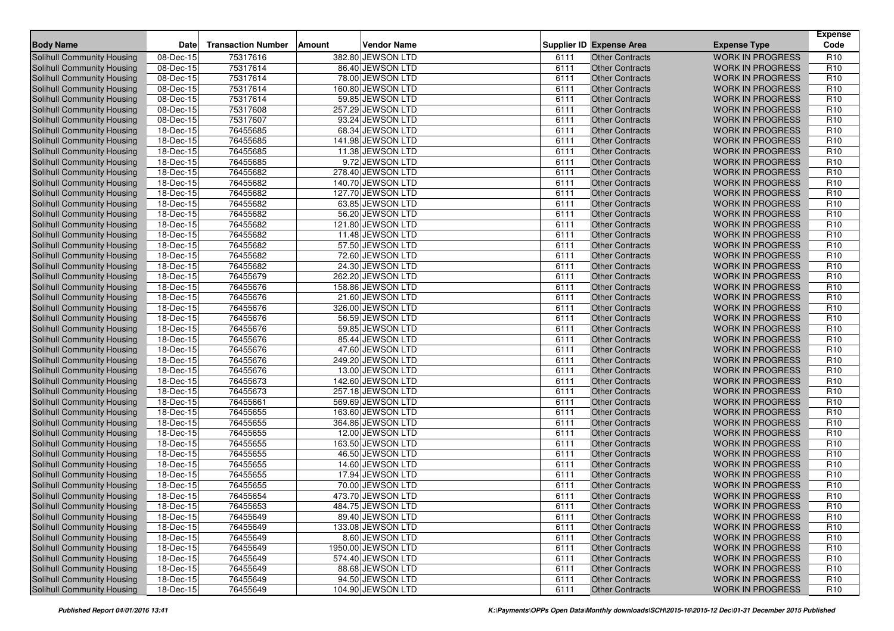| Body Name | Date | Transaction Number | Amount | Vendor Name | Supplier ID | Expense Area | Expense Type | Expense Code |
|---|---|---|---|---|---|---|---|---|
| Solihull Community Housing | 08-Dec-15 | 75317616 | 382.80 | JEWSON LTD | 6111 | Other Contracts | WORK IN PROGRESS | R10 |
| Solihull Community Housing | 08-Dec-15 | 75317614 | 86.40 | JEWSON LTD | 6111 | Other Contracts | WORK IN PROGRESS | R10 |
| Solihull Community Housing | 08-Dec-15 | 75317614 | 78.00 | JEWSON LTD | 6111 | Other Contracts | WORK IN PROGRESS | R10 |
| Solihull Community Housing | 08-Dec-15 | 75317614 | 160.80 | JEWSON LTD | 6111 | Other Contracts | WORK IN PROGRESS | R10 |
| Solihull Community Housing | 08-Dec-15 | 75317614 | 59.85 | JEWSON LTD | 6111 | Other Contracts | WORK IN PROGRESS | R10 |
| Solihull Community Housing | 08-Dec-15 | 75317608 | 257.29 | JEWSON LTD | 6111 | Other Contracts | WORK IN PROGRESS | R10 |
| Solihull Community Housing | 08-Dec-15 | 75317607 | 93.24 | JEWSON LTD | 6111 | Other Contracts | WORK IN PROGRESS | R10 |
| Solihull Community Housing | 18-Dec-15 | 76455685 | 68.34 | JEWSON LTD | 6111 | Other Contracts | WORK IN PROGRESS | R10 |
| Solihull Community Housing | 18-Dec-15 | 76455685 | 141.98 | JEWSON LTD | 6111 | Other Contracts | WORK IN PROGRESS | R10 |
| Solihull Community Housing | 18-Dec-15 | 76455685 | 11.38 | JEWSON LTD | 6111 | Other Contracts | WORK IN PROGRESS | R10 |
| Solihull Community Housing | 18-Dec-15 | 76455685 | 9.72 | JEWSON LTD | 6111 | Other Contracts | WORK IN PROGRESS | R10 |
| Solihull Community Housing | 18-Dec-15 | 76455682 | 278.40 | JEWSON LTD | 6111 | Other Contracts | WORK IN PROGRESS | R10 |
| Solihull Community Housing | 18-Dec-15 | 76455682 | 140.70 | JEWSON LTD | 6111 | Other Contracts | WORK IN PROGRESS | R10 |
| Solihull Community Housing | 18-Dec-15 | 76455682 | 127.70 | JEWSON LTD | 6111 | Other Contracts | WORK IN PROGRESS | R10 |
| Solihull Community Housing | 18-Dec-15 | 76455682 | 63.85 | JEWSON LTD | 6111 | Other Contracts | WORK IN PROGRESS | R10 |
| Solihull Community Housing | 18-Dec-15 | 76455682 | 56.20 | JEWSON LTD | 6111 | Other Contracts | WORK IN PROGRESS | R10 |
| Solihull Community Housing | 18-Dec-15 | 76455682 | 121.80 | JEWSON LTD | 6111 | Other Contracts | WORK IN PROGRESS | R10 |
| Solihull Community Housing | 18-Dec-15 | 76455682 | 11.48 | JEWSON LTD | 6111 | Other Contracts | WORK IN PROGRESS | R10 |
| Solihull Community Housing | 18-Dec-15 | 76455682 | 57.50 | JEWSON LTD | 6111 | Other Contracts | WORK IN PROGRESS | R10 |
| Solihull Community Housing | 18-Dec-15 | 76455682 | 72.60 | JEWSON LTD | 6111 | Other Contracts | WORK IN PROGRESS | R10 |
| Solihull Community Housing | 18-Dec-15 | 76455682 | 24.30 | JEWSON LTD | 6111 | Other Contracts | WORK IN PROGRESS | R10 |
| Solihull Community Housing | 18-Dec-15 | 76455679 | 262.20 | JEWSON LTD | 6111 | Other Contracts | WORK IN PROGRESS | R10 |
| Solihull Community Housing | 18-Dec-15 | 76455676 | 158.86 | JEWSON LTD | 6111 | Other Contracts | WORK IN PROGRESS | R10 |
| Solihull Community Housing | 18-Dec-15 | 76455676 | 21.60 | JEWSON LTD | 6111 | Other Contracts | WORK IN PROGRESS | R10 |
| Solihull Community Housing | 18-Dec-15 | 76455676 | 326.00 | JEWSON LTD | 6111 | Other Contracts | WORK IN PROGRESS | R10 |
| Solihull Community Housing | 18-Dec-15 | 76455676 | 56.59 | JEWSON LTD | 6111 | Other Contracts | WORK IN PROGRESS | R10 |
| Solihull Community Housing | 18-Dec-15 | 76455676 | 59.85 | JEWSON LTD | 6111 | Other Contracts | WORK IN PROGRESS | R10 |
| Solihull Community Housing | 18-Dec-15 | 76455676 | 85.44 | JEWSON LTD | 6111 | Other Contracts | WORK IN PROGRESS | R10 |
| Solihull Community Housing | 18-Dec-15 | 76455676 | 47.60 | JEWSON LTD | 6111 | Other Contracts | WORK IN PROGRESS | R10 |
| Solihull Community Housing | 18-Dec-15 | 76455676 | 249.20 | JEWSON LTD | 6111 | Other Contracts | WORK IN PROGRESS | R10 |
| Solihull Community Housing | 18-Dec-15 | 76455676 | 13.00 | JEWSON LTD | 6111 | Other Contracts | WORK IN PROGRESS | R10 |
| Solihull Community Housing | 18-Dec-15 | 76455673 | 142.60 | JEWSON LTD | 6111 | Other Contracts | WORK IN PROGRESS | R10 |
| Solihull Community Housing | 18-Dec-15 | 76455673 | 257.18 | JEWSON LTD | 6111 | Other Contracts | WORK IN PROGRESS | R10 |
| Solihull Community Housing | 18-Dec-15 | 76455661 | 569.69 | JEWSON LTD | 6111 | Other Contracts | WORK IN PROGRESS | R10 |
| Solihull Community Housing | 18-Dec-15 | 76455655 | 163.60 | JEWSON LTD | 6111 | Other Contracts | WORK IN PROGRESS | R10 |
| Solihull Community Housing | 18-Dec-15 | 76455655 | 364.86 | JEWSON LTD | 6111 | Other Contracts | WORK IN PROGRESS | R10 |
| Solihull Community Housing | 18-Dec-15 | 76455655 | 12.00 | JEWSON LTD | 6111 | Other Contracts | WORK IN PROGRESS | R10 |
| Solihull Community Housing | 18-Dec-15 | 76455655 | 163.50 | JEWSON LTD | 6111 | Other Contracts | WORK IN PROGRESS | R10 |
| Solihull Community Housing | 18-Dec-15 | 76455655 | 46.50 | JEWSON LTD | 6111 | Other Contracts | WORK IN PROGRESS | R10 |
| Solihull Community Housing | 18-Dec-15 | 76455655 | 14.60 | JEWSON LTD | 6111 | Other Contracts | WORK IN PROGRESS | R10 |
| Solihull Community Housing | 18-Dec-15 | 76455655 | 17.94 | JEWSON LTD | 6111 | Other Contracts | WORK IN PROGRESS | R10 |
| Solihull Community Housing | 18-Dec-15 | 76455655 | 70.00 | JEWSON LTD | 6111 | Other Contracts | WORK IN PROGRESS | R10 |
| Solihull Community Housing | 18-Dec-15 | 76455654 | 473.70 | JEWSON LTD | 6111 | Other Contracts | WORK IN PROGRESS | R10 |
| Solihull Community Housing | 18-Dec-15 | 76455653 | 484.75 | JEWSON LTD | 6111 | Other Contracts | WORK IN PROGRESS | R10 |
| Solihull Community Housing | 18-Dec-15 | 76455649 | 89.40 | JEWSON LTD | 6111 | Other Contracts | WORK IN PROGRESS | R10 |
| Solihull Community Housing | 18-Dec-15 | 76455649 | 133.08 | JEWSON LTD | 6111 | Other Contracts | WORK IN PROGRESS | R10 |
| Solihull Community Housing | 18-Dec-15 | 76455649 | 8.60 | JEWSON LTD | 6111 | Other Contracts | WORK IN PROGRESS | R10 |
| Solihull Community Housing | 18-Dec-15 | 76455649 | 1950.00 | JEWSON LTD | 6111 | Other Contracts | WORK IN PROGRESS | R10 |
| Solihull Community Housing | 18-Dec-15 | 76455649 | 574.40 | JEWSON LTD | 6111 | Other Contracts | WORK IN PROGRESS | R10 |
| Solihull Community Housing | 18-Dec-15 | 76455649 | 88.68 | JEWSON LTD | 6111 | Other Contracts | WORK IN PROGRESS | R10 |
| Solihull Community Housing | 18-Dec-15 | 76455649 | 94.50 | JEWSON LTD | 6111 | Other Contracts | WORK IN PROGRESS | R10 |
| Solihull Community Housing | 18-Dec-15 | 76455649 | 104.90 | JEWSON LTD | 6111 | Other Contracts | WORK IN PROGRESS | R10 |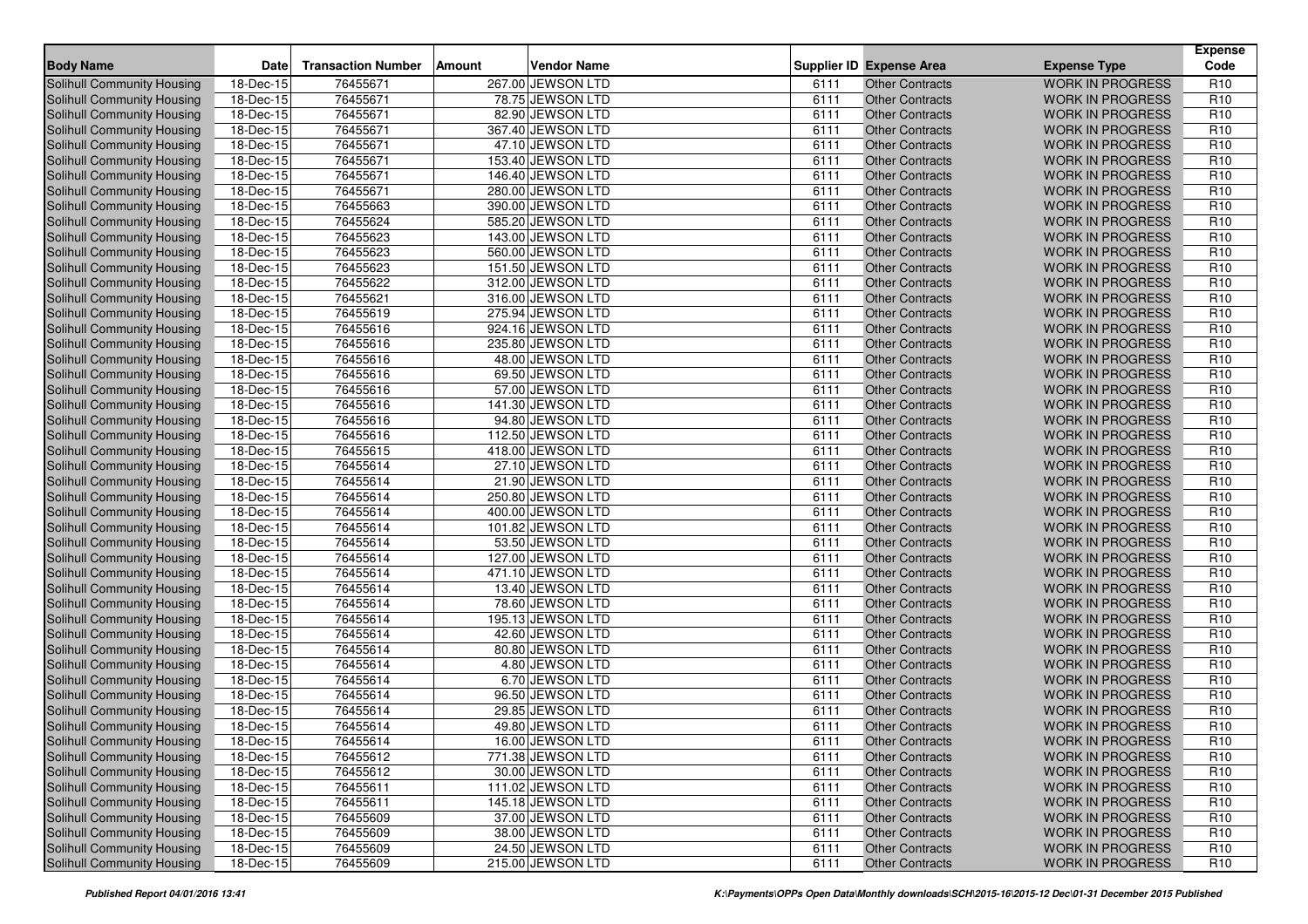| Body Name | Date | Transaction Number | Amount | Vendor Name | Supplier ID | Expense Area | Expense Type | Expense Code |
|---|---|---|---|---|---|---|---|---|
| Solihull Community Housing | 18-Dec-15 | 76455671 | 267.00 | JEWSON LTD | 6111 | Other Contracts | WORK IN PROGRESS | R10 |
| Solihull Community Housing | 18-Dec-15 | 76455671 | 78.75 | JEWSON LTD | 6111 | Other Contracts | WORK IN PROGRESS | R10 |
| Solihull Community Housing | 18-Dec-15 | 76455671 | 82.90 | JEWSON LTD | 6111 | Other Contracts | WORK IN PROGRESS | R10 |
| Solihull Community Housing | 18-Dec-15 | 76455671 | 367.40 | JEWSON LTD | 6111 | Other Contracts | WORK IN PROGRESS | R10 |
| Solihull Community Housing | 18-Dec-15 | 76455671 | 47.10 | JEWSON LTD | 6111 | Other Contracts | WORK IN PROGRESS | R10 |
| Solihull Community Housing | 18-Dec-15 | 76455671 | 153.40 | JEWSON LTD | 6111 | Other Contracts | WORK IN PROGRESS | R10 |
| Solihull Community Housing | 18-Dec-15 | 76455671 | 146.40 | JEWSON LTD | 6111 | Other Contracts | WORK IN PROGRESS | R10 |
| Solihull Community Housing | 18-Dec-15 | 76455671 | 280.00 | JEWSON LTD | 6111 | Other Contracts | WORK IN PROGRESS | R10 |
| Solihull Community Housing | 18-Dec-15 | 76455663 | 390.00 | JEWSON LTD | 6111 | Other Contracts | WORK IN PROGRESS | R10 |
| Solihull Community Housing | 18-Dec-15 | 76455624 | 585.20 | JEWSON LTD | 6111 | Other Contracts | WORK IN PROGRESS | R10 |
| Solihull Community Housing | 18-Dec-15 | 76455623 | 143.00 | JEWSON LTD | 6111 | Other Contracts | WORK IN PROGRESS | R10 |
| Solihull Community Housing | 18-Dec-15 | 76455623 | 560.00 | JEWSON LTD | 6111 | Other Contracts | WORK IN PROGRESS | R10 |
| Solihull Community Housing | 18-Dec-15 | 76455623 | 151.50 | JEWSON LTD | 6111 | Other Contracts | WORK IN PROGRESS | R10 |
| Solihull Community Housing | 18-Dec-15 | 76455622 | 312.00 | JEWSON LTD | 6111 | Other Contracts | WORK IN PROGRESS | R10 |
| Solihull Community Housing | 18-Dec-15 | 76455621 | 316.00 | JEWSON LTD | 6111 | Other Contracts | WORK IN PROGRESS | R10 |
| Solihull Community Housing | 18-Dec-15 | 76455619 | 275.94 | JEWSON LTD | 6111 | Other Contracts | WORK IN PROGRESS | R10 |
| Solihull Community Housing | 18-Dec-15 | 76455616 | 924.16 | JEWSON LTD | 6111 | Other Contracts | WORK IN PROGRESS | R10 |
| Solihull Community Housing | 18-Dec-15 | 76455616 | 235.80 | JEWSON LTD | 6111 | Other Contracts | WORK IN PROGRESS | R10 |
| Solihull Community Housing | 18-Dec-15 | 76455616 | 48.00 | JEWSON LTD | 6111 | Other Contracts | WORK IN PROGRESS | R10 |
| Solihull Community Housing | 18-Dec-15 | 76455616 | 69.50 | JEWSON LTD | 6111 | Other Contracts | WORK IN PROGRESS | R10 |
| Solihull Community Housing | 18-Dec-15 | 76455616 | 57.00 | JEWSON LTD | 6111 | Other Contracts | WORK IN PROGRESS | R10 |
| Solihull Community Housing | 18-Dec-15 | 76455616 | 141.30 | JEWSON LTD | 6111 | Other Contracts | WORK IN PROGRESS | R10 |
| Solihull Community Housing | 18-Dec-15 | 76455616 | 94.80 | JEWSON LTD | 6111 | Other Contracts | WORK IN PROGRESS | R10 |
| Solihull Community Housing | 18-Dec-15 | 76455616 | 112.50 | JEWSON LTD | 6111 | Other Contracts | WORK IN PROGRESS | R10 |
| Solihull Community Housing | 18-Dec-15 | 76455615 | 418.00 | JEWSON LTD | 6111 | Other Contracts | WORK IN PROGRESS | R10 |
| Solihull Community Housing | 18-Dec-15 | 76455614 | 27.10 | JEWSON LTD | 6111 | Other Contracts | WORK IN PROGRESS | R10 |
| Solihull Community Housing | 18-Dec-15 | 76455614 | 21.90 | JEWSON LTD | 6111 | Other Contracts | WORK IN PROGRESS | R10 |
| Solihull Community Housing | 18-Dec-15 | 76455614 | 250.80 | JEWSON LTD | 6111 | Other Contracts | WORK IN PROGRESS | R10 |
| Solihull Community Housing | 18-Dec-15 | 76455614 | 400.00 | JEWSON LTD | 6111 | Other Contracts | WORK IN PROGRESS | R10 |
| Solihull Community Housing | 18-Dec-15 | 76455614 | 101.82 | JEWSON LTD | 6111 | Other Contracts | WORK IN PROGRESS | R10 |
| Solihull Community Housing | 18-Dec-15 | 76455614 | 53.50 | JEWSON LTD | 6111 | Other Contracts | WORK IN PROGRESS | R10 |
| Solihull Community Housing | 18-Dec-15 | 76455614 | 127.00 | JEWSON LTD | 6111 | Other Contracts | WORK IN PROGRESS | R10 |
| Solihull Community Housing | 18-Dec-15 | 76455614 | 471.10 | JEWSON LTD | 6111 | Other Contracts | WORK IN PROGRESS | R10 |
| Solihull Community Housing | 18-Dec-15 | 76455614 | 13.40 | JEWSON LTD | 6111 | Other Contracts | WORK IN PROGRESS | R10 |
| Solihull Community Housing | 18-Dec-15 | 76455614 | 78.60 | JEWSON LTD | 6111 | Other Contracts | WORK IN PROGRESS | R10 |
| Solihull Community Housing | 18-Dec-15 | 76455614 | 195.13 | JEWSON LTD | 6111 | Other Contracts | WORK IN PROGRESS | R10 |
| Solihull Community Housing | 18-Dec-15 | 76455614 | 42.60 | JEWSON LTD | 6111 | Other Contracts | WORK IN PROGRESS | R10 |
| Solihull Community Housing | 18-Dec-15 | 76455614 | 80.80 | JEWSON LTD | 6111 | Other Contracts | WORK IN PROGRESS | R10 |
| Solihull Community Housing | 18-Dec-15 | 76455614 | 4.80 | JEWSON LTD | 6111 | Other Contracts | WORK IN PROGRESS | R10 |
| Solihull Community Housing | 18-Dec-15 | 76455614 | 6.70 | JEWSON LTD | 6111 | Other Contracts | WORK IN PROGRESS | R10 |
| Solihull Community Housing | 18-Dec-15 | 76455614 | 96.50 | JEWSON LTD | 6111 | Other Contracts | WORK IN PROGRESS | R10 |
| Solihull Community Housing | 18-Dec-15 | 76455614 | 29.85 | JEWSON LTD | 6111 | Other Contracts | WORK IN PROGRESS | R10 |
| Solihull Community Housing | 18-Dec-15 | 76455614 | 49.80 | JEWSON LTD | 6111 | Other Contracts | WORK IN PROGRESS | R10 |
| Solihull Community Housing | 18-Dec-15 | 76455614 | 16.00 | JEWSON LTD | 6111 | Other Contracts | WORK IN PROGRESS | R10 |
| Solihull Community Housing | 18-Dec-15 | 76455612 | 771.38 | JEWSON LTD | 6111 | Other Contracts | WORK IN PROGRESS | R10 |
| Solihull Community Housing | 18-Dec-15 | 76455612 | 30.00 | JEWSON LTD | 6111 | Other Contracts | WORK IN PROGRESS | R10 |
| Solihull Community Housing | 18-Dec-15 | 76455611 | 111.02 | JEWSON LTD | 6111 | Other Contracts | WORK IN PROGRESS | R10 |
| Solihull Community Housing | 18-Dec-15 | 76455611 | 145.18 | JEWSON LTD | 6111 | Other Contracts | WORK IN PROGRESS | R10 |
| Solihull Community Housing | 18-Dec-15 | 76455609 | 37.00 | JEWSON LTD | 6111 | Other Contracts | WORK IN PROGRESS | R10 |
| Solihull Community Housing | 18-Dec-15 | 76455609 | 38.00 | JEWSON LTD | 6111 | Other Contracts | WORK IN PROGRESS | R10 |
| Solihull Community Housing | 18-Dec-15 | 76455609 | 24.50 | JEWSON LTD | 6111 | Other Contracts | WORK IN PROGRESS | R10 |
| Solihull Community Housing | 18-Dec-15 | 76455609 | 215.00 | JEWSON LTD | 6111 | Other Contracts | WORK IN PROGRESS | R10 |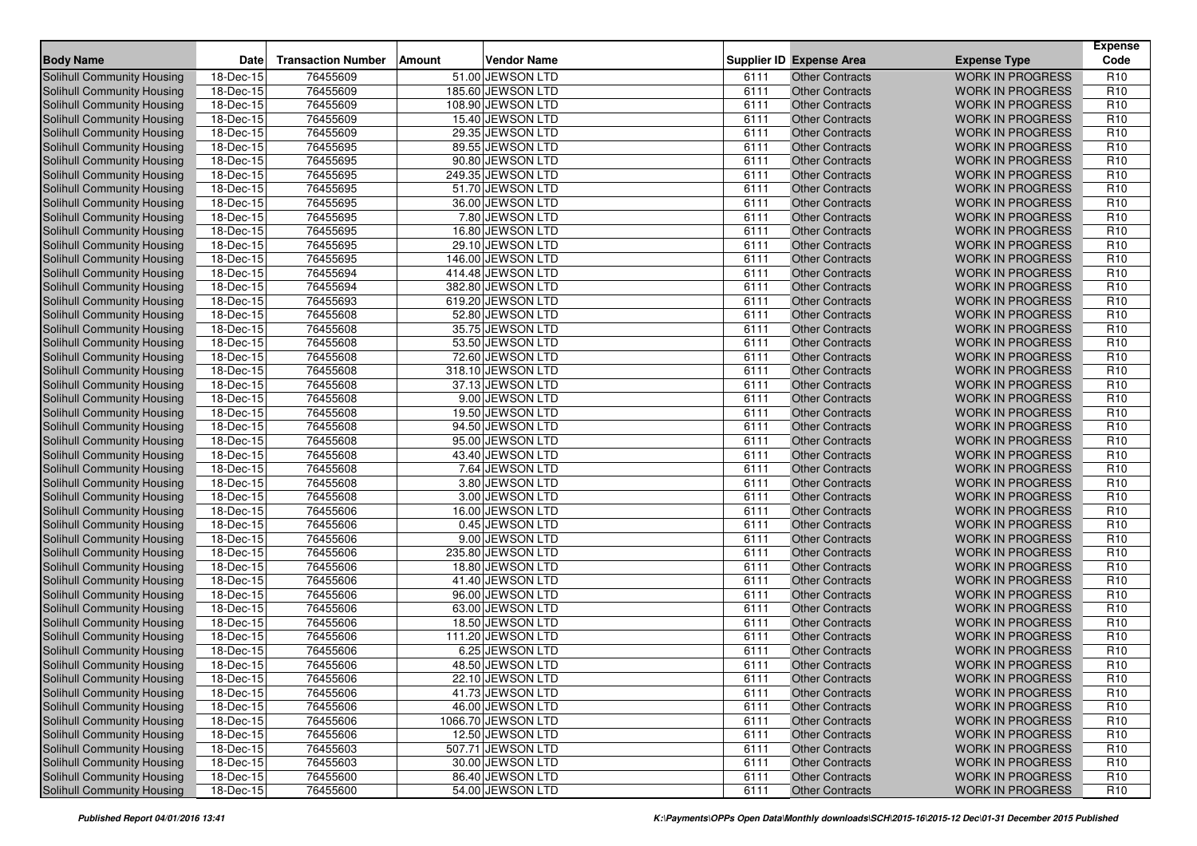| Body Name | Date | Transaction Number | Amount | Vendor Name | Supplier ID | Expense Area | Expense Type | Expense Code |
|---|---|---|---|---|---|---|---|---|
| Solihull Community Housing | 18-Dec-15 | 76455609 | 51.00 | JEWSON LTD | 6111 | Other Contracts | WORK IN PROGRESS | R10 |
| Solihull Community Housing | 18-Dec-15 | 76455609 | 185.60 | JEWSON LTD | 6111 | Other Contracts | WORK IN PROGRESS | R10 |
| Solihull Community Housing | 18-Dec-15 | 76455609 | 108.90 | JEWSON LTD | 6111 | Other Contracts | WORK IN PROGRESS | R10 |
| Solihull Community Housing | 18-Dec-15 | 76455609 | 15.40 | JEWSON LTD | 6111 | Other Contracts | WORK IN PROGRESS | R10 |
| Solihull Community Housing | 18-Dec-15 | 76455609 | 29.35 | JEWSON LTD | 6111 | Other Contracts | WORK IN PROGRESS | R10 |
| Solihull Community Housing | 18-Dec-15 | 76455695 | 89.55 | JEWSON LTD | 6111 | Other Contracts | WORK IN PROGRESS | R10 |
| Solihull Community Housing | 18-Dec-15 | 76455695 | 90.80 | JEWSON LTD | 6111 | Other Contracts | WORK IN PROGRESS | R10 |
| Solihull Community Housing | 18-Dec-15 | 76455695 | 249.35 | JEWSON LTD | 6111 | Other Contracts | WORK IN PROGRESS | R10 |
| Solihull Community Housing | 18-Dec-15 | 76455695 | 51.70 | JEWSON LTD | 6111 | Other Contracts | WORK IN PROGRESS | R10 |
| Solihull Community Housing | 18-Dec-15 | 76455695 | 36.00 | JEWSON LTD | 6111 | Other Contracts | WORK IN PROGRESS | R10 |
| Solihull Community Housing | 18-Dec-15 | 76455695 | 7.80 | JEWSON LTD | 6111 | Other Contracts | WORK IN PROGRESS | R10 |
| Solihull Community Housing | 18-Dec-15 | 76455695 | 16.80 | JEWSON LTD | 6111 | Other Contracts | WORK IN PROGRESS | R10 |
| Solihull Community Housing | 18-Dec-15 | 76455695 | 29.10 | JEWSON LTD | 6111 | Other Contracts | WORK IN PROGRESS | R10 |
| Solihull Community Housing | 18-Dec-15 | 76455695 | 146.00 | JEWSON LTD | 6111 | Other Contracts | WORK IN PROGRESS | R10 |
| Solihull Community Housing | 18-Dec-15 | 76455694 | 414.48 | JEWSON LTD | 6111 | Other Contracts | WORK IN PROGRESS | R10 |
| Solihull Community Housing | 18-Dec-15 | 76455694 | 382.80 | JEWSON LTD | 6111 | Other Contracts | WORK IN PROGRESS | R10 |
| Solihull Community Housing | 18-Dec-15 | 76455693 | 619.20 | JEWSON LTD | 6111 | Other Contracts | WORK IN PROGRESS | R10 |
| Solihull Community Housing | 18-Dec-15 | 76455608 | 52.80 | JEWSON LTD | 6111 | Other Contracts | WORK IN PROGRESS | R10 |
| Solihull Community Housing | 18-Dec-15 | 76455608 | 35.75 | JEWSON LTD | 6111 | Other Contracts | WORK IN PROGRESS | R10 |
| Solihull Community Housing | 18-Dec-15 | 76455608 | 53.50 | JEWSON LTD | 6111 | Other Contracts | WORK IN PROGRESS | R10 |
| Solihull Community Housing | 18-Dec-15 | 76455608 | 72.60 | JEWSON LTD | 6111 | Other Contracts | WORK IN PROGRESS | R10 |
| Solihull Community Housing | 18-Dec-15 | 76455608 | 318.10 | JEWSON LTD | 6111 | Other Contracts | WORK IN PROGRESS | R10 |
| Solihull Community Housing | 18-Dec-15 | 76455608 | 37.13 | JEWSON LTD | 6111 | Other Contracts | WORK IN PROGRESS | R10 |
| Solihull Community Housing | 18-Dec-15 | 76455608 | 9.00 | JEWSON LTD | 6111 | Other Contracts | WORK IN PROGRESS | R10 |
| Solihull Community Housing | 18-Dec-15 | 76455608 | 19.50 | JEWSON LTD | 6111 | Other Contracts | WORK IN PROGRESS | R10 |
| Solihull Community Housing | 18-Dec-15 | 76455608 | 94.50 | JEWSON LTD | 6111 | Other Contracts | WORK IN PROGRESS | R10 |
| Solihull Community Housing | 18-Dec-15 | 76455608 | 95.00 | JEWSON LTD | 6111 | Other Contracts | WORK IN PROGRESS | R10 |
| Solihull Community Housing | 18-Dec-15 | 76455608 | 43.40 | JEWSON LTD | 6111 | Other Contracts | WORK IN PROGRESS | R10 |
| Solihull Community Housing | 18-Dec-15 | 76455608 | 7.64 | JEWSON LTD | 6111 | Other Contracts | WORK IN PROGRESS | R10 |
| Solihull Community Housing | 18-Dec-15 | 76455608 | 3.80 | JEWSON LTD | 6111 | Other Contracts | WORK IN PROGRESS | R10 |
| Solihull Community Housing | 18-Dec-15 | 76455608 | 3.00 | JEWSON LTD | 6111 | Other Contracts | WORK IN PROGRESS | R10 |
| Solihull Community Housing | 18-Dec-15 | 76455606 | 16.00 | JEWSON LTD | 6111 | Other Contracts | WORK IN PROGRESS | R10 |
| Solihull Community Housing | 18-Dec-15 | 76455606 | 0.45 | JEWSON LTD | 6111 | Other Contracts | WORK IN PROGRESS | R10 |
| Solihull Community Housing | 18-Dec-15 | 76455606 | 9.00 | JEWSON LTD | 6111 | Other Contracts | WORK IN PROGRESS | R10 |
| Solihull Community Housing | 18-Dec-15 | 76455606 | 235.80 | JEWSON LTD | 6111 | Other Contracts | WORK IN PROGRESS | R10 |
| Solihull Community Housing | 18-Dec-15 | 76455606 | 18.80 | JEWSON LTD | 6111 | Other Contracts | WORK IN PROGRESS | R10 |
| Solihull Community Housing | 18-Dec-15 | 76455606 | 41.40 | JEWSON LTD | 6111 | Other Contracts | WORK IN PROGRESS | R10 |
| Solihull Community Housing | 18-Dec-15 | 76455606 | 96.00 | JEWSON LTD | 6111 | Other Contracts | WORK IN PROGRESS | R10 |
| Solihull Community Housing | 18-Dec-15 | 76455606 | 63.00 | JEWSON LTD | 6111 | Other Contracts | WORK IN PROGRESS | R10 |
| Solihull Community Housing | 18-Dec-15 | 76455606 | 18.50 | JEWSON LTD | 6111 | Other Contracts | WORK IN PROGRESS | R10 |
| Solihull Community Housing | 18-Dec-15 | 76455606 | 111.20 | JEWSON LTD | 6111 | Other Contracts | WORK IN PROGRESS | R10 |
| Solihull Community Housing | 18-Dec-15 | 76455606 | 6.25 | JEWSON LTD | 6111 | Other Contracts | WORK IN PROGRESS | R10 |
| Solihull Community Housing | 18-Dec-15 | 76455606 | 48.50 | JEWSON LTD | 6111 | Other Contracts | WORK IN PROGRESS | R10 |
| Solihull Community Housing | 18-Dec-15 | 76455606 | 22.10 | JEWSON LTD | 6111 | Other Contracts | WORK IN PROGRESS | R10 |
| Solihull Community Housing | 18-Dec-15 | 76455606 | 41.73 | JEWSON LTD | 6111 | Other Contracts | WORK IN PROGRESS | R10 |
| Solihull Community Housing | 18-Dec-15 | 76455606 | 46.00 | JEWSON LTD | 6111 | Other Contracts | WORK IN PROGRESS | R10 |
| Solihull Community Housing | 18-Dec-15 | 76455606 | 1066.70 | JEWSON LTD | 6111 | Other Contracts | WORK IN PROGRESS | R10 |
| Solihull Community Housing | 18-Dec-15 | 76455606 | 12.50 | JEWSON LTD | 6111 | Other Contracts | WORK IN PROGRESS | R10 |
| Solihull Community Housing | 18-Dec-15 | 76455603 | 507.71 | JEWSON LTD | 6111 | Other Contracts | WORK IN PROGRESS | R10 |
| Solihull Community Housing | 18-Dec-15 | 76455603 | 30.00 | JEWSON LTD | 6111 | Other Contracts | WORK IN PROGRESS | R10 |
| Solihull Community Housing | 18-Dec-15 | 76455600 | 86.40 | JEWSON LTD | 6111 | Other Contracts | WORK IN PROGRESS | R10 |
| Solihull Community Housing | 18-Dec-15 | 76455600 | 54.00 | JEWSON LTD | 6111 | Other Contracts | WORK IN PROGRESS | R10 |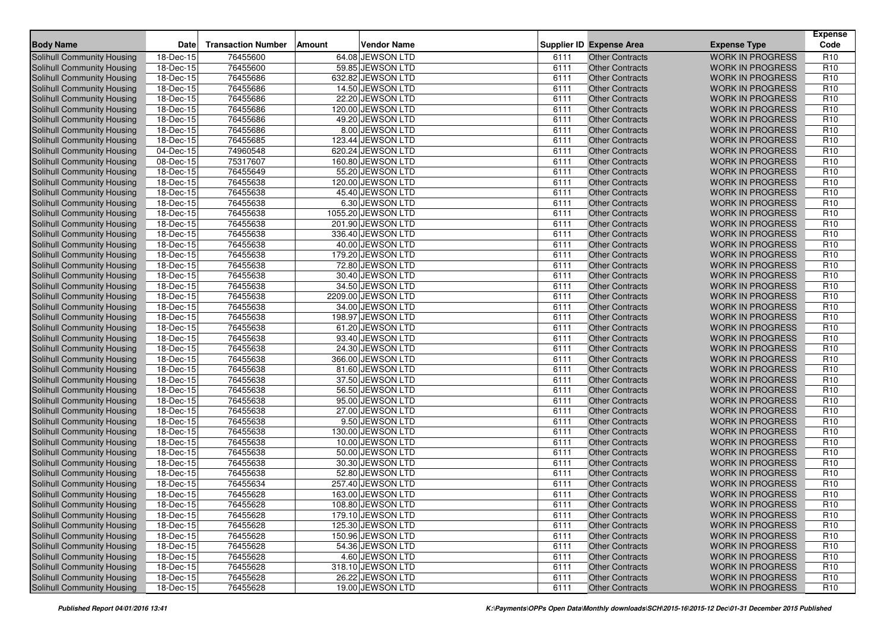| Body Name | Date | Transaction Number | Amount | Vendor Name | Supplier ID | Expense Area | Expense Type | Expense Code |
|---|---|---|---|---|---|---|---|---|
| Solihull Community Housing | 18-Dec-15 | 76455600 | 64.08 | JEWSON LTD | 6111 | Other Contracts | WORK IN PROGRESS | R10 |
| Solihull Community Housing | 18-Dec-15 | 76455600 | 59.85 | JEWSON LTD | 6111 | Other Contracts | WORK IN PROGRESS | R10 |
| Solihull Community Housing | 18-Dec-15 | 76455686 | 632.82 | JEWSON LTD | 6111 | Other Contracts | WORK IN PROGRESS | R10 |
| Solihull Community Housing | 18-Dec-15 | 76455686 | 14.50 | JEWSON LTD | 6111 | Other Contracts | WORK IN PROGRESS | R10 |
| Solihull Community Housing | 18-Dec-15 | 76455686 | 22.20 | JEWSON LTD | 6111 | Other Contracts | WORK IN PROGRESS | R10 |
| Solihull Community Housing | 18-Dec-15 | 76455686 | 120.00 | JEWSON LTD | 6111 | Other Contracts | WORK IN PROGRESS | R10 |
| Solihull Community Housing | 18-Dec-15 | 76455686 | 49.20 | JEWSON LTD | 6111 | Other Contracts | WORK IN PROGRESS | R10 |
| Solihull Community Housing | 18-Dec-15 | 76455686 | 8.00 | JEWSON LTD | 6111 | Other Contracts | WORK IN PROGRESS | R10 |
| Solihull Community Housing | 18-Dec-15 | 76455685 | 123.44 | JEWSON LTD | 6111 | Other Contracts | WORK IN PROGRESS | R10 |
| Solihull Community Housing | 04-Dec-15 | 74960548 | 620.24 | JEWSON LTD | 6111 | Other Contracts | WORK IN PROGRESS | R10 |
| Solihull Community Housing | 08-Dec-15 | 75317607 | 160.80 | JEWSON LTD | 6111 | Other Contracts | WORK IN PROGRESS | R10 |
| Solihull Community Housing | 18-Dec-15 | 76455649 | 55.20 | JEWSON LTD | 6111 | Other Contracts | WORK IN PROGRESS | R10 |
| Solihull Community Housing | 18-Dec-15 | 76455638 | 120.00 | JEWSON LTD | 6111 | Other Contracts | WORK IN PROGRESS | R10 |
| Solihull Community Housing | 18-Dec-15 | 76455638 | 45.40 | JEWSON LTD | 6111 | Other Contracts | WORK IN PROGRESS | R10 |
| Solihull Community Housing | 18-Dec-15 | 76455638 | 6.30 | JEWSON LTD | 6111 | Other Contracts | WORK IN PROGRESS | R10 |
| Solihull Community Housing | 18-Dec-15 | 76455638 | 1055.20 | JEWSON LTD | 6111 | Other Contracts | WORK IN PROGRESS | R10 |
| Solihull Community Housing | 18-Dec-15 | 76455638 | 201.90 | JEWSON LTD | 6111 | Other Contracts | WORK IN PROGRESS | R10 |
| Solihull Community Housing | 18-Dec-15 | 76455638 | 336.40 | JEWSON LTD | 6111 | Other Contracts | WORK IN PROGRESS | R10 |
| Solihull Community Housing | 18-Dec-15 | 76455638 | 40.00 | JEWSON LTD | 6111 | Other Contracts | WORK IN PROGRESS | R10 |
| Solihull Community Housing | 18-Dec-15 | 76455638 | 179.20 | JEWSON LTD | 6111 | Other Contracts | WORK IN PROGRESS | R10 |
| Solihull Community Housing | 18-Dec-15 | 76455638 | 72.80 | JEWSON LTD | 6111 | Other Contracts | WORK IN PROGRESS | R10 |
| Solihull Community Housing | 18-Dec-15 | 76455638 | 30.40 | JEWSON LTD | 6111 | Other Contracts | WORK IN PROGRESS | R10 |
| Solihull Community Housing | 18-Dec-15 | 76455638 | 34.50 | JEWSON LTD | 6111 | Other Contracts | WORK IN PROGRESS | R10 |
| Solihull Community Housing | 18-Dec-15 | 76455638 | 2209.00 | JEWSON LTD | 6111 | Other Contracts | WORK IN PROGRESS | R10 |
| Solihull Community Housing | 18-Dec-15 | 76455638 | 34.00 | JEWSON LTD | 6111 | Other Contracts | WORK IN PROGRESS | R10 |
| Solihull Community Housing | 18-Dec-15 | 76455638 | 198.97 | JEWSON LTD | 6111 | Other Contracts | WORK IN PROGRESS | R10 |
| Solihull Community Housing | 18-Dec-15 | 76455638 | 61.20 | JEWSON LTD | 6111 | Other Contracts | WORK IN PROGRESS | R10 |
| Solihull Community Housing | 18-Dec-15 | 76455638 | 93.40 | JEWSON LTD | 6111 | Other Contracts | WORK IN PROGRESS | R10 |
| Solihull Community Housing | 18-Dec-15 | 76455638 | 24.30 | JEWSON LTD | 6111 | Other Contracts | WORK IN PROGRESS | R10 |
| Solihull Community Housing | 18-Dec-15 | 76455638 | 366.00 | JEWSON LTD | 6111 | Other Contracts | WORK IN PROGRESS | R10 |
| Solihull Community Housing | 18-Dec-15 | 76455638 | 81.60 | JEWSON LTD | 6111 | Other Contracts | WORK IN PROGRESS | R10 |
| Solihull Community Housing | 18-Dec-15 | 76455638 | 37.50 | JEWSON LTD | 6111 | Other Contracts | WORK IN PROGRESS | R10 |
| Solihull Community Housing | 18-Dec-15 | 76455638 | 56.50 | JEWSON LTD | 6111 | Other Contracts | WORK IN PROGRESS | R10 |
| Solihull Community Housing | 18-Dec-15 | 76455638 | 95.00 | JEWSON LTD | 6111 | Other Contracts | WORK IN PROGRESS | R10 |
| Solihull Community Housing | 18-Dec-15 | 76455638 | 27.00 | JEWSON LTD | 6111 | Other Contracts | WORK IN PROGRESS | R10 |
| Solihull Community Housing | 18-Dec-15 | 76455638 | 9.50 | JEWSON LTD | 6111 | Other Contracts | WORK IN PROGRESS | R10 |
| Solihull Community Housing | 18-Dec-15 | 76455638 | 130.00 | JEWSON LTD | 6111 | Other Contracts | WORK IN PROGRESS | R10 |
| Solihull Community Housing | 18-Dec-15 | 76455638 | 10.00 | JEWSON LTD | 6111 | Other Contracts | WORK IN PROGRESS | R10 |
| Solihull Community Housing | 18-Dec-15 | 76455638 | 50.00 | JEWSON LTD | 6111 | Other Contracts | WORK IN PROGRESS | R10 |
| Solihull Community Housing | 18-Dec-15 | 76455638 | 30.30 | JEWSON LTD | 6111 | Other Contracts | WORK IN PROGRESS | R10 |
| Solihull Community Housing | 18-Dec-15 | 76455638 | 52.80 | JEWSON LTD | 6111 | Other Contracts | WORK IN PROGRESS | R10 |
| Solihull Community Housing | 18-Dec-15 | 76455634 | 257.40 | JEWSON LTD | 6111 | Other Contracts | WORK IN PROGRESS | R10 |
| Solihull Community Housing | 18-Dec-15 | 76455628 | 163.00 | JEWSON LTD | 6111 | Other Contracts | WORK IN PROGRESS | R10 |
| Solihull Community Housing | 18-Dec-15 | 76455628 | 108.80 | JEWSON LTD | 6111 | Other Contracts | WORK IN PROGRESS | R10 |
| Solihull Community Housing | 18-Dec-15 | 76455628 | 179.10 | JEWSON LTD | 6111 | Other Contracts | WORK IN PROGRESS | R10 |
| Solihull Community Housing | 18-Dec-15 | 76455628 | 125.30 | JEWSON LTD | 6111 | Other Contracts | WORK IN PROGRESS | R10 |
| Solihull Community Housing | 18-Dec-15 | 76455628 | 150.96 | JEWSON LTD | 6111 | Other Contracts | WORK IN PROGRESS | R10 |
| Solihull Community Housing | 18-Dec-15 | 76455628 | 54.36 | JEWSON LTD | 6111 | Other Contracts | WORK IN PROGRESS | R10 |
| Solihull Community Housing | 18-Dec-15 | 76455628 | 4.60 | JEWSON LTD | 6111 | Other Contracts | WORK IN PROGRESS | R10 |
| Solihull Community Housing | 18-Dec-15 | 76455628 | 318.10 | JEWSON LTD | 6111 | Other Contracts | WORK IN PROGRESS | R10 |
| Solihull Community Housing | 18-Dec-15 | 76455628 | 26.22 | JEWSON LTD | 6111 | Other Contracts | WORK IN PROGRESS | R10 |
| Solihull Community Housing | 18-Dec-15 | 76455628 | 19.00 | JEWSON LTD | 6111 | Other Contracts | WORK IN PROGRESS | R10 |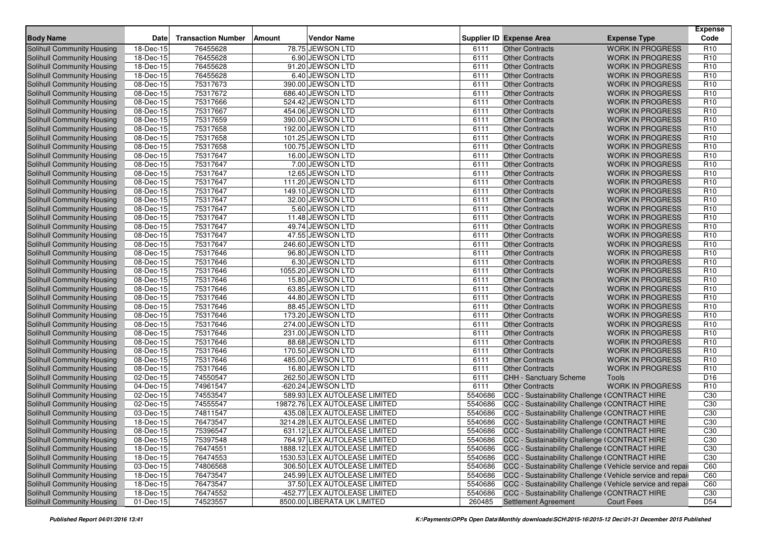| Body Name | Date | Transaction Number | Amount | Vendor Name | Supplier ID | Expense Area | Expense Type | Expense Code |
|---|---|---|---|---|---|---|---|---|
| Solihull Community Housing | 18-Dec-15 | 76455628 | 78.75 | JEWSON LTD | 6111 | Other Contracts | WORK IN PROGRESS | R10 |
| Solihull Community Housing | 18-Dec-15 | 76455628 | 6.90 | JEWSON LTD | 6111 | Other Contracts | WORK IN PROGRESS | R10 |
| Solihull Community Housing | 18-Dec-15 | 76455628 | 91.20 | JEWSON LTD | 6111 | Other Contracts | WORK IN PROGRESS | R10 |
| Solihull Community Housing | 18-Dec-15 | 76455628 | 6.40 | JEWSON LTD | 6111 | Other Contracts | WORK IN PROGRESS | R10 |
| Solihull Community Housing | 08-Dec-15 | 75317673 | 390.00 | JEWSON LTD | 6111 | Other Contracts | WORK IN PROGRESS | R10 |
| Solihull Community Housing | 08-Dec-15 | 75317672 | 686.40 | JEWSON LTD | 6111 | Other Contracts | WORK IN PROGRESS | R10 |
| Solihull Community Housing | 08-Dec-15 | 75317666 | 524.42 | JEWSON LTD | 6111 | Other Contracts | WORK IN PROGRESS | R10 |
| Solihull Community Housing | 08-Dec-15 | 75317667 | 454.06 | JEWSON LTD | 6111 | Other Contracts | WORK IN PROGRESS | R10 |
| Solihull Community Housing | 08-Dec-15 | 75317659 | 390.00 | JEWSON LTD | 6111 | Other Contracts | WORK IN PROGRESS | R10 |
| Solihull Community Housing | 08-Dec-15 | 75317658 | 192.00 | JEWSON LTD | 6111 | Other Contracts | WORK IN PROGRESS | R10 |
| Solihull Community Housing | 08-Dec-15 | 75317658 | 101.25 | JEWSON LTD | 6111 | Other Contracts | WORK IN PROGRESS | R10 |
| Solihull Community Housing | 08-Dec-15 | 75317658 | 100.75 | JEWSON LTD | 6111 | Other Contracts | WORK IN PROGRESS | R10 |
| Solihull Community Housing | 08-Dec-15 | 75317647 | 16.00 | JEWSON LTD | 6111 | Other Contracts | WORK IN PROGRESS | R10 |
| Solihull Community Housing | 08-Dec-15 | 75317647 | 7.00 | JEWSON LTD | 6111 | Other Contracts | WORK IN PROGRESS | R10 |
| Solihull Community Housing | 08-Dec-15 | 75317647 | 12.65 | JEWSON LTD | 6111 | Other Contracts | WORK IN PROGRESS | R10 |
| Solihull Community Housing | 08-Dec-15 | 75317647 | 111.20 | JEWSON LTD | 6111 | Other Contracts | WORK IN PROGRESS | R10 |
| Solihull Community Housing | 08-Dec-15 | 75317647 | 149.10 | JEWSON LTD | 6111 | Other Contracts | WORK IN PROGRESS | R10 |
| Solihull Community Housing | 08-Dec-15 | 75317647 | 32.00 | JEWSON LTD | 6111 | Other Contracts | WORK IN PROGRESS | R10 |
| Solihull Community Housing | 08-Dec-15 | 75317647 | 5.60 | JEWSON LTD | 6111 | Other Contracts | WORK IN PROGRESS | R10 |
| Solihull Community Housing | 08-Dec-15 | 75317647 | 11.48 | JEWSON LTD | 6111 | Other Contracts | WORK IN PROGRESS | R10 |
| Solihull Community Housing | 08-Dec-15 | 75317647 | 49.74 | JEWSON LTD | 6111 | Other Contracts | WORK IN PROGRESS | R10 |
| Solihull Community Housing | 08-Dec-15 | 75317647 | 47.55 | JEWSON LTD | 6111 | Other Contracts | WORK IN PROGRESS | R10 |
| Solihull Community Housing | 08-Dec-15 | 75317647 | 246.60 | JEWSON LTD | 6111 | Other Contracts | WORK IN PROGRESS | R10 |
| Solihull Community Housing | 08-Dec-15 | 75317646 | 96.80 | JEWSON LTD | 6111 | Other Contracts | WORK IN PROGRESS | R10 |
| Solihull Community Housing | 08-Dec-15 | 75317646 | 6.30 | JEWSON LTD | 6111 | Other Contracts | WORK IN PROGRESS | R10 |
| Solihull Community Housing | 08-Dec-15 | 75317646 | 1055.20 | JEWSON LTD | 6111 | Other Contracts | WORK IN PROGRESS | R10 |
| Solihull Community Housing | 08-Dec-15 | 75317646 | 15.80 | JEWSON LTD | 6111 | Other Contracts | WORK IN PROGRESS | R10 |
| Solihull Community Housing | 08-Dec-15 | 75317646 | 63.85 | JEWSON LTD | 6111 | Other Contracts | WORK IN PROGRESS | R10 |
| Solihull Community Housing | 08-Dec-15 | 75317646 | 44.80 | JEWSON LTD | 6111 | Other Contracts | WORK IN PROGRESS | R10 |
| Solihull Community Housing | 08-Dec-15 | 75317646 | 88.45 | JEWSON LTD | 6111 | Other Contracts | WORK IN PROGRESS | R10 |
| Solihull Community Housing | 08-Dec-15 | 75317646 | 173.20 | JEWSON LTD | 6111 | Other Contracts | WORK IN PROGRESS | R10 |
| Solihull Community Housing | 08-Dec-15 | 75317646 | 274.00 | JEWSON LTD | 6111 | Other Contracts | WORK IN PROGRESS | R10 |
| Solihull Community Housing | 08-Dec-15 | 75317646 | 231.00 | JEWSON LTD | 6111 | Other Contracts | WORK IN PROGRESS | R10 |
| Solihull Community Housing | 08-Dec-15 | 75317646 | 88.68 | JEWSON LTD | 6111 | Other Contracts | WORK IN PROGRESS | R10 |
| Solihull Community Housing | 08-Dec-15 | 75317646 | 170.50 | JEWSON LTD | 6111 | Other Contracts | WORK IN PROGRESS | R10 |
| Solihull Community Housing | 08-Dec-15 | 75317646 | 485.00 | JEWSON LTD | 6111 | Other Contracts | WORK IN PROGRESS | R10 |
| Solihull Community Housing | 08-Dec-15 | 75317646 | 16.80 | JEWSON LTD | 6111 | Other Contracts | WORK IN PROGRESS | R10 |
| Solihull Community Housing | 02-Dec-15 | 74550547 | 262.50 | JEWSON LTD | 6111 | CHH - Sanctuary Scheme | Tools | D16 |
| Solihull Community Housing | 04-Dec-15 | 74961547 | -620.24 | JEWSON LTD | 6111 | Other Contracts | WORK IN PROGRESS | R10 |
| Solihull Community Housing | 02-Dec-15 | 74553547 | 589.93 | LEX AUTOLEASE LIMITED | 5540686 | CCC - Sustainability Challenge ( | CONTRACT HIRE | C30 |
| Solihull Community Housing | 02-Dec-15 | 74555547 | 19872.76 | LEX AUTOLEASE LIMITED | 5540686 | CCC - Sustainability Challenge ( | CONTRACT HIRE | C30 |
| Solihull Community Housing | 03-Dec-15 | 74811547 | 435.08 | LEX AUTOLEASE LIMITED | 5540686 | CCC - Sustainability Challenge ( | CONTRACT HIRE | C30 |
| Solihull Community Housing | 18-Dec-15 | 76473547 | 3214.28 | LEX AUTOLEASE LIMITED | 5540686 | CCC - Sustainability Challenge ( | CONTRACT HIRE | C30 |
| Solihull Community Housing | 08-Dec-15 | 75396547 | 631.12 | LEX AUTOLEASE LIMITED | 5540686 | CCC - Sustainability Challenge ( | CONTRACT HIRE | C30 |
| Solihull Community Housing | 08-Dec-15 | 75397548 | 764.97 | LEX AUTOLEASE LIMITED | 5540686 | CCC - Sustainability Challenge ( | CONTRACT HIRE | C30 |
| Solihull Community Housing | 18-Dec-15 | 76474551 | 1888.12 | LEX AUTOLEASE LIMITED | 5540686 | CCC - Sustainability Challenge ( | CONTRACT HIRE | C30 |
| Solihull Community Housing | 18-Dec-15 | 76474553 | 1530.53 | LEX AUTOLEASE LIMITED | 5540686 | CCC - Sustainability Challenge ( | CONTRACT HIRE | C30 |
| Solihull Community Housing | 03-Dec-15 | 74806568 | 306.50 | LEX AUTOLEASE LIMITED | 5540686 | CCC - Sustainability Challenge ( | Vehicle service and repai | C60 |
| Solihull Community Housing | 18-Dec-15 | 76473547 | 245.99 | LEX AUTOLEASE LIMITED | 5540686 | CCC - Sustainability Challenge ( | Vehicle service and repai | C60 |
| Solihull Community Housing | 18-Dec-15 | 76473547 | 37.50 | LEX AUTOLEASE LIMITED | 5540686 | CCC - Sustainability Challenge ( | Vehicle service and repai | C60 |
| Solihull Community Housing | 18-Dec-15 | 76474552 | -452.77 | LEX AUTOLEASE LIMITED | 5540686 | CCC - Sustainability Challenge ( | CONTRACT HIRE | C30 |
| Solihull Community Housing | 01-Dec-15 | 74523557 | 8500.00 | LIBERATA UK LIMITED | 260485 | Settlement Agreement | Court Fees | D54 |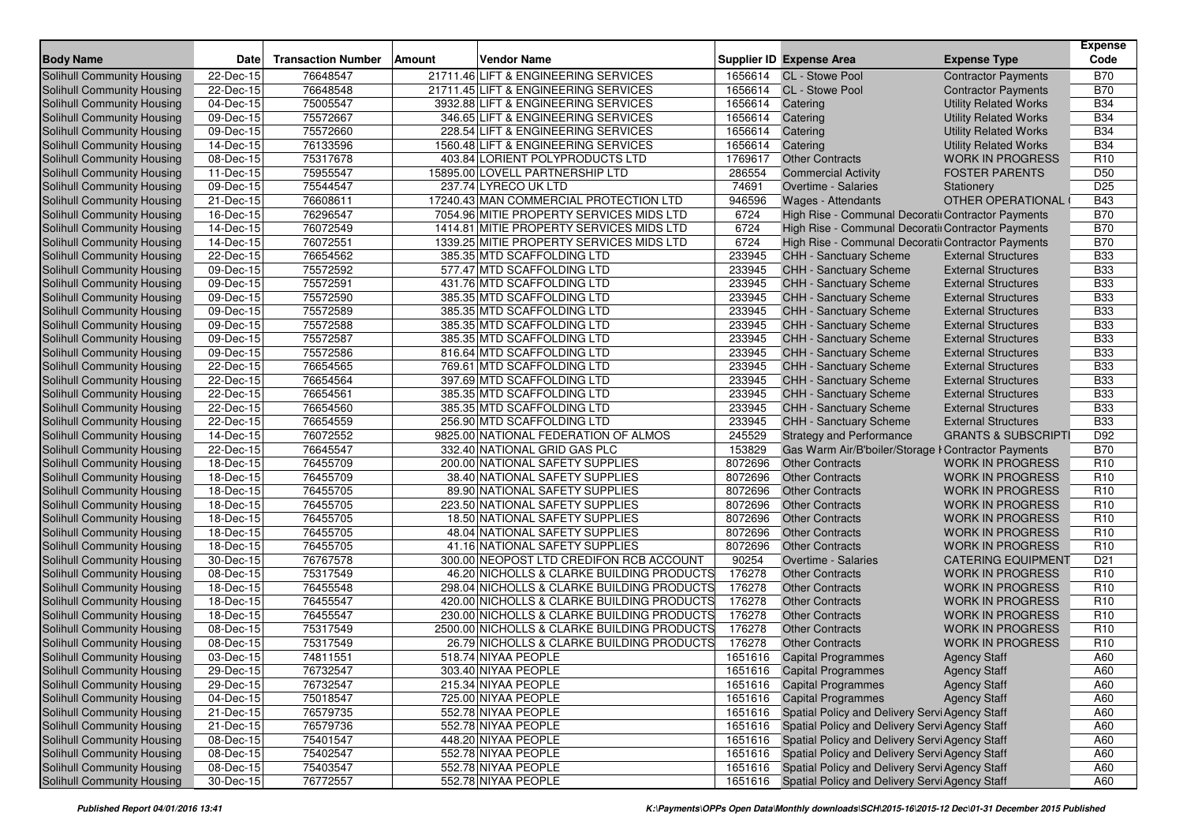| Body Name | Date | Transaction Number | Amount | Vendor Name | Supplier ID | Expense Area | Expense Type | Expense Code |
|---|---|---|---|---|---|---|---|---|
| Solihull Community Housing | 22-Dec-15 | 76648547 | 21711.46 | LIFT & ENGINEERING SERVICES | 1656614 | CL - Stowe Pool | Contractor Payments | B70 |
| Solihull Community Housing | 22-Dec-15 | 76648548 | 21711.45 | LIFT & ENGINEERING SERVICES | 1656614 | CL - Stowe Pool | Contractor Payments | B70 |
| Solihull Community Housing | 04-Dec-15 | 75005547 | 3932.88 | LIFT & ENGINEERING SERVICES | 1656614 | Catering | Utility Related Works | B34 |
| Solihull Community Housing | 09-Dec-15 | 75572667 | 346.65 | LIFT & ENGINEERING SERVICES | 1656614 | Catering | Utility Related Works | B34 |
| Solihull Community Housing | 09-Dec-15 | 75572660 | 228.54 | LIFT & ENGINEERING SERVICES | 1656614 | Catering | Utility Related Works | B34 |
| Solihull Community Housing | 14-Dec-15 | 76133596 | 1560.48 | LIFT & ENGINEERING SERVICES | 1656614 | Catering | Utility Related Works | B34 |
| Solihull Community Housing | 08-Dec-15 | 75317678 | 403.84 | LORIENT POLYPRODUCTS LTD | 1769617 | Other Contracts | WORK IN PROGRESS | R10 |
| Solihull Community Housing | 11-Dec-15 | 75955547 | 15895.00 | LOVELL PARTNERSHIP LTD | 286554 | Commercial Activity | FOSTER PARENTS | D50 |
| Solihull Community Housing | 09-Dec-15 | 75544547 | 237.74 | LYRECO UK LTD | 74691 | Overtime - Salaries | Stationery | D25 |
| Solihull Community Housing | 21-Dec-15 | 76608611 | 17240.43 | MAN COMMERCIAL PROTECTION LTD | 946596 | Wages - Attendants | OTHER OPERATIONAL | B43 |
| Solihull Community Housing | 16-Dec-15 | 76296547 | 7054.96 | MITIE PROPERTY SERVICES MIDS LTD | 6724 | High Rise - Communal Decorati | Contractor Payments | B70 |
| Solihull Community Housing | 14-Dec-15 | 76072549 | 1414.81 | MITIE PROPERTY SERVICES MIDS LTD | 6724 | High Rise - Communal Decorati | Contractor Payments | B70 |
| Solihull Community Housing | 14-Dec-15 | 76072551 | 1339.25 | MITIE PROPERTY SERVICES MIDS LTD | 6724 | High Rise - Communal Decorati | Contractor Payments | B70 |
| Solihull Community Housing | 22-Dec-15 | 76654562 | 385.35 | MTD SCAFFOLDING LTD | 233945 | CHH - Sanctuary Scheme | External Structures | B33 |
| Solihull Community Housing | 09-Dec-15 | 75572592 | 577.47 | MTD SCAFFOLDING LTD | 233945 | CHH - Sanctuary Scheme | External Structures | B33 |
| Solihull Community Housing | 09-Dec-15 | 75572591 | 431.76 | MTD SCAFFOLDING LTD | 233945 | CHH - Sanctuary Scheme | External Structures | B33 |
| Solihull Community Housing | 09-Dec-15 | 75572590 | 385.35 | MTD SCAFFOLDING LTD | 233945 | CHH - Sanctuary Scheme | External Structures | B33 |
| Solihull Community Housing | 09-Dec-15 | 75572589 | 385.35 | MTD SCAFFOLDING LTD | 233945 | CHH - Sanctuary Scheme | External Structures | B33 |
| Solihull Community Housing | 09-Dec-15 | 75572588 | 385.35 | MTD SCAFFOLDING LTD | 233945 | CHH - Sanctuary Scheme | External Structures | B33 |
| Solihull Community Housing | 09-Dec-15 | 75572587 | 385.35 | MTD SCAFFOLDING LTD | 233945 | CHH - Sanctuary Scheme | External Structures | B33 |
| Solihull Community Housing | 09-Dec-15 | 75572586 | 816.64 | MTD SCAFFOLDING LTD | 233945 | CHH - Sanctuary Scheme | External Structures | B33 |
| Solihull Community Housing | 22-Dec-15 | 76654565 | 769.61 | MTD SCAFFOLDING LTD | 233945 | CHH - Sanctuary Scheme | External Structures | B33 |
| Solihull Community Housing | 22-Dec-15 | 76654564 | 397.69 | MTD SCAFFOLDING LTD | 233945 | CHH - Sanctuary Scheme | External Structures | B33 |
| Solihull Community Housing | 22-Dec-15 | 76654561 | 385.35 | MTD SCAFFOLDING LTD | 233945 | CHH - Sanctuary Scheme | External Structures | B33 |
| Solihull Community Housing | 22-Dec-15 | 76654560 | 385.35 | MTD SCAFFOLDING LTD | 233945 | CHH - Sanctuary Scheme | External Structures | B33 |
| Solihull Community Housing | 22-Dec-15 | 76654559 | 256.90 | MTD SCAFFOLDING LTD | 233945 | CHH - Sanctuary Scheme | External Structures | B33 |
| Solihull Community Housing | 14-Dec-15 | 76072552 | 9825.00 | NATIONAL FEDERATION OF ALMOS | 245529 | Strategy and Performance | GRANTS & SUBSCRIPTI | D92 |
| Solihull Community Housing | 22-Dec-15 | 76645547 | 332.40 | NATIONAL GRID GAS PLC | 153829 | Gas Warm Air/B'boiler/Storage I | Contractor Payments | B70 |
| Solihull Community Housing | 18-Dec-15 | 76455709 | 200.00 | NATIONAL SAFETY SUPPLIES | 8072696 | Other Contracts | WORK IN PROGRESS | R10 |
| Solihull Community Housing | 18-Dec-15 | 76455709 | 38.40 | NATIONAL SAFETY SUPPLIES | 8072696 | Other Contracts | WORK IN PROGRESS | R10 |
| Solihull Community Housing | 18-Dec-15 | 76455705 | 89.90 | NATIONAL SAFETY SUPPLIES | 8072696 | Other Contracts | WORK IN PROGRESS | R10 |
| Solihull Community Housing | 18-Dec-15 | 76455705 | 223.50 | NATIONAL SAFETY SUPPLIES | 8072696 | Other Contracts | WORK IN PROGRESS | R10 |
| Solihull Community Housing | 18-Dec-15 | 76455705 | 18.50 | NATIONAL SAFETY SUPPLIES | 8072696 | Other Contracts | WORK IN PROGRESS | R10 |
| Solihull Community Housing | 18-Dec-15 | 76455705 | 48.04 | NATIONAL SAFETY SUPPLIES | 8072696 | Other Contracts | WORK IN PROGRESS | R10 |
| Solihull Community Housing | 18-Dec-15 | 76455705 | 41.16 | NATIONAL SAFETY SUPPLIES | 8072696 | Other Contracts | WORK IN PROGRESS | R10 |
| Solihull Community Housing | 30-Dec-15 | 76767578 | 300.00 | NEOPOST LTD CREDIFON RCB ACCOUNT | 90254 | Overtime - Salaries | CATERING EQUIPMENT | D21 |
| Solihull Community Housing | 08-Dec-15 | 75317549 | 46.20 | NICHOLLS & CLARKE BUILDING PRODUCTS | 176278 | Other Contracts | WORK IN PROGRESS | R10 |
| Solihull Community Housing | 18-Dec-15 | 76455548 | 298.04 | NICHOLLS & CLARKE BUILDING PRODUCTS | 176278 | Other Contracts | WORK IN PROGRESS | R10 |
| Solihull Community Housing | 18-Dec-15 | 76455547 | 420.00 | NICHOLLS & CLARKE BUILDING PRODUCTS | 176278 | Other Contracts | WORK IN PROGRESS | R10 |
| Solihull Community Housing | 18-Dec-15 | 76455547 | 230.00 | NICHOLLS & CLARKE BUILDING PRODUCTS | 176278 | Other Contracts | WORK IN PROGRESS | R10 |
| Solihull Community Housing | 08-Dec-15 | 75317549 | 2500.00 | NICHOLLS & CLARKE BUILDING PRODUCTS | 176278 | Other Contracts | WORK IN PROGRESS | R10 |
| Solihull Community Housing | 08-Dec-15 | 75317549 | 26.79 | NICHOLLS & CLARKE BUILDING PRODUCTS | 176278 | Other Contracts | WORK IN PROGRESS | R10 |
| Solihull Community Housing | 03-Dec-15 | 74811551 | 518.74 | NIYAA PEOPLE | 1651616 | Capital Programmes | Agency Staff | A60 |
| Solihull Community Housing | 29-Dec-15 | 76732547 | 303.40 | NIYAA PEOPLE | 1651616 | Capital Programmes | Agency Staff | A60 |
| Solihull Community Housing | 29-Dec-15 | 76732547 | 215.34 | NIYAA PEOPLE | 1651616 | Capital Programmes | Agency Staff | A60 |
| Solihull Community Housing | 04-Dec-15 | 75018547 | 725.00 | NIYAA PEOPLE | 1651616 | Capital Programmes | Agency Staff | A60 |
| Solihull Community Housing | 21-Dec-15 | 76579735 | 552.78 | NIYAA PEOPLE | 1651616 | Spatial Policy and Delivery Servi | Agency Staff | A60 |
| Solihull Community Housing | 21-Dec-15 | 76579736 | 552.78 | NIYAA PEOPLE | 1651616 | Spatial Policy and Delivery Servi | Agency Staff | A60 |
| Solihull Community Housing | 08-Dec-15 | 75401547 | 448.20 | NIYAA PEOPLE | 1651616 | Spatial Policy and Delivery Servi | Agency Staff | A60 |
| Solihull Community Housing | 08-Dec-15 | 75402547 | 552.78 | NIYAA PEOPLE | 1651616 | Spatial Policy and Delivery Servi | Agency Staff | A60 |
| Solihull Community Housing | 08-Dec-15 | 75403547 | 552.78 | NIYAA PEOPLE | 1651616 | Spatial Policy and Delivery Servi | Agency Staff | A60 |
| Solihull Community Housing | 30-Dec-15 | 76772557 | 552.78 | NIYAA PEOPLE | 1651616 | Spatial Policy and Delivery Servi | Agency Staff | A60 |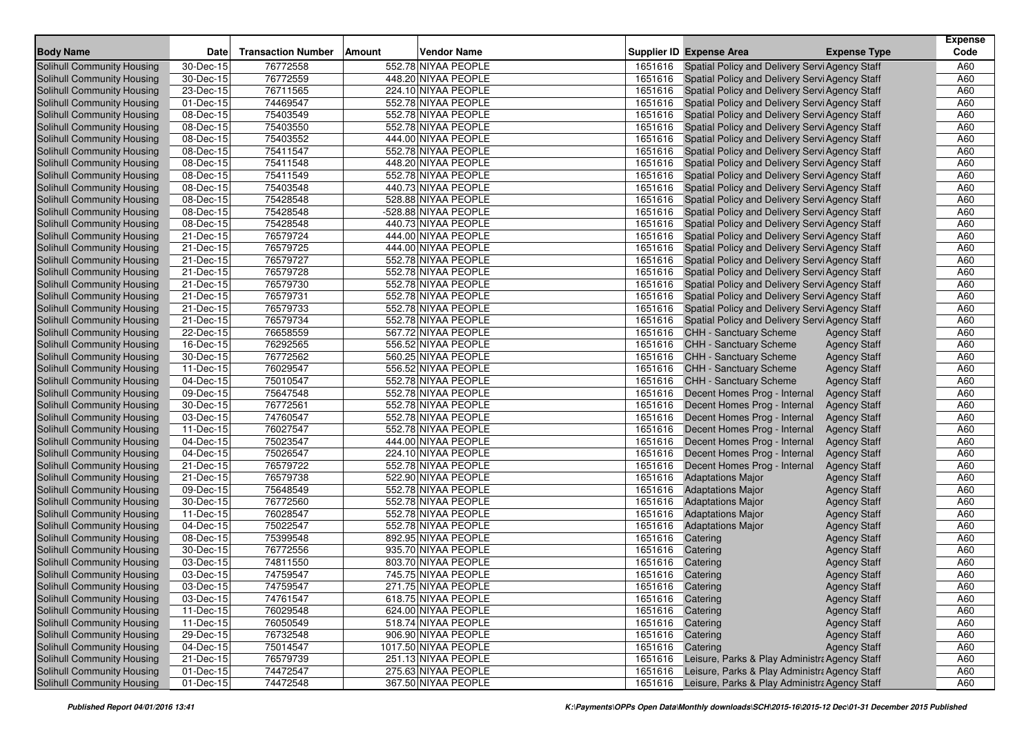| Body Name | Date | Transaction Number | Amount | Vendor Name | Supplier ID | Expense Area | Expense Type | Expense Code |
|---|---|---|---|---|---|---|---|---|
| Solihull Community Housing | 30-Dec-15 | 76772558 | 552.78 | NIYAA PEOPLE | 1651616 | Spatial Policy and Delivery Servi | Agency Staff | A60 |
| Solihull Community Housing | 30-Dec-15 | 76772559 | 448.20 | NIYAA PEOPLE | 1651616 | Spatial Policy and Delivery Servi | Agency Staff | A60 |
| Solihull Community Housing | 23-Dec-15 | 76711565 | 224.10 | NIYAA PEOPLE | 1651616 | Spatial Policy and Delivery Servi | Agency Staff | A60 |
| Solihull Community Housing | 01-Dec-15 | 74469547 | 552.78 | NIYAA PEOPLE | 1651616 | Spatial Policy and Delivery Servi | Agency Staff | A60 |
| Solihull Community Housing | 08-Dec-15 | 75403549 | 552.78 | NIYAA PEOPLE | 1651616 | Spatial Policy and Delivery Servi | Agency Staff | A60 |
| Solihull Community Housing | 08-Dec-15 | 75403550 | 552.78 | NIYAA PEOPLE | 1651616 | Spatial Policy and Delivery Servi | Agency Staff | A60 |
| Solihull Community Housing | 08-Dec-15 | 75403552 | 444.00 | NIYAA PEOPLE | 1651616 | Spatial Policy and Delivery Servi | Agency Staff | A60 |
| Solihull Community Housing | 08-Dec-15 | 75411547 | 552.78 | NIYAA PEOPLE | 1651616 | Spatial Policy and Delivery Servi | Agency Staff | A60 |
| Solihull Community Housing | 08-Dec-15 | 75411548 | 448.20 | NIYAA PEOPLE | 1651616 | Spatial Policy and Delivery Servi | Agency Staff | A60 |
| Solihull Community Housing | 08-Dec-15 | 75411549 | 552.78 | NIYAA PEOPLE | 1651616 | Spatial Policy and Delivery Servi | Agency Staff | A60 |
| Solihull Community Housing | 08-Dec-15 | 75403548 | 440.73 | NIYAA PEOPLE | 1651616 | Spatial Policy and Delivery Servi | Agency Staff | A60 |
| Solihull Community Housing | 08-Dec-15 | 75428548 | 528.88 | NIYAA PEOPLE | 1651616 | Spatial Policy and Delivery Servi | Agency Staff | A60 |
| Solihull Community Housing | 08-Dec-15 | 75428548 | -528.88 | NIYAA PEOPLE | 1651616 | Spatial Policy and Delivery Servi | Agency Staff | A60 |
| Solihull Community Housing | 08-Dec-15 | 75428548 | 440.73 | NIYAA PEOPLE | 1651616 | Spatial Policy and Delivery Servi | Agency Staff | A60 |
| Solihull Community Housing | 21-Dec-15 | 76579724 | 444.00 | NIYAA PEOPLE | 1651616 | Spatial Policy and Delivery Servi | Agency Staff | A60 |
| Solihull Community Housing | 21-Dec-15 | 76579725 | 444.00 | NIYAA PEOPLE | 1651616 | Spatial Policy and Delivery Servi | Agency Staff | A60 |
| Solihull Community Housing | 21-Dec-15 | 76579727 | 552.78 | NIYAA PEOPLE | 1651616 | Spatial Policy and Delivery Servi | Agency Staff | A60 |
| Solihull Community Housing | 21-Dec-15 | 76579728 | 552.78 | NIYAA PEOPLE | 1651616 | Spatial Policy and Delivery Servi | Agency Staff | A60 |
| Solihull Community Housing | 21-Dec-15 | 76579730 | 552.78 | NIYAA PEOPLE | 1651616 | Spatial Policy and Delivery Servi | Agency Staff | A60 |
| Solihull Community Housing | 21-Dec-15 | 76579731 | 552.78 | NIYAA PEOPLE | 1651616 | Spatial Policy and Delivery Servi | Agency Staff | A60 |
| Solihull Community Housing | 21-Dec-15 | 76579733 | 552.78 | NIYAA PEOPLE | 1651616 | Spatial Policy and Delivery Servi | Agency Staff | A60 |
| Solihull Community Housing | 21-Dec-15 | 76579734 | 552.78 | NIYAA PEOPLE | 1651616 | Spatial Policy and Delivery Servi | Agency Staff | A60 |
| Solihull Community Housing | 22-Dec-15 | 76658559 | 567.72 | NIYAA PEOPLE | 1651616 | CHH - Sanctuary Scheme | Agency Staff | A60 |
| Solihull Community Housing | 16-Dec-15 | 76292565 | 556.52 | NIYAA PEOPLE | 1651616 | CHH - Sanctuary Scheme | Agency Staff | A60 |
| Solihull Community Housing | 30-Dec-15 | 76772562 | 560.25 | NIYAA PEOPLE | 1651616 | CHH - Sanctuary Scheme | Agency Staff | A60 |
| Solihull Community Housing | 11-Dec-15 | 76029547 | 556.52 | NIYAA PEOPLE | 1651616 | CHH - Sanctuary Scheme | Agency Staff | A60 |
| Solihull Community Housing | 04-Dec-15 | 75010547 | 552.78 | NIYAA PEOPLE | 1651616 | CHH - Sanctuary Scheme | Agency Staff | A60 |
| Solihull Community Housing | 09-Dec-15 | 75647548 | 552.78 | NIYAA PEOPLE | 1651616 | Decent Homes Prog - Internal | Agency Staff | A60 |
| Solihull Community Housing | 30-Dec-15 | 76772561 | 552.78 | NIYAA PEOPLE | 1651616 | Decent Homes Prog - Internal | Agency Staff | A60 |
| Solihull Community Housing | 03-Dec-15 | 74760547 | 552.78 | NIYAA PEOPLE | 1651616 | Decent Homes Prog - Internal | Agency Staff | A60 |
| Solihull Community Housing | 11-Dec-15 | 76027547 | 552.78 | NIYAA PEOPLE | 1651616 | Decent Homes Prog - Internal | Agency Staff | A60 |
| Solihull Community Housing | 04-Dec-15 | 75023547 | 444.00 | NIYAA PEOPLE | 1651616 | Decent Homes Prog - Internal | Agency Staff | A60 |
| Solihull Community Housing | 04-Dec-15 | 75026547 | 224.10 | NIYAA PEOPLE | 1651616 | Decent Homes Prog - Internal | Agency Staff | A60 |
| Solihull Community Housing | 21-Dec-15 | 76579722 | 552.78 | NIYAA PEOPLE | 1651616 | Decent Homes Prog - Internal | Agency Staff | A60 |
| Solihull Community Housing | 21-Dec-15 | 76579738 | 522.90 | NIYAA PEOPLE | 1651616 | Adaptations Major | Agency Staff | A60 |
| Solihull Community Housing | 09-Dec-15 | 75648549 | 552.78 | NIYAA PEOPLE | 1651616 | Adaptations Major | Agency Staff | A60 |
| Solihull Community Housing | 30-Dec-15 | 76772560 | 552.78 | NIYAA PEOPLE | 1651616 | Adaptations Major | Agency Staff | A60 |
| Solihull Community Housing | 11-Dec-15 | 76028547 | 552.78 | NIYAA PEOPLE | 1651616 | Adaptations Major | Agency Staff | A60 |
| Solihull Community Housing | 04-Dec-15 | 75022547 | 552.78 | NIYAA PEOPLE | 1651616 | Adaptations Major | Agency Staff | A60 |
| Solihull Community Housing | 08-Dec-15 | 75399548 | 892.95 | NIYAA PEOPLE | 1651616 | Catering | Agency Staff | A60 |
| Solihull Community Housing | 30-Dec-15 | 76772556 | 935.70 | NIYAA PEOPLE | 1651616 | Catering | Agency Staff | A60 |
| Solihull Community Housing | 03-Dec-15 | 74811550 | 803.70 | NIYAA PEOPLE | 1651616 | Catering | Agency Staff | A60 |
| Solihull Community Housing | 03-Dec-15 | 74759547 | 745.75 | NIYAA PEOPLE | 1651616 | Catering | Agency Staff | A60 |
| Solihull Community Housing | 03-Dec-15 | 74759547 | 271.75 | NIYAA PEOPLE | 1651616 | Catering | Agency Staff | A60 |
| Solihull Community Housing | 03-Dec-15 | 74761547 | 618.75 | NIYAA PEOPLE | 1651616 | Catering | Agency Staff | A60 |
| Solihull Community Housing | 11-Dec-15 | 76029548 | 624.00 | NIYAA PEOPLE | 1651616 | Catering | Agency Staff | A60 |
| Solihull Community Housing | 11-Dec-15 | 76050549 | 518.74 | NIYAA PEOPLE | 1651616 | Catering | Agency Staff | A60 |
| Solihull Community Housing | 29-Dec-15 | 76732548 | 906.90 | NIYAA PEOPLE | 1651616 | Catering | Agency Staff | A60 |
| Solihull Community Housing | 04-Dec-15 | 75014547 | 1017.50 | NIYAA PEOPLE | 1651616 | Catering | Agency Staff | A60 |
| Solihull Community Housing | 21-Dec-15 | 76579739 | 251.13 | NIYAA PEOPLE | 1651616 | Leisure, Parks & Play Administra | Agency Staff | A60 |
| Solihull Community Housing | 01-Dec-15 | 74472547 | 275.63 | NIYAA PEOPLE | 1651616 | Leisure, Parks & Play Administra | Agency Staff | A60 |
| Solihull Community Housing | 01-Dec-15 | 74472548 | 367.50 | NIYAA PEOPLE | 1651616 | Leisure, Parks & Play Administra | Agency Staff | A60 |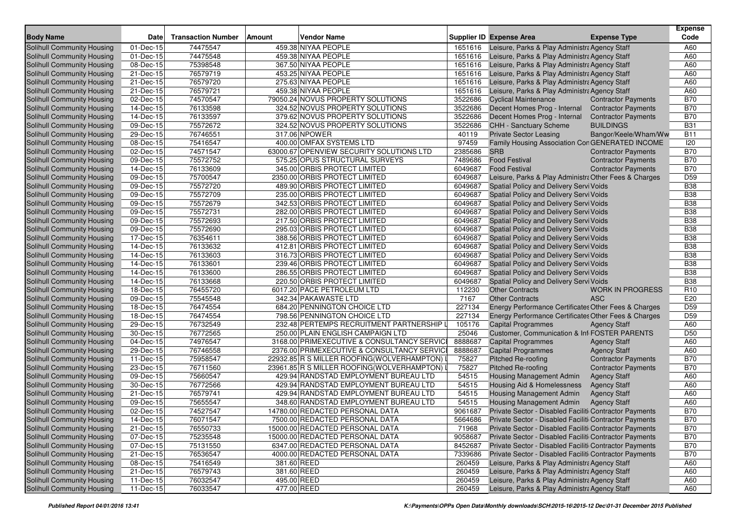| Body Name | Date | Transaction Number | Amount | Vendor Name | Supplier ID | Expense Area | Expense Type | Expense Code |
|---|---|---|---|---|---|---|---|---|
| Solihull Community Housing | 01-Dec-15 | 74475547 | 459.38 | NIYAA PEOPLE | 1651616 | Leisure, Parks & Play Administra | Agency Staff | A60 |
| Solihull Community Housing | 01-Dec-15 | 74475548 | 459.38 | NIYAA PEOPLE | 1651616 | Leisure, Parks & Play Administra | Agency Staff | A60 |
| Solihull Community Housing | 08-Dec-15 | 75398548 | 367.50 | NIYAA PEOPLE | 1651616 | Leisure, Parks & Play Administra | Agency Staff | A60 |
| Solihull Community Housing | 21-Dec-15 | 76579719 | 453.25 | NIYAA PEOPLE | 1651616 | Leisure, Parks & Play Administra | Agency Staff | A60 |
| Solihull Community Housing | 21-Dec-15 | 76579720 | 275.63 | NIYAA PEOPLE | 1651616 | Leisure, Parks & Play Administra | Agency Staff | A60 |
| Solihull Community Housing | 21-Dec-15 | 76579721 | 459.38 | NIYAA PEOPLE | 1651616 | Leisure, Parks & Play Administra | Agency Staff | A60 |
| Solihull Community Housing | 02-Dec-15 | 74570547 | 79050.24 | NOVUS PROPERTY SOLUTIONS | 3522686 | Cyclical Maintenance | Contractor Payments | B70 |
| Solihull Community Housing | 14-Dec-15 | 76133598 | 324.52 | NOVUS PROPERTY SOLUTIONS | 3522686 | Decent Homes Prog - Internal | Contractor Payments | B70 |
| Solihull Community Housing | 14-Dec-15 | 76133597 | 379.62 | NOVUS PROPERTY SOLUTIONS | 3522686 | Decent Homes Prog - Internal | Contractor Payments | B70 |
| Solihull Community Housing | 09-Dec-15 | 75572672 | 324.52 | NOVUS PROPERTY SOLUTIONS | 3522686 | CHH - Sanctuary Scheme | BUILDINGS | B31 |
| Solihull Community Housing | 29-Dec-15 | 76746551 | 317.06 | NPOWER | 40119 | Private Sector Leasing | Bangor/Keele/Wham/Ww | B11 |
| Solihull Community Housing | 08-Dec-15 | 75416547 | 400.00 | OMFAX SYSTEMS LTD | 97459 | Family Housing Association Con | GENERATED INCOME | I20 |
| Solihull Community Housing | 02-Dec-15 | 74571547 | 63000.67 | OPENVIEW SECURITY SOLUTIONS LTD | 2385686 | SRB | Contractor Payments | B70 |
| Solihull Community Housing | 09-Dec-15 | 75572752 | 575.25 | OPUS STRUCTURAL SURVEYS | 7489686 | Food Festival | Contractor Payments | B70 |
| Solihull Community Housing | 14-Dec-15 | 76133609 | 345.00 | ORBIS PROTECT LIMITED | 6049687 | Food Festival | Contractor Payments | B70 |
| Solihull Community Housing | 09-Dec-15 | 75700547 | 2350.00 | ORBIS PROTECT LIMITED | 6049687 | Leisure, Parks & Play Administra | Other Fees & Charges | D59 |
| Solihull Community Housing | 09-Dec-15 | 75572720 | 489.90 | ORBIS PROTECT LIMITED | 6049687 | Spatial Policy and Delivery Servi | Voids | B38 |
| Solihull Community Housing | 09-Dec-15 | 75572709 | 235.00 | ORBIS PROTECT LIMITED | 6049687 | Spatial Policy and Delivery Servi | Voids | B38 |
| Solihull Community Housing | 09-Dec-15 | 75572679 | 342.53 | ORBIS PROTECT LIMITED | 6049687 | Spatial Policy and Delivery Servi | Voids | B38 |
| Solihull Community Housing | 09-Dec-15 | 75572731 | 282.00 | ORBIS PROTECT LIMITED | 6049687 | Spatial Policy and Delivery Servi | Voids | B38 |
| Solihull Community Housing | 09-Dec-15 | 75572693 | 217.50 | ORBIS PROTECT LIMITED | 6049687 | Spatial Policy and Delivery Servi | Voids | B38 |
| Solihull Community Housing | 09-Dec-15 | 75572690 | 295.03 | ORBIS PROTECT LIMITED | 6049687 | Spatial Policy and Delivery Servi | Voids | B38 |
| Solihull Community Housing | 17-Dec-15 | 76354611 | 388.56 | ORBIS PROTECT LIMITED | 6049687 | Spatial Policy and Delivery Servi | Voids | B38 |
| Solihull Community Housing | 14-Dec-15 | 76133632 | 412.81 | ORBIS PROTECT LIMITED | 6049687 | Spatial Policy and Delivery Servi | Voids | B38 |
| Solihull Community Housing | 14-Dec-15 | 76133603 | 316.73 | ORBIS PROTECT LIMITED | 6049687 | Spatial Policy and Delivery Servi | Voids | B38 |
| Solihull Community Housing | 14-Dec-15 | 76133601 | 239.46 | ORBIS PROTECT LIMITED | 6049687 | Spatial Policy and Delivery Servi | Voids | B38 |
| Solihull Community Housing | 14-Dec-15 | 76133600 | 286.55 | ORBIS PROTECT LIMITED | 6049687 | Spatial Policy and Delivery Servi | Voids | B38 |
| Solihull Community Housing | 14-Dec-15 | 76133668 | 220.50 | ORBIS PROTECT LIMITED | 6049687 | Spatial Policy and Delivery Servi | Voids | B38 |
| Solihull Community Housing | 18-Dec-15 | 76455720 | 6017.20 | PACE PETROLEUM LTD | 112230 | Other Contracts | WORK IN PROGRESS | R10 |
| Solihull Community Housing | 09-Dec-15 | 75545548 | 342.34 | PAKAWASTE LTD | 7167 | Other Contracts | ASC | E20 |
| Solihull Community Housing | 18-Dec-15 | 76474554 | 684.20 | PENNINGTON CHOICE LTD | 227134 | Energy Performance Certificates | Other Fees & Charges | D59 |
| Solihull Community Housing | 18-Dec-15 | 76474554 | 798.56 | PENNINGTON CHOICE LTD | 227134 | Energy Performance Certificates | Other Fees & Charges | D59 |
| Solihull Community Housing | 29-Dec-15 | 76732549 | 232.48 | PERTEMPS RECRUITMENT PARTNERSHIP L | 105176 | Capital Programmes | Agency Staff | A60 |
| Solihull Community Housing | 30-Dec-15 | 76772565 | 250.00 | PLAIN ENGLISH CAMPAIGN LTD | 25046 | Customer, Communication & Inf | FOSTER PARENTS | D50 |
| Solihull Community Housing | 04-Dec-15 | 74976547 | 3168.00 | PRIMEXECUTIVE & CONSULTANCY SERVICI | 8888687 | Capital Programmes | Agency Staff | A60 |
| Solihull Community Housing | 29-Dec-15 | 76746558 | 2376.00 | PRIMEXECUTIVE & CONSULTANCY SERVICI | 8888687 | Capital Programmes | Agency Staff | A60 |
| Solihull Community Housing | 11-Dec-15 | 75958547 | 22932.85 | R S MILLER ROOFING(WOLVERHAMPTON) L | 75827 | Pitched Re-roofing | Contractor Payments | B70 |
| Solihull Community Housing | 23-Dec-15 | 76711560 | 23961.85 | R S MILLER ROOFING(WOLVERHAMPTON) L | 75827 | Pitched Re-roofing | Contractor Payments | B70 |
| Solihull Community Housing | 09-Dec-15 | 75660547 | 429.94 | RANDSTAD EMPLOYMENT BUREAU LTD | 54515 | Housing Management Admin | Agency Staff | A60 |
| Solihull Community Housing | 30-Dec-15 | 76772566 | 429.94 | RANDSTAD EMPLOYMENT BUREAU LTD | 54515 | Housing Aid & Homelessness | Agency Staff | A60 |
| Solihull Community Housing | 21-Dec-15 | 76579741 | 429.94 | RANDSTAD EMPLOYMENT BUREAU LTD | 54515 | Housing Management Admin | Agency Staff | A60 |
| Solihull Community Housing | 09-Dec-15 | 75655547 | 348.60 | RANDSTAD EMPLOYMENT BUREAU LTD | 54515 | Housing Management Admin | Agency Staff | A60 |
| Solihull Community Housing | 02-Dec-15 | 74527547 | 14780.00 | REDACTED PERSONAL DATA | 9061687 | Private Sector - Disabled Faciliti | Contractor Payments | B70 |
| Solihull Community Housing | 14-Dec-15 | 76071547 | 7500.00 | REDACTED PERSONAL DATA | 5664686 | Private Sector - Disabled Faciliti | Contractor Payments | B70 |
| Solihull Community Housing | 21-Dec-15 | 76550733 | 15000.00 | REDACTED PERSONAL DATA | 71968 | Private Sector - Disabled Faciliti | Contractor Payments | B70 |
| Solihull Community Housing | 07-Dec-15 | 75235548 | 15000.00 | REDACTED PERSONAL DATA | 9058687 | Private Sector - Disabled Faciliti | Contractor Payments | B70 |
| Solihull Community Housing | 07-Dec-15 | 75131550 | 6347.00 | REDACTED PERSONAL DATA | 8452687 | Private Sector - Disabled Faciliti | Contractor Payments | B70 |
| Solihull Community Housing | 21-Dec-15 | 76536547 | 4000.00 | REDACTED PERSONAL DATA | 7339686 | Private Sector - Disabled Faciliti | Contractor Payments | B70 |
| Solihull Community Housing | 08-Dec-15 | 75416549 | 381.60 | REED | 260459 | Leisure, Parks & Play Administra | Agency Staff | A60 |
| Solihull Community Housing | 21-Dec-15 | 76579743 | 381.60 | REED | 260459 | Leisure, Parks & Play Administra | Agency Staff | A60 |
| Solihull Community Housing | 11-Dec-15 | 76032547 | 495.00 | REED | 260459 | Leisure, Parks & Play Administra | Agency Staff | A60 |
| Solihull Community Housing | 11-Dec-15 | 76033547 | 477.00 | REED | 260459 | Leisure, Parks & Play Administra | Agency Staff | A60 |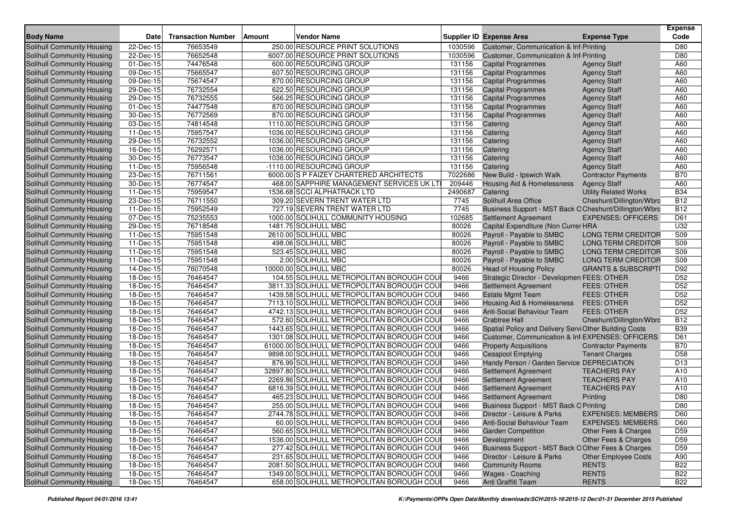| Body Name | Date | Transaction Number | Amount | Vendor Name | Supplier ID | Expense Area | Expense Type | Expense Code |
|---|---|---|---|---|---|---|---|---|
| Solihull Community Housing | 22-Dec-15 | 76653549 | 250.00 | RESOURCE PRINT SOLUTIONS | 1030596 | Customer, Communication & Inf | Printing | D80 |
| Solihull Community Housing | 22-Dec-15 | 76652548 | 6007.00 | RESOURCE PRINT SOLUTIONS | 1030596 | Customer, Communication & Inf | Printing | D80 |
| Solihull Community Housing | 01-Dec-15 | 74476548 | 600.00 | RESOURCING GROUP | 131156 | Capital Programmes | Agency Staff | A60 |
| Solihull Community Housing | 09-Dec-15 | 75665547 | 607.50 | RESOURCING GROUP | 131156 | Capital Programmes | Agency Staff | A60 |
| Solihull Community Housing | 09-Dec-15 | 75674547 | 870.00 | RESOURCING GROUP | 131156 | Capital Programmes | Agency Staff | A60 |
| Solihull Community Housing | 29-Dec-15 | 76732554 | 622.50 | RESOURCING GROUP | 131156 | Capital Programmes | Agency Staff | A60 |
| Solihull Community Housing | 29-Dec-15 | 76732555 | 566.25 | RESOURCING GROUP | 131156 | Capital Programmes | Agency Staff | A60 |
| Solihull Community Housing | 01-Dec-15 | 74477548 | 870.00 | RESOURCING GROUP | 131156 | Capital Programmes | Agency Staff | A60 |
| Solihull Community Housing | 30-Dec-15 | 76772569 | 870.00 | RESOURCING GROUP | 131156 | Capital Programmes | Agency Staff | A60 |
| Solihull Community Housing | 03-Dec-15 | 74814548 | 1110.00 | RESOURCING GROUP | 131156 | Catering | Agency Staff | A60 |
| Solihull Community Housing | 11-Dec-15 | 75957547 | 1036.00 | RESOURCING GROUP | 131156 | Catering | Agency Staff | A60 |
| Solihull Community Housing | 29-Dec-15 | 76732552 | 1036.00 | RESOURCING GROUP | 131156 | Catering | Agency Staff | A60 |
| Solihull Community Housing | 16-Dec-15 | 76292571 | 1036.00 | RESOURCING GROUP | 131156 | Catering | Agency Staff | A60 |
| Solihull Community Housing | 30-Dec-15 | 76773547 | 1036.00 | RESOURCING GROUP | 131156 | Catering | Agency Staff | A60 |
| Solihull Community Housing | 11-Dec-15 | 75956548 | -1110.00 | RESOURCING GROUP | 131156 | Catering | Agency Staff | A60 |
| Solihull Community Housing | 23-Dec-15 | 76711561 | 6000.00 | S P FAIZEY CHARTERED ARCHITECTS | 7022686 | New Build - Ipswich Walk | Contractor Payments | B70 |
| Solihull Community Housing | 30-Dec-15 | 76774547 | 468.00 | SAPPHIRE MANAGEMENT SERVICES UK LT | 209446 | Housing Aid & Homelessness | Agency Staff | A60 |
| Solihull Community Housing | 11-Dec-15 | 75959547 | 1536.68 | SCCI ALPHATRACK LTD | 2490687 | Catering | Utility Related Works | B34 |
| Solihull Community Housing | 23-Dec-15 | 76711550 | 309.20 | SEVERN TRENT WATER LTD | 7745 | Solihull Area Office | Cheshunt/Dillington/Wbro | B12 |
| Solihull Community Housing | 11-Dec-15 | 75952549 | 727.19 | SEVERN TRENT WATER LTD | 7745 | Business Support - MST Back O | Cheshunt/Dillington/Wbro | B12 |
| Solihull Community Housing | 07-Dec-15 | 75235553 | 1000.00 | SOLIHULL COMMUNITY HOUSING | 102685 | Settlement Agreement | EXPENSES: OFFICERS | D61 |
| Solihull Community Housing | 29-Dec-15 | 76718548 | 1481.75 | SOLIHULL MBC | 80026 | Capital Expenditure (Non Currer | HRA | U32 |
| Solihull Community Housing | 11-Dec-15 | 75951548 | 2610.00 | SOLIHULL MBC | 80026 | Payroll - Payable to SMBC | LONG TERM CREDITOR | S09 |
| Solihull Community Housing | 11-Dec-15 | 75951548 | 498.06 | SOLIHULL MBC | 80026 | Payroll - Payable to SMBC | LONG TERM CREDITOR | S09 |
| Solihull Community Housing | 11-Dec-15 | 75951548 | 523.45 | SOLIHULL MBC | 80026 | Payroll - Payable to SMBC | LONG TERM CREDITOR | S09 |
| Solihull Community Housing | 11-Dec-15 | 75951548 | 2.00 | SOLIHULL MBC | 80026 | Payroll - Payable to SMBC | LONG TERM CREDITOR | S09 |
| Solihull Community Housing | 14-Dec-15 | 76070548 | 10000.00 | SOLIHULL MBC | 80026 | Head of Housing Policy | GRANTS & SUBSCRIPTI | D92 |
| Solihull Community Housing | 18-Dec-15 | 76464547 | 104.55 | SOLIHULL METROPOLITAN BOROUGH COU | 9466 | Strategic Director - Developmen | FEES: OTHER | D52 |
| Solihull Community Housing | 18-Dec-15 | 76464547 | 3811.33 | SOLIHULL METROPOLITAN BOROUGH COU | 9466 | Settlement Agreement | FEES: OTHER | D52 |
| Solihull Community Housing | 18-Dec-15 | 76464547 | 1439.58 | SOLIHULL METROPOLITAN BOROUGH COU | 9466 | Estate Mgmt Team | FEES: OTHER | D52 |
| Solihull Community Housing | 18-Dec-15 | 76464547 | 7113.10 | SOLIHULL METROPOLITAN BOROUGH COU | 9466 | Housing Aid & Homelessness | FEES: OTHER | D52 |
| Solihull Community Housing | 18-Dec-15 | 76464547 | 4742.13 | SOLIHULL METROPOLITAN BOROUGH COU | 9466 | Anti-Social Behaviour Team | FEES: OTHER | D52 |
| Solihull Community Housing | 18-Dec-15 | 76464547 | 572.60 | SOLIHULL METROPOLITAN BOROUGH COU | 9466 | Crabtree Hall | Cheshunt/Dillington/Wbro | B12 |
| Solihull Community Housing | 18-Dec-15 | 76464547 | 1443.65 | SOLIHULL METROPOLITAN BOROUGH COU | 9466 | Spatial Policy and Delivery Servi | Other Building Costs | B39 |
| Solihull Community Housing | 18-Dec-15 | 76464547 | 1301.08 | SOLIHULL METROPOLITAN BOROUGH COU | 9466 | Customer, Communication & Inf | EXPENSES: OFFICERS | D61 |
| Solihull Community Housing | 18-Dec-15 | 76464547 | 61000.00 | SOLIHULL METROPOLITAN BOROUGH COU | 9466 | Property Acquisitions | Contractor Payments | B70 |
| Solihull Community Housing | 18-Dec-15 | 76464547 | 9898.00 | SOLIHULL METROPOLITAN BOROUGH COU | 9466 | Cesspool Emptying | Tenant Charges | D58 |
| Solihull Community Housing | 18-Dec-15 | 76464547 | 876.99 | SOLIHULL METROPOLITAN BOROUGH COU | 9466 | Handy Person / Garden Service | DEPRECIATION | D13 |
| Solihull Community Housing | 18-Dec-15 | 76464547 | 32897.80 | SOLIHULL METROPOLITAN BOROUGH COU | 9466 | Settlement Agreement | TEACHERS PAY | A10 |
| Solihull Community Housing | 18-Dec-15 | 76464547 | 2269.86 | SOLIHULL METROPOLITAN BOROUGH COU | 9466 | Settlement Agreement | TEACHERS PAY | A10 |
| Solihull Community Housing | 18-Dec-15 | 76464547 | 6816.39 | SOLIHULL METROPOLITAN BOROUGH COU | 9466 | Settlement Agreement | TEACHERS PAY | A10 |
| Solihull Community Housing | 18-Dec-15 | 76464547 | 465.23 | SOLIHULL METROPOLITAN BOROUGH COU | 9466 | Settlement Agreement | Printing | D80 |
| Solihull Community Housing | 18-Dec-15 | 76464547 | 255.00 | SOLIHULL METROPOLITAN BOROUGH COU | 9466 | Business Support - MST Back O | Printing | D80 |
| Solihull Community Housing | 18-Dec-15 | 76464547 | 2744.78 | SOLIHULL METROPOLITAN BOROUGH COU | 9466 | Director - Leisure & Parks | EXPENSES: MEMBERS | D60 |
| Solihull Community Housing | 18-Dec-15 | 76464547 | 60.00 | SOLIHULL METROPOLITAN BOROUGH COU | 9466 | Anti-Social Behaviour Team | EXPENSES: MEMBERS | D60 |
| Solihull Community Housing | 18-Dec-15 | 76464547 | 560.65 | SOLIHULL METROPOLITAN BOROUGH COU | 9466 | Garden Competition | Other Fees & Charges | D59 |
| Solihull Community Housing | 18-Dec-15 | 76464547 | 1536.00 | SOLIHULL METROPOLITAN BOROUGH COU | 9466 | Development | Other Fees & Charges | D59 |
| Solihull Community Housing | 18-Dec-15 | 76464547 | 277.42 | SOLIHULL METROPOLITAN BOROUGH COU | 9466 | Business Support - MST Back O | Other Fees & Charges | D59 |
| Solihull Community Housing | 18-Dec-15 | 76464547 | 231.65 | SOLIHULL METROPOLITAN BOROUGH COU | 9466 | Director - Leisure & Parks | Other Employee Costs | A90 |
| Solihull Community Housing | 18-Dec-15 | 76464547 | 2081.50 | SOLIHULL METROPOLITAN BOROUGH COU | 9466 | Community Rooms | RENTS | B22 |
| Solihull Community Housing | 18-Dec-15 | 76464547 | 1349.00 | SOLIHULL METROPOLITAN BOROUGH COU | 9466 | Wages - Coaching | RENTS | B22 |
| Solihull Community Housing | 18-Dec-15 | 76464547 | 658.00 | SOLIHULL METROPOLITAN BOROUGH COU | 9466 | Anti Graffiti Team | RENTS | B22 |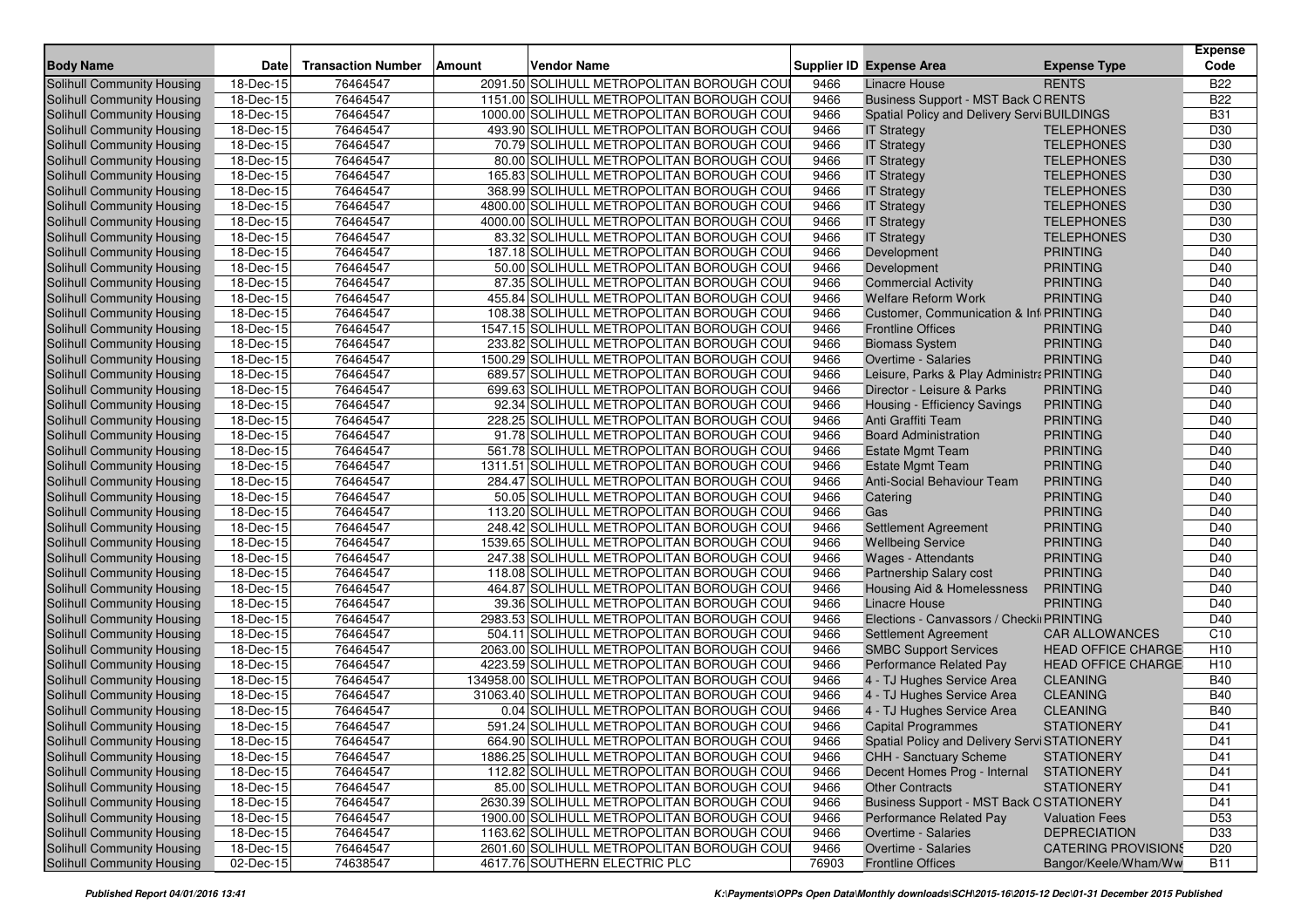| Body Name | Date | Transaction Number | Amount | Vendor Name | Supplier ID | Expense Area | Expense Type | Expense Code |
|---|---|---|---|---|---|---|---|---|
| Solihull Community Housing | 18-Dec-15 | 76464547 | 2091.50 | SOLIHULL METROPOLITAN BOROUGH COU | 9466 | Linacre House | RENTS | B22 |
| Solihull Community Housing | 18-Dec-15 | 76464547 | 1151.00 | SOLIHULL METROPOLITAN BOROUGH COU | 9466 | Business Support - MST Back O | RENTS | B22 |
| Solihull Community Housing | 18-Dec-15 | 76464547 | 1000.00 | SOLIHULL METROPOLITAN BOROUGH COU | 9466 | Spatial Policy and Delivery Servi | BUILDINGS | B31 |
| Solihull Community Housing | 18-Dec-15 | 76464547 | 493.90 | SOLIHULL METROPOLITAN BOROUGH COU | 9466 | IT Strategy | TELEPHONES | D30 |
| Solihull Community Housing | 18-Dec-15 | 76464547 | 70.79 | SOLIHULL METROPOLITAN BOROUGH COU | 9466 | IT Strategy | TELEPHONES | D30 |
| Solihull Community Housing | 18-Dec-15 | 76464547 | 80.00 | SOLIHULL METROPOLITAN BOROUGH COU | 9466 | IT Strategy | TELEPHONES | D30 |
| Solihull Community Housing | 18-Dec-15 | 76464547 | 165.83 | SOLIHULL METROPOLITAN BOROUGH COU | 9466 | IT Strategy | TELEPHONES | D30 |
| Solihull Community Housing | 18-Dec-15 | 76464547 | 368.99 | SOLIHULL METROPOLITAN BOROUGH COU | 9466 | IT Strategy | TELEPHONES | D30 |
| Solihull Community Housing | 18-Dec-15 | 76464547 | 4800.00 | SOLIHULL METROPOLITAN BOROUGH COU | 9466 | IT Strategy | TELEPHONES | D30 |
| Solihull Community Housing | 18-Dec-15 | 76464547 | 4000.00 | SOLIHULL METROPOLITAN BOROUGH COU | 9466 | IT Strategy | TELEPHONES | D30 |
| Solihull Community Housing | 18-Dec-15 | 76464547 | 83.32 | SOLIHULL METROPOLITAN BOROUGH COU | 9466 | IT Strategy | TELEPHONES | D30 |
| Solihull Community Housing | 18-Dec-15 | 76464547 | 187.18 | SOLIHULL METROPOLITAN BOROUGH COU | 9466 | Development | PRINTING | D40 |
| Solihull Community Housing | 18-Dec-15 | 76464547 | 50.00 | SOLIHULL METROPOLITAN BOROUGH COU | 9466 | Development | PRINTING | D40 |
| Solihull Community Housing | 18-Dec-15 | 76464547 | 87.35 | SOLIHULL METROPOLITAN BOROUGH COU | 9466 | Commercial Activity | PRINTING | D40 |
| Solihull Community Housing | 18-Dec-15 | 76464547 | 455.84 | SOLIHULL METROPOLITAN BOROUGH COU | 9466 | Welfare Reform Work | PRINTING | D40 |
| Solihull Community Housing | 18-Dec-15 | 76464547 | 108.38 | SOLIHULL METROPOLITAN BOROUGH COU | 9466 | Customer, Communication & Inf | PRINTING | D40 |
| Solihull Community Housing | 18-Dec-15 | 76464547 | 1547.15 | SOLIHULL METROPOLITAN BOROUGH COU | 9466 | Frontline Offices | PRINTING | D40 |
| Solihull Community Housing | 18-Dec-15 | 76464547 | 233.82 | SOLIHULL METROPOLITAN BOROUGH COU | 9466 | Biomass System | PRINTING | D40 |
| Solihull Community Housing | 18-Dec-15 | 76464547 | 1500.29 | SOLIHULL METROPOLITAN BOROUGH COU | 9466 | Overtime - Salaries | PRINTING | D40 |
| Solihull Community Housing | 18-Dec-15 | 76464547 | 689.57 | SOLIHULL METROPOLITAN BOROUGH COU | 9466 | Leisure, Parks & Play Administra | PRINTING | D40 |
| Solihull Community Housing | 18-Dec-15 | 76464547 | 699.63 | SOLIHULL METROPOLITAN BOROUGH COU | 9466 | Director - Leisure & Parks | PRINTING | D40 |
| Solihull Community Housing | 18-Dec-15 | 76464547 | 92.34 | SOLIHULL METROPOLITAN BOROUGH COU | 9466 | Housing - Efficiency Savings | PRINTING | D40 |
| Solihull Community Housing | 18-Dec-15 | 76464547 | 228.25 | SOLIHULL METROPOLITAN BOROUGH COU | 9466 | Anti Graffiti Team | PRINTING | D40 |
| Solihull Community Housing | 18-Dec-15 | 76464547 | 91.78 | SOLIHULL METROPOLITAN BOROUGH COU | 9466 | Board Administration | PRINTING | D40 |
| Solihull Community Housing | 18-Dec-15 | 76464547 | 561.78 | SOLIHULL METROPOLITAN BOROUGH COU | 9466 | Estate Mgmt Team | PRINTING | D40 |
| Solihull Community Housing | 18-Dec-15 | 76464547 | 1311.51 | SOLIHULL METROPOLITAN BOROUGH COU | 9466 | Estate Mgmt Team | PRINTING | D40 |
| Solihull Community Housing | 18-Dec-15 | 76464547 | 284.47 | SOLIHULL METROPOLITAN BOROUGH COU | 9466 | Anti-Social Behaviour Team | PRINTING | D40 |
| Solihull Community Housing | 18-Dec-15 | 76464547 | 50.05 | SOLIHULL METROPOLITAN BOROUGH COU | 9466 | Catering | PRINTING | D40 |
| Solihull Community Housing | 18-Dec-15 | 76464547 | 113.20 | SOLIHULL METROPOLITAN BOROUGH COU | 9466 | Gas | PRINTING | D40 |
| Solihull Community Housing | 18-Dec-15 | 76464547 | 248.42 | SOLIHULL METROPOLITAN BOROUGH COU | 9466 | Settlement Agreement | PRINTING | D40 |
| Solihull Community Housing | 18-Dec-15 | 76464547 | 1539.65 | SOLIHULL METROPOLITAN BOROUGH COU | 9466 | Wellbeing Service | PRINTING | D40 |
| Solihull Community Housing | 18-Dec-15 | 76464547 | 247.38 | SOLIHULL METROPOLITAN BOROUGH COU | 9466 | Wages - Attendants | PRINTING | D40 |
| Solihull Community Housing | 18-Dec-15 | 76464547 | 118.08 | SOLIHULL METROPOLITAN BOROUGH COU | 9466 | Partnership Salary cost | PRINTING | D40 |
| Solihull Community Housing | 18-Dec-15 | 76464547 | 464.87 | SOLIHULL METROPOLITAN BOROUGH COU | 9466 | Housing Aid & Homelessness | PRINTING | D40 |
| Solihull Community Housing | 18-Dec-15 | 76464547 | 39.36 | SOLIHULL METROPOLITAN BOROUGH COU | 9466 | Linacre House | PRINTING | D40 |
| Solihull Community Housing | 18-Dec-15 | 76464547 | 2983.53 | SOLIHULL METROPOLITAN BOROUGH COU | 9466 | Elections - Canvassors / Checki | PRINTING | D40 |
| Solihull Community Housing | 18-Dec-15 | 76464547 | 504.11 | SOLIHULL METROPOLITAN BOROUGH COU | 9466 | Settlement Agreement | CAR ALLOWANCES | C10 |
| Solihull Community Housing | 18-Dec-15 | 76464547 | 2063.00 | SOLIHULL METROPOLITAN BOROUGH COU | 9466 | SMBC Support Services | HEAD OFFICE CHARGE | H10 |
| Solihull Community Housing | 18-Dec-15 | 76464547 | 4223.59 | SOLIHULL METROPOLITAN BOROUGH COU | 9466 | Performance Related Pay | HEAD OFFICE CHARGE | H10 |
| Solihull Community Housing | 18-Dec-15 | 76464547 | 134958.00 | SOLIHULL METROPOLITAN BOROUGH COU | 9466 | 4 - TJ Hughes Service Area | CLEANING | B40 |
| Solihull Community Housing | 18-Dec-15 | 76464547 | 31063.40 | SOLIHULL METROPOLITAN BOROUGH COU | 9466 | 4 - TJ Hughes Service Area | CLEANING | B40 |
| Solihull Community Housing | 18-Dec-15 | 76464547 | 0.04 | SOLIHULL METROPOLITAN BOROUGH COU | 9466 | 4 - TJ Hughes Service Area | CLEANING | B40 |
| Solihull Community Housing | 18-Dec-15 | 76464547 | 591.24 | SOLIHULL METROPOLITAN BOROUGH COU | 9466 | Capital Programmes | STATIONERY | D41 |
| Solihull Community Housing | 18-Dec-15 | 76464547 | 664.90 | SOLIHULL METROPOLITAN BOROUGH COU | 9466 | Spatial Policy and Delivery Servi | STATIONERY | D41 |
| Solihull Community Housing | 18-Dec-15 | 76464547 | 1886.25 | SOLIHULL METROPOLITAN BOROUGH COU | 9466 | CHH - Sanctuary Scheme | STATIONERY | D41 |
| Solihull Community Housing | 18-Dec-15 | 76464547 | 112.82 | SOLIHULL METROPOLITAN BOROUGH COU | 9466 | Decent Homes Prog - Internal | STATIONERY | D41 |
| Solihull Community Housing | 18-Dec-15 | 76464547 | 85.00 | SOLIHULL METROPOLITAN BOROUGH COU | 9466 | Other Contracts | STATIONERY | D41 |
| Solihull Community Housing | 18-Dec-15 | 76464547 | 2630.39 | SOLIHULL METROPOLITAN BOROUGH COU | 9466 | Business Support - MST Back O | STATIONERY | D41 |
| Solihull Community Housing | 18-Dec-15 | 76464547 | 1900.00 | SOLIHULL METROPOLITAN BOROUGH COU | 9466 | Performance Related Pay | Valuation Fees | D53 |
| Solihull Community Housing | 18-Dec-15 | 76464547 | 1163.62 | SOLIHULL METROPOLITAN BOROUGH COU | 9466 | Overtime - Salaries | DEPRECIATION | D33 |
| Solihull Community Housing | 18-Dec-15 | 76464547 | 2601.60 | SOLIHULL METROPOLITAN BOROUGH COU | 9466 | Overtime - Salaries | CATERING PROVISIONS | D20 |
| Solihull Community Housing | 02-Dec-15 | 74638547 | 4617.76 | SOUTHERN ELECTRIC PLC | 76903 | Frontline Offices | Bangor/Keele/Wham/Ww | B11 |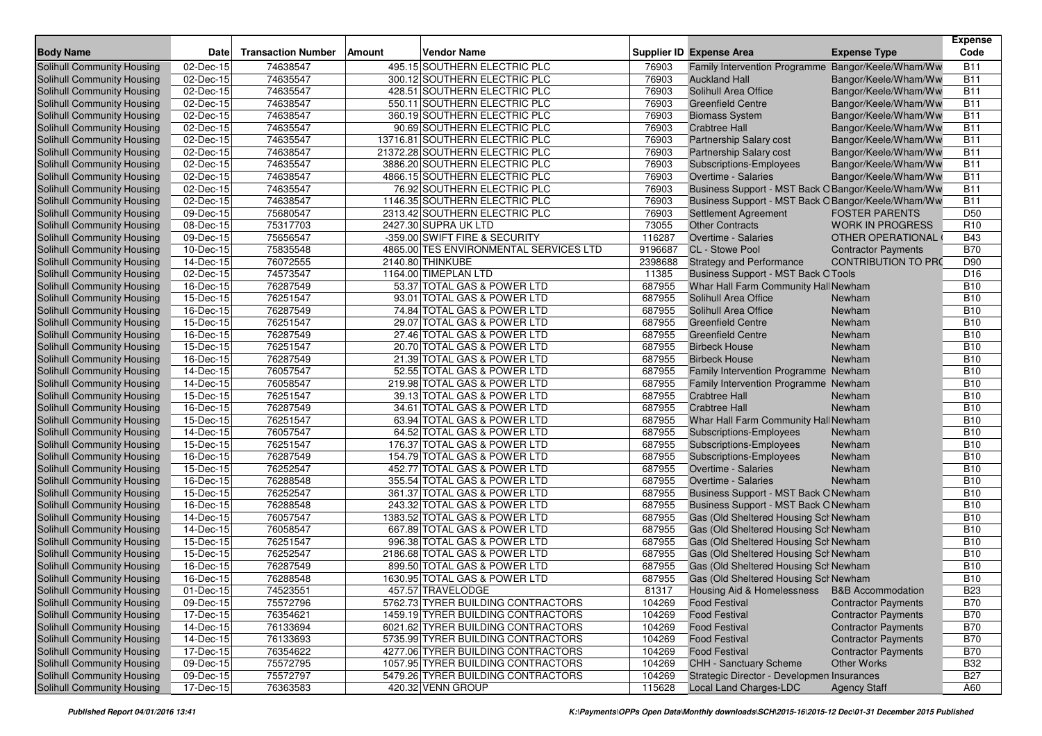| Body Name | Date | Transaction Number | Amount | Vendor Name | Supplier ID | Expense Area | Expense Type | Expense Code |
|---|---|---|---|---|---|---|---|---|
| Solihull Community Housing | 02-Dec-15 | 74638547 | 495.15 | SOUTHERN ELECTRIC PLC | 76903 | Family Intervention Programme | Bangor/Keele/Wham/Ww | B11 |
| Solihull Community Housing | 02-Dec-15 | 74635547 | 300.12 | SOUTHERN ELECTRIC PLC | 76903 | Auckland Hall | Bangor/Keele/Wham/Ww | B11 |
| Solihull Community Housing | 02-Dec-15 | 74635547 | 428.51 | SOUTHERN ELECTRIC PLC | 76903 | Solihull Area Office | Bangor/Keele/Wham/Ww | B11 |
| Solihull Community Housing | 02-Dec-15 | 74638547 | 550.11 | SOUTHERN ELECTRIC PLC | 76903 | Greenfield Centre | Bangor/Keele/Wham/Ww | B11 |
| Solihull Community Housing | 02-Dec-15 | 74638547 | 360.19 | SOUTHERN ELECTRIC PLC | 76903 | Biomass System | Bangor/Keele/Wham/Ww | B11 |
| Solihull Community Housing | 02-Dec-15 | 74635547 | 90.69 | SOUTHERN ELECTRIC PLC | 76903 | Crabtree Hall | Bangor/Keele/Wham/Ww | B11 |
| Solihull Community Housing | 02-Dec-15 | 74635547 | 13716.81 | SOUTHERN ELECTRIC PLC | 76903 | Partnership Salary cost | Bangor/Keele/Wham/Ww | B11 |
| Solihull Community Housing | 02-Dec-15 | 74638547 | 21372.28 | SOUTHERN ELECTRIC PLC | 76903 | Partnership Salary cost | Bangor/Keele/Wham/Ww | B11 |
| Solihull Community Housing | 02-Dec-15 | 74635547 | 3886.20 | SOUTHERN ELECTRIC PLC | 76903 | Subscriptions-Employees | Bangor/Keele/Wham/Ww | B11 |
| Solihull Community Housing | 02-Dec-15 | 74638547 | 4866.15 | SOUTHERN ELECTRIC PLC | 76903 | Overtime - Salaries | Bangor/Keele/Wham/Ww | B11 |
| Solihull Community Housing | 02-Dec-15 | 74635547 | 76.92 | SOUTHERN ELECTRIC PLC | 76903 | Business Support - MST Back O | Bangor/Keele/Wham/Ww | B11 |
| Solihull Community Housing | 02-Dec-15 | 74638547 | 1146.35 | SOUTHERN ELECTRIC PLC | 76903 | Business Support - MST Back O | Bangor/Keele/Wham/Ww | B11 |
| Solihull Community Housing | 09-Dec-15 | 75680547 | 2313.42 | SOUTHERN ELECTRIC PLC | 76903 | Settlement Agreement | FOSTER PARENTS | D50 |
| Solihull Community Housing | 08-Dec-15 | 75317703 | 2427.30 | SUPRA UK LTD | 73055 | Other Contracts | WORK IN PROGRESS | R10 |
| Solihull Community Housing | 09-Dec-15 | 75656547 | -359.00 | SWIFT FIRE & SECURITY | 116287 | Overtime - Salaries | OTHER OPERATIONAL | B43 |
| Solihull Community Housing | 10-Dec-15 | 75835548 | 4865.00 | TES ENVIRONMENTAL SERVICES LTD | 9196687 | CL - Stowe Pool | Contractor Payments | B70 |
| Solihull Community Housing | 14-Dec-15 | 76072555 | 2140.80 | THINKUBE | 2398688 | Strategy and Performance | CONTRIBUTION TO PRO | D90 |
| Solihull Community Housing | 02-Dec-15 | 74573547 | 1164.00 | TIMEPLAN LTD | 11385 | Business Support - MST Back O | Tools | D16 |
| Solihull Community Housing | 16-Dec-15 | 76287549 | 53.37 | TOTAL GAS & POWER LTD | 687955 | Whar Hall Farm Community Hall | Newham | B10 |
| Solihull Community Housing | 15-Dec-15 | 76251547 | 93.01 | TOTAL GAS & POWER LTD | 687955 | Solihull Area Office | Newham | B10 |
| Solihull Community Housing | 16-Dec-15 | 76287549 | 74.84 | TOTAL GAS & POWER LTD | 687955 | Solihull Area Office | Newham | B10 |
| Solihull Community Housing | 15-Dec-15 | 76251547 | 29.07 | TOTAL GAS & POWER LTD | 687955 | Greenfield Centre | Newham | B10 |
| Solihull Community Housing | 16-Dec-15 | 76287549 | 27.46 | TOTAL GAS & POWER LTD | 687955 | Greenfield Centre | Newham | B10 |
| Solihull Community Housing | 15-Dec-15 | 76251547 | 20.70 | TOTAL GAS & POWER LTD | 687955 | Birbeck House | Newham | B10 |
| Solihull Community Housing | 16-Dec-15 | 76287549 | 21.39 | TOTAL GAS & POWER LTD | 687955 | Birbeck House | Newham | B10 |
| Solihull Community Housing | 14-Dec-15 | 76057547 | 52.55 | TOTAL GAS & POWER LTD | 687955 | Family Intervention Programme | Newham | B10 |
| Solihull Community Housing | 14-Dec-15 | 76058547 | 219.98 | TOTAL GAS & POWER LTD | 687955 | Family Intervention Programme | Newham | B10 |
| Solihull Community Housing | 15-Dec-15 | 76251547 | 39.13 | TOTAL GAS & POWER LTD | 687955 | Crabtree Hall | Newham | B10 |
| Solihull Community Housing | 16-Dec-15 | 76287549 | 34.61 | TOTAL GAS & POWER LTD | 687955 | Crabtree Hall | Newham | B10 |
| Solihull Community Housing | 15-Dec-15 | 76251547 | 63.94 | TOTAL GAS & POWER LTD | 687955 | Whar Hall Farm Community Hall | Newham | B10 |
| Solihull Community Housing | 14-Dec-15 | 76057547 | 64.52 | TOTAL GAS & POWER LTD | 687955 | Subscriptions-Employees | Newham | B10 |
| Solihull Community Housing | 15-Dec-15 | 76251547 | 176.37 | TOTAL GAS & POWER LTD | 687955 | Subscriptions-Employees | Newham | B10 |
| Solihull Community Housing | 16-Dec-15 | 76287549 | 154.79 | TOTAL GAS & POWER LTD | 687955 | Subscriptions-Employees | Newham | B10 |
| Solihull Community Housing | 15-Dec-15 | 76252547 | 452.77 | TOTAL GAS & POWER LTD | 687955 | Overtime - Salaries | Newham | B10 |
| Solihull Community Housing | 16-Dec-15 | 76288548 | 355.54 | TOTAL GAS & POWER LTD | 687955 | Overtime - Salaries | Newham | B10 |
| Solihull Community Housing | 15-Dec-15 | 76252547 | 361.37 | TOTAL GAS & POWER LTD | 687955 | Business Support - MST Back O | Newham | B10 |
| Solihull Community Housing | 16-Dec-15 | 76288548 | 243.32 | TOTAL GAS & POWER LTD | 687955 | Business Support - MST Back O | Newham | B10 |
| Solihull Community Housing | 14-Dec-15 | 76057547 | 1383.52 | TOTAL GAS & POWER LTD | 687955 | Gas (Old Sheltered Housing Sch | Newham | B10 |
| Solihull Community Housing | 14-Dec-15 | 76058547 | 667.89 | TOTAL GAS & POWER LTD | 687955 | Gas (Old Sheltered Housing Sch | Newham | B10 |
| Solihull Community Housing | 15-Dec-15 | 76251547 | 996.38 | TOTAL GAS & POWER LTD | 687955 | Gas (Old Sheltered Housing Sch | Newham | B10 |
| Solihull Community Housing | 15-Dec-15 | 76252547 | 2186.68 | TOTAL GAS & POWER LTD | 687955 | Gas (Old Sheltered Housing Sch | Newham | B10 |
| Solihull Community Housing | 16-Dec-15 | 76287549 | 899.50 | TOTAL GAS & POWER LTD | 687955 | Gas (Old Sheltered Housing Sch | Newham | B10 |
| Solihull Community Housing | 16-Dec-15 | 76288548 | 1630.95 | TOTAL GAS & POWER LTD | 687955 | Gas (Old Sheltered Housing Sch | Newham | B10 |
| Solihull Community Housing | 01-Dec-15 | 74523551 | 457.57 | TRAVELODGE | 81317 | Housing Aid & Homelessness | B&B Accommodation | B23 |
| Solihull Community Housing | 09-Dec-15 | 75572796 | 5762.73 | TYRER BUILDING CONTRACTORS | 104269 | Food Festival | Contractor Payments | B70 |
| Solihull Community Housing | 17-Dec-15 | 76354621 | 1459.19 | TYRER BUILDING CONTRACTORS | 104269 | Food Festival | Contractor Payments | B70 |
| Solihull Community Housing | 14-Dec-15 | 76133694 | 6021.62 | TYRER BUILDING CONTRACTORS | 104269 | Food Festival | Contractor Payments | B70 |
| Solihull Community Housing | 14-Dec-15 | 76133693 | 5735.99 | TYRER BUILDING CONTRACTORS | 104269 | Food Festival | Contractor Payments | B70 |
| Solihull Community Housing | 17-Dec-15 | 76354622 | 4277.06 | TYRER BUILDING CONTRACTORS | 104269 | Food Festival | Contractor Payments | B70 |
| Solihull Community Housing | 09-Dec-15 | 75572795 | 1057.95 | TYRER BUILDING CONTRACTORS | 104269 | CHH - Sanctuary Scheme | Other Works | B32 |
| Solihull Community Housing | 09-Dec-15 | 75572797 | 5479.26 | TYRER BUILDING CONTRACTORS | 104269 | Strategic Director - Developmen | Insurances | B27 |
| Solihull Community Housing | 17-Dec-15 | 76363583 | 420.32 | VENN GROUP | 115628 | Local Land Charges-LDC | Agency Staff | A60 |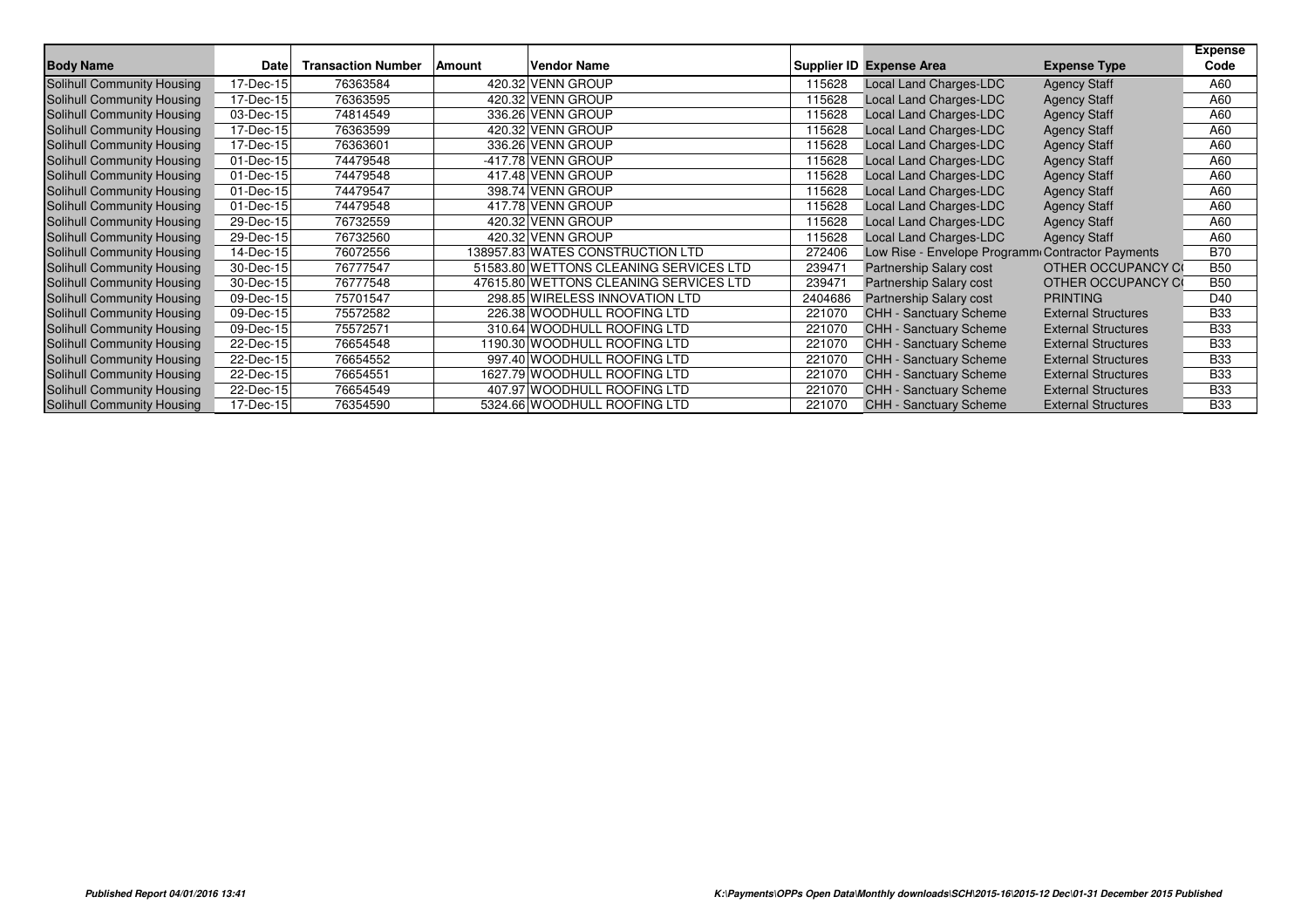| Body Name | Date | Transaction Number | Amount | Vendor Name | Supplier ID | Expense Area | Expense Type | Expense Code |
|---|---|---|---|---|---|---|---|---|
| Solihull Community Housing | 17-Dec-15 | 76363584 | 420.32 | VENN GROUP | 115628 | Local Land Charges-LDC | Agency Staff | A60 |
| Solihull Community Housing | 17-Dec-15 | 76363595 | 420.32 | VENN GROUP | 115628 | Local Land Charges-LDC | Agency Staff | A60 |
| Solihull Community Housing | 03-Dec-15 | 74814549 | 336.26 | VENN GROUP | 115628 | Local Land Charges-LDC | Agency Staff | A60 |
| Solihull Community Housing | 17-Dec-15 | 76363599 | 420.32 | VENN GROUP | 115628 | Local Land Charges-LDC | Agency Staff | A60 |
| Solihull Community Housing | 17-Dec-15 | 76363601 | 336.26 | VENN GROUP | 115628 | Local Land Charges-LDC | Agency Staff | A60 |
| Solihull Community Housing | 01-Dec-15 | 74479548 | -417.78 | VENN GROUP | 115628 | Local Land Charges-LDC | Agency Staff | A60 |
| Solihull Community Housing | 01-Dec-15 | 74479548 | 417.48 | VENN GROUP | 115628 | Local Land Charges-LDC | Agency Staff | A60 |
| Solihull Community Housing | 01-Dec-15 | 74479547 | 398.74 | VENN GROUP | 115628 | Local Land Charges-LDC | Agency Staff | A60 |
| Solihull Community Housing | 01-Dec-15 | 74479548 | 417.78 | VENN GROUP | 115628 | Local Land Charges-LDC | Agency Staff | A60 |
| Solihull Community Housing | 29-Dec-15 | 76732559 | 420.32 | VENN GROUP | 115628 | Local Land Charges-LDC | Agency Staff | A60 |
| Solihull Community Housing | 29-Dec-15 | 76732560 | 420.32 | VENN GROUP | 115628 | Local Land Charges-LDC | Agency Staff | A60 |
| Solihull Community Housing | 14-Dec-15 | 76072556 | 138957.83 | WATES CONSTRUCTION LTD | 272406 | Low Rise - Envelope Programm | Contractor Payments | B70 |
| Solihull Community Housing | 30-Dec-15 | 76777547 | 51583.80 | WETTONS CLEANING SERVICES LTD | 239471 | Partnership Salary cost | OTHER OCCUPANCY C | B50 |
| Solihull Community Housing | 30-Dec-15 | 76777548 | 47615.80 | WETTONS CLEANING SERVICES LTD | 239471 | Partnership Salary cost | OTHER OCCUPANCY C | B50 |
| Solihull Community Housing | 09-Dec-15 | 75701547 | 298.85 | WIRELESS INNOVATION LTD | 2404686 | Partnership Salary cost | PRINTING | D40 |
| Solihull Community Housing | 09-Dec-15 | 75572582 | 226.38 | WOODHULL ROOFING LTD | 221070 | CHH - Sanctuary Scheme | External Structures | B33 |
| Solihull Community Housing | 09-Dec-15 | 75572571 | 310.64 | WOODHULL ROOFING LTD | 221070 | CHH - Sanctuary Scheme | External Structures | B33 |
| Solihull Community Housing | 22-Dec-15 | 76654548 | 1190.30 | WOODHULL ROOFING LTD | 221070 | CHH - Sanctuary Scheme | External Structures | B33 |
| Solihull Community Housing | 22-Dec-15 | 76654552 | 997.40 | WOODHULL ROOFING LTD | 221070 | CHH - Sanctuary Scheme | External Structures | B33 |
| Solihull Community Housing | 22-Dec-15 | 76654551 | 1627.79 | WOODHULL ROOFING LTD | 221070 | CHH - Sanctuary Scheme | External Structures | B33 |
| Solihull Community Housing | 22-Dec-15 | 76654549 | 407.97 | WOODHULL ROOFING LTD | 221070 | CHH - Sanctuary Scheme | External Structures | B33 |
| Solihull Community Housing | 17-Dec-15 | 76354590 | 5324.66 | WOODHULL ROOFING LTD | 221070 | CHH - Sanctuary Scheme | External Structures | B33 |